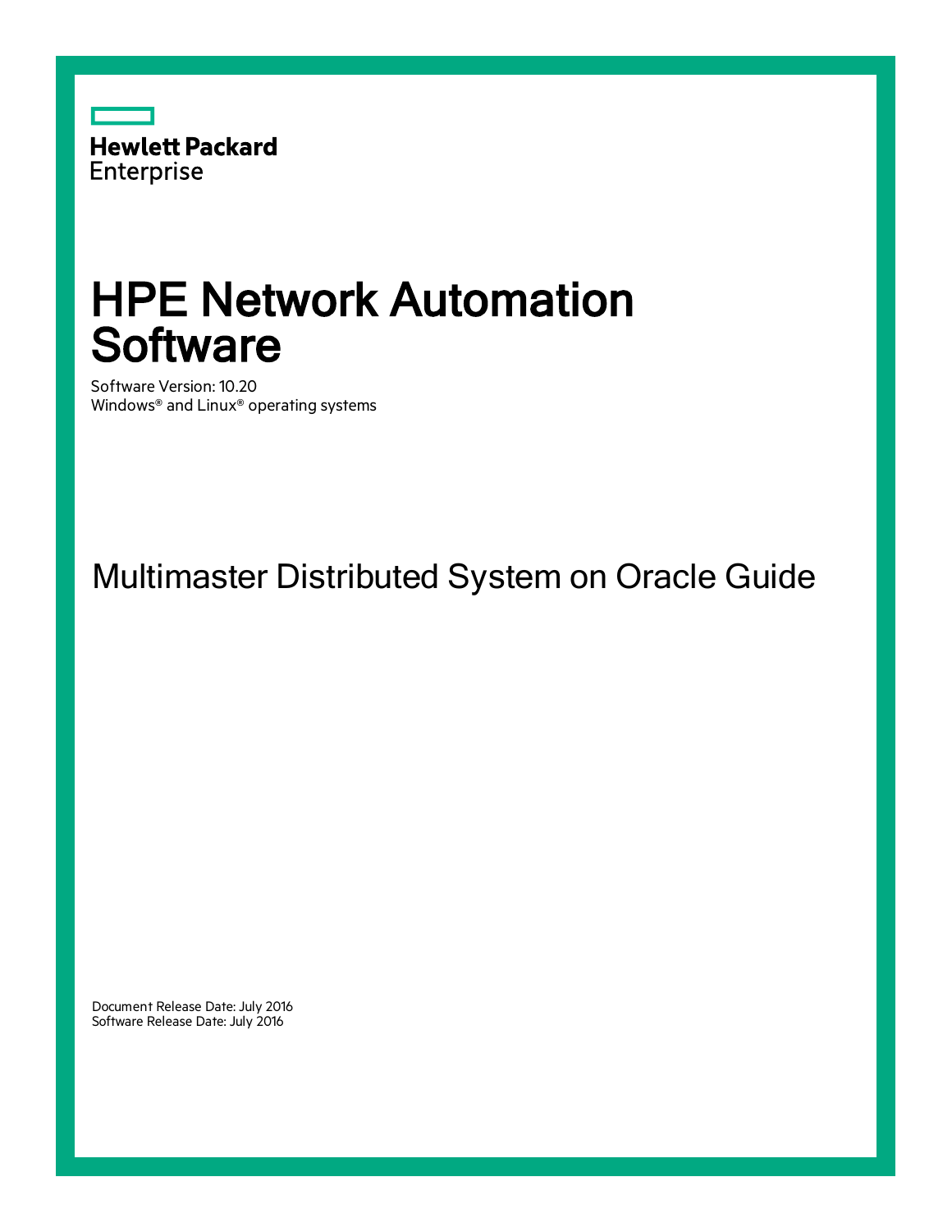Hewlett Packard Enterprise

# HPE Network Automation Software

Software Version: 10.20
Windows® and Linux® operating systems

## Multimaster Distributed System on Oracle Guide

Document Release Date: July 2016
Software Release Date: July 2016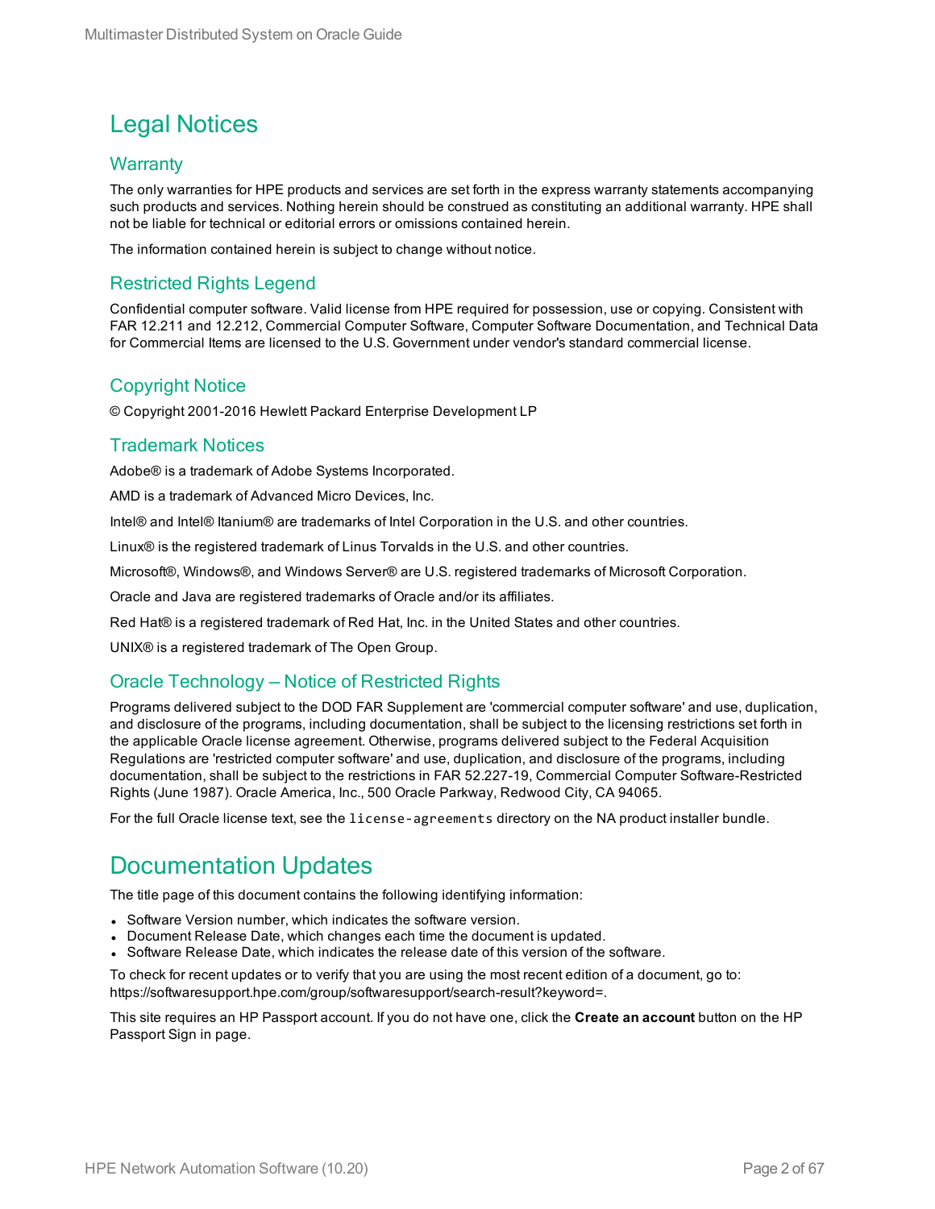# Legal Notices

## Warranty

The only warranties for HPE products and services are set forth in the express warranty statements accompanying such products and services. Nothing herein should be construed as constituting an additional warranty. HPE shall not be liable for technical or editorial errors or omissions contained herein.

The information contained herein is subject to change without notice.

## Restricted Rights Legend

Confidential computer software. Valid license from HPE required for possession, use or copying. Consistent with FAR 12.211 and 12.212, Commercial Computer Software, Computer Software Documentation, and Technical Data for Commercial Items are licensed to the U.S. Government under vendor's standard commercial license.

## Copyright Notice

© Copyright 2001-2016 Hewlett Packard Enterprise Development LP

## Trademark Notices

Adobe® is a trademark of Adobe Systems Incorporated.

AMD is a trademark of Advanced Micro Devices, Inc.

Intel® and Intel® Itanium® are trademarks of Intel Corporation in the U.S. and other countries.

Linux® is the registered trademark of Linus Torvalds in the U.S. and other countries.

Microsoft®, Windows®, and Windows Server® are U.S. registered trademarks of Microsoft Corporation.

Oracle and Java are registered trademarks of Oracle and/or its affiliates.

Red Hat® is a registered trademark of Red Hat, Inc. in the United States and other countries.

UNIX® is a registered trademark of The Open Group.

## Oracle Technology — Notice of Restricted Rights

Programs delivered subject to the DOD FAR Supplement are 'commercial computer software' and use, duplication, and disclosure of the programs, including documentation, shall be subject to the licensing restrictions set forth in the applicable Oracle license agreement. Otherwise, programs delivered subject to the Federal Acquisition Regulations are 'restricted computer software' and use, duplication, and disclosure of the programs, including documentation, shall be subject to the restrictions in FAR 52.227-19, Commercial Computer Software-Restricted Rights (June 1987). Oracle America, Inc., 500 Oracle Parkway, Redwood City, CA 94065.

For the full Oracle license text, see the `license-agreements` directory on the NA product installer bundle.

# Documentation Updates

The title page of this document contains the following identifying information:

- Software Version number, which indicates the software version.
- Document Release Date, which changes each time the document is updated.
- Software Release Date, which indicates the release date of this version of the software.

To check for recent updates or to verify that you are using the most recent edition of a document, go to: https://softwaresupport.hpe.com/group/softwaresupport/search-result?keyword=.

This site requires an HP Passport account. If you do not have one, click the **Create an account** button on the HP Passport Sign in page.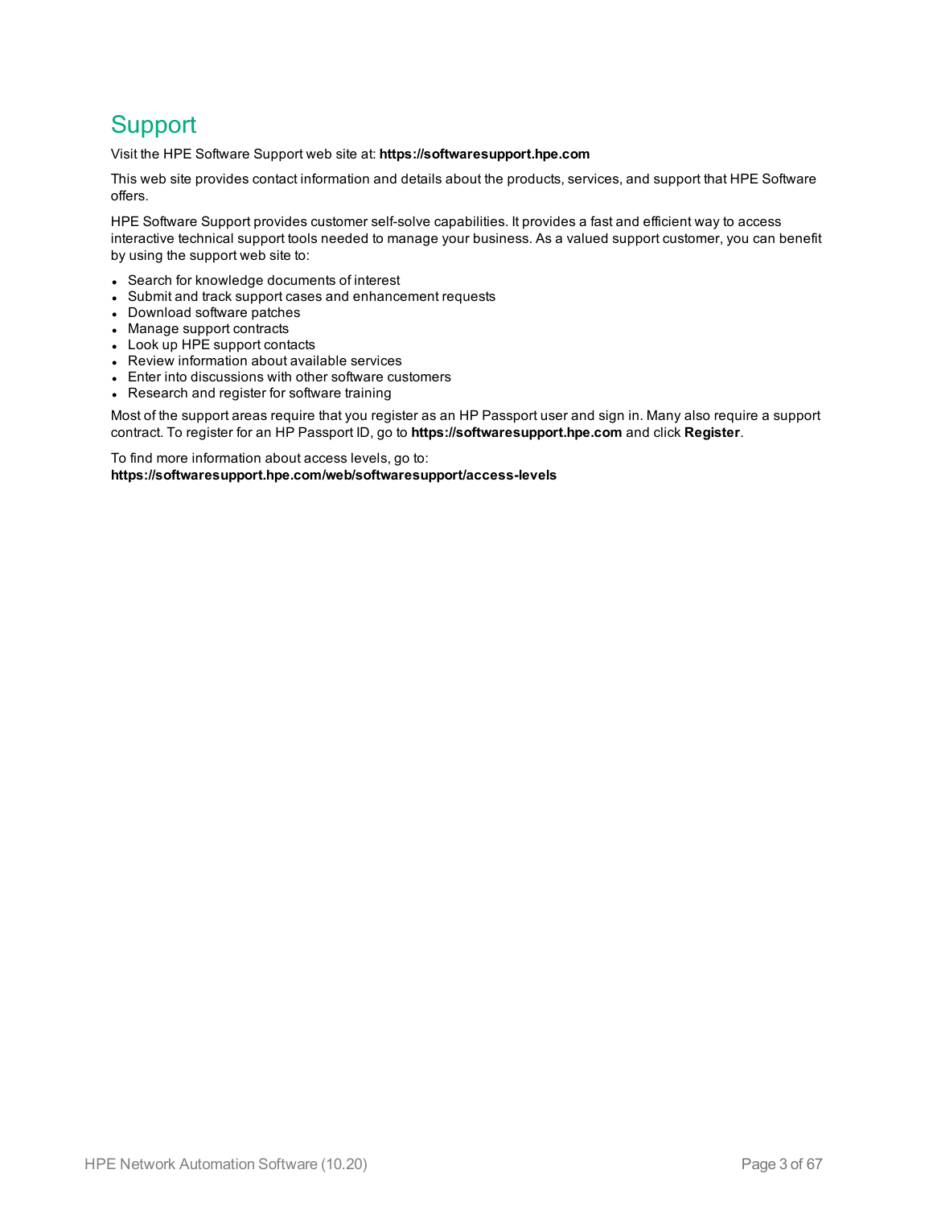# Support

Visit the HPE Software Support web site at: **https://softwaresupport.hpe.com**

This web site provides contact information and details about the products, services, and support that HPE Software offers.

HPE Software Support provides customer self-solve capabilities. It provides a fast and efficient way to access interactive technical support tools needed to manage your business. As a valued support customer, you can benefit by using the support web site to:

- Search for knowledge documents of interest
- Submit and track support cases and enhancement requests
- Download software patches
- Manage support contracts
- Look up HPE support contacts
- Review information about available services
- Enter into discussions with other software customers
- Research and register for software training

Most of the support areas require that you register as an HP Passport user and sign in. Many also require a support contract. To register for an HP Passport ID, go to **https://softwaresupport.hpe.com** and click **Register**.

To find more information about access levels, go to:
**https://softwaresupport.hpe.com/web/softwaresupport/access-levels**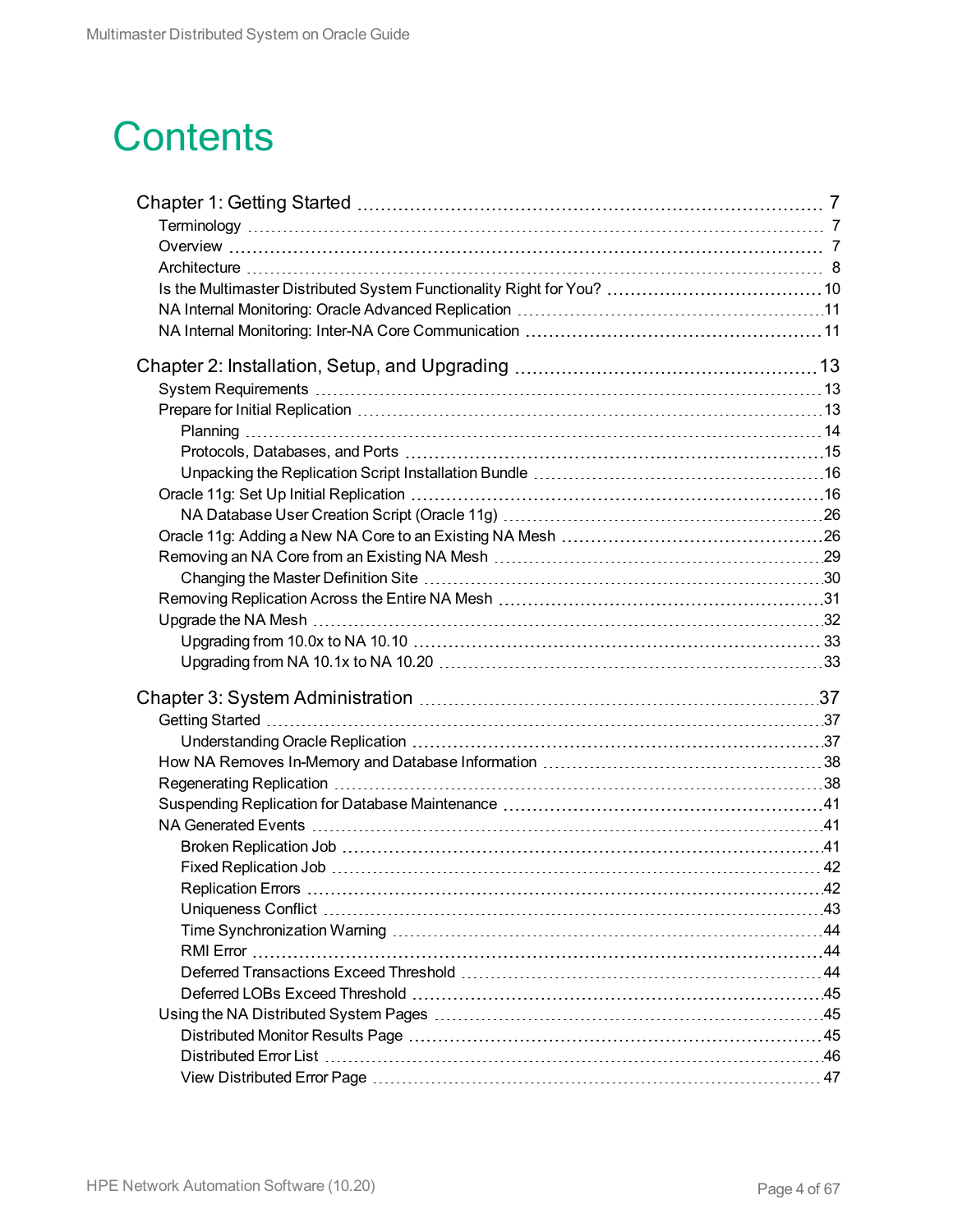# Contents

- Chapter 1: Getting Started ... 7
  - Terminology ... 7
  - Overview ... 7
  - Architecture ... 8
  - Is the Multimaster Distributed System Functionality Right for You? ... 10
  - NA Internal Monitoring: Oracle Advanced Replication ... 11
  - NA Internal Monitoring: Inter-NA Core Communication ... 11
- Chapter 2: Installation, Setup, and Upgrading ... 13
  - System Requirements ... 13
  - Prepare for Initial Replication ... 13
    - Planning ... 14
    - Protocols, Databases, and Ports ... 15
    - Unpacking the Replication Script Installation Bundle ... 16
  - Oracle 11g: Set Up Initial Replication ... 16
    - NA Database User Creation Script (Oracle 11g) ... 26
  - Oracle 11g: Adding a New NA Core to an Existing NA Mesh ... 26
  - Removing an NA Core from an Existing NA Mesh ... 29
    - Changing the Master Definition Site ... 30
  - Removing Replication Across the Entire NA Mesh ... 31
  - Upgrade the NA Mesh ... 32
    - Upgrading from 10.0x to NA 10.10 ... 33
    - Upgrading from NA 10.1x to NA 10.20 ... 33
- Chapter 3: System Administration ... 37
  - Getting Started ... 37
    - Understanding Oracle Replication ... 37
  - How NA Removes In-Memory and Database Information ... 38
  - Regenerating Replication ... 38
  - Suspending Replication for Database Maintenance ... 41
  - NA Generated Events ... 41
    - Broken Replication Job ... 41
    - Fixed Replication Job ... 42
    - Replication Errors ... 42
    - Uniqueness Conflict ... 43
    - Time Synchronization Warning ... 44
    - RMI Error ... 44
    - Deferred Transactions Exceed Threshold ... 44
    - Deferred LOBs Exceed Threshold ... 45
  - Using the NA Distributed System Pages ... 45
    - Distributed Monitor Results Page ... 45
    - Distributed Error List ... 46
    - View Distributed Error Page ... 47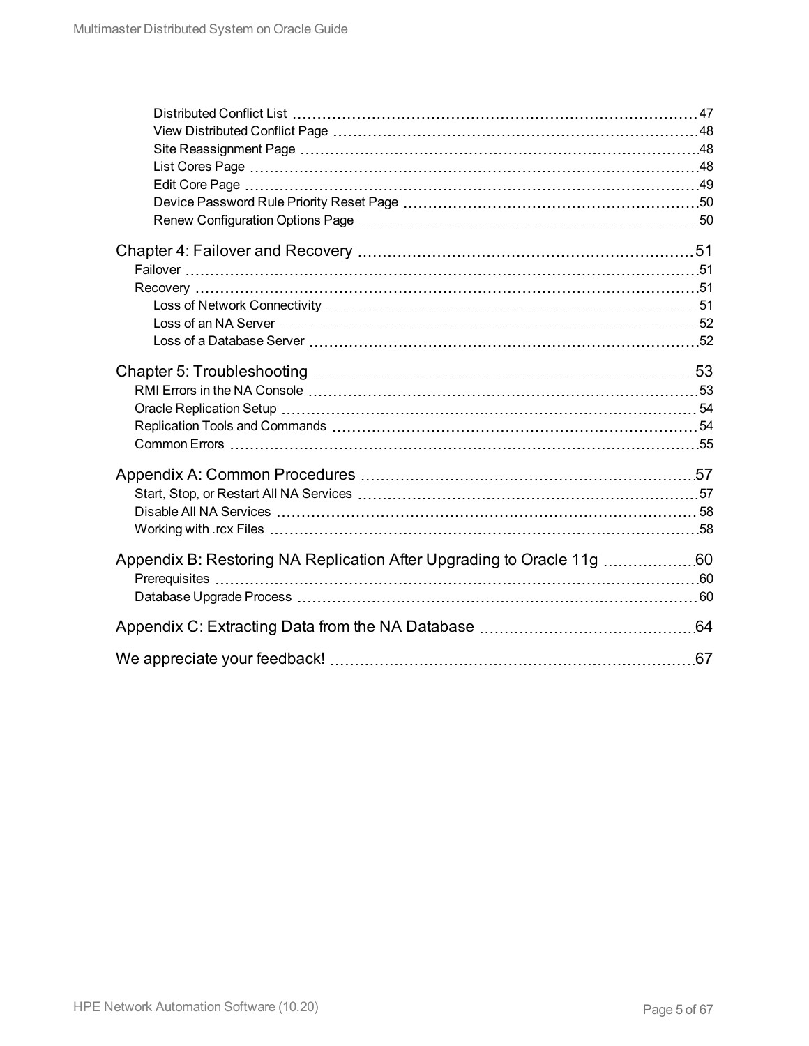Distributed Conflict List ..... 47
View Distributed Conflict Page ..... 48
Site Reassignment Page ..... 48
List Cores Page ..... 48
Edit Core Page ..... 49
Device Password Rule Priority Reset Page ..... 50
Renew Configuration Options Page ..... 50

Chapter 4: Failover and Recovery ..... 51
Failover ..... 51
Recovery ..... 51
Loss of Network Connectivity ..... 51
Loss of an NA Server ..... 52
Loss of a Database Server ..... 52

Chapter 5: Troubleshooting ..... 53
RMI Errors in the NA Console ..... 53
Oracle Replication Setup ..... 54
Replication Tools and Commands ..... 54
Common Errors ..... 55

Appendix A: Common Procedures ..... 57
Start, Stop, or Restart All NA Services ..... 57
Disable All NA Services ..... 58
Working with .rcx Files ..... 58

Appendix B: Restoring NA Replication After Upgrading to Oracle 11g ..... 60
Prerequisites ..... 60
Database Upgrade Process ..... 60

Appendix C: Extracting Data from the NA Database ..... 64

We appreciate your feedback! ..... 67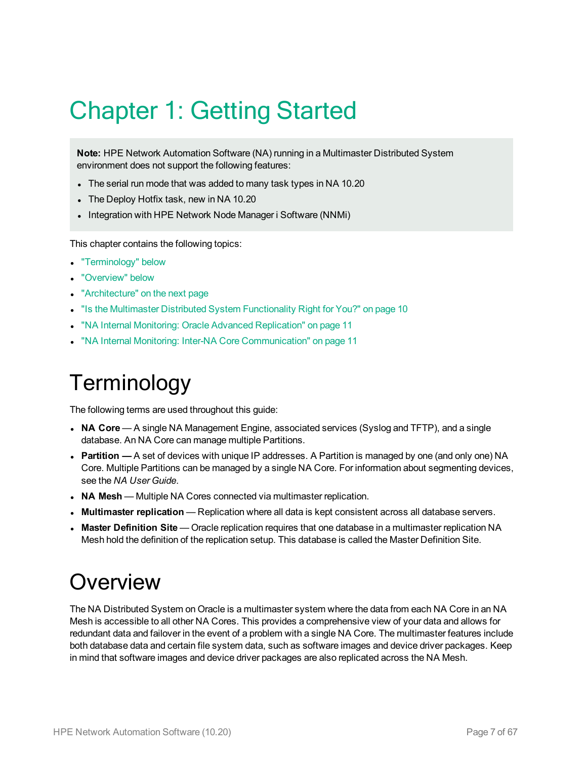# Chapter 1: Getting Started

> **Note:** HPE Network Automation Software (NA) running in a Multimaster Distributed System environment does not support the following features:
>
> - The serial run mode that was added to many task types in NA 10.20
> - The Deploy Hotfix task, new in NA 10.20
> - Integration with HPE Network Node Manager i Software (NNMi)

This chapter contains the following topics:

- "Terminology" below
- "Overview" below
- "Architecture" on the next page
- "Is the Multimaster Distributed System Functionality Right for You?" on page 10
- "NA Internal Monitoring: Oracle Advanced Replication" on page 11
- "NA Internal Monitoring: Inter-NA Core Communication" on page 11

## Terminology

The following terms are used throughout this guide:

- **NA Core** — A single NA Management Engine, associated services (Syslog and TFTP), and a single database. An NA Core can manage multiple Partitions.
- **Partition —** A set of devices with unique IP addresses. A Partition is managed by one (and only one) NA Core. Multiple Partitions can be managed by a single NA Core. For information about segmenting devices, see the *NA User Guide*.
- **NA Mesh** — Multiple NA Cores connected via multimaster replication.
- **Multimaster replication** — Replication where all data is kept consistent across all database servers.
- **Master Definition Site** — Oracle replication requires that one database in a multimaster replication NA Mesh hold the definition of the replication setup. This database is called the Master Definition Site.

## Overview

The NA Distributed System on Oracle is a multimaster system where the data from each NA Core in an NA Mesh is accessible to all other NA Cores. This provides a comprehensive view of your data and allows for redundant data and failover in the event of a problem with a single NA Core. The multimaster features include both database data and certain file system data, such as software images and device driver packages. Keep in mind that software images and device driver packages are also replicated across the NA Mesh.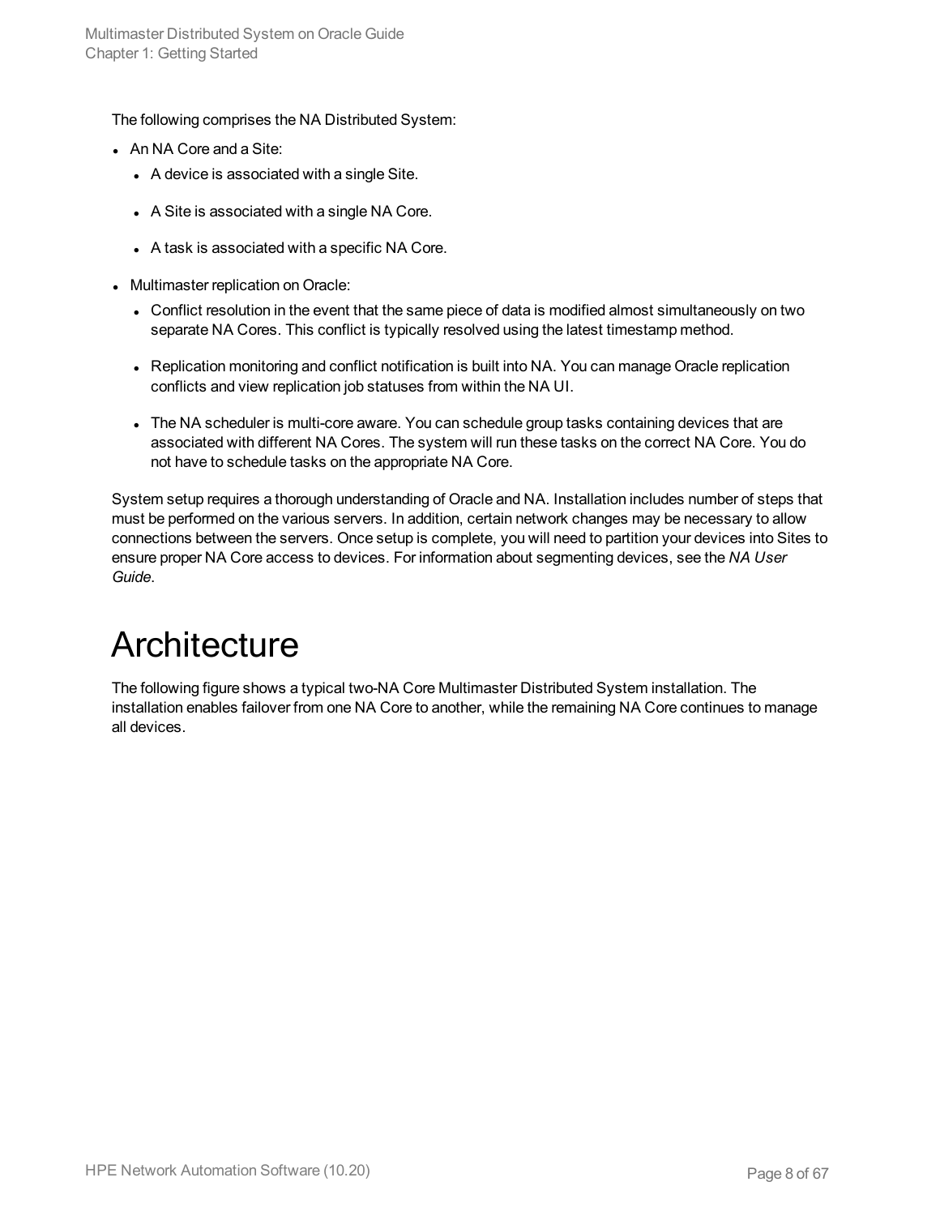The following comprises the NA Distributed System:

- An NA Core and a Site:
  - A device is associated with a single Site.
  - A Site is associated with a single NA Core.
  - A task is associated with a specific NA Core.
- Multimaster replication on Oracle:
  - Conflict resolution in the event that the same piece of data is modified almost simultaneously on two separate NA Cores. This conflict is typically resolved using the latest timestamp method.
  - Replication monitoring and conflict notification is built into NA. You can manage Oracle replication conflicts and view replication job statuses from within the NA UI.
  - The NA scheduler is multi-core aware. You can schedule group tasks containing devices that are associated with different NA Cores. The system will run these tasks on the correct NA Core. You do not have to schedule tasks on the appropriate NA Core.

System setup requires a thorough understanding of Oracle and NA. Installation includes number of steps that must be performed on the various servers. In addition, certain network changes may be necessary to allow connections between the servers. Once setup is complete, you will need to partition your devices into Sites to ensure proper NA Core access to devices. For information about segmenting devices, see the *NA User Guide*.

# Architecture

The following figure shows a typical two-NA Core Multimaster Distributed System installation. The installation enables failover from one NA Core to another, while the remaining NA Core continues to manage all devices.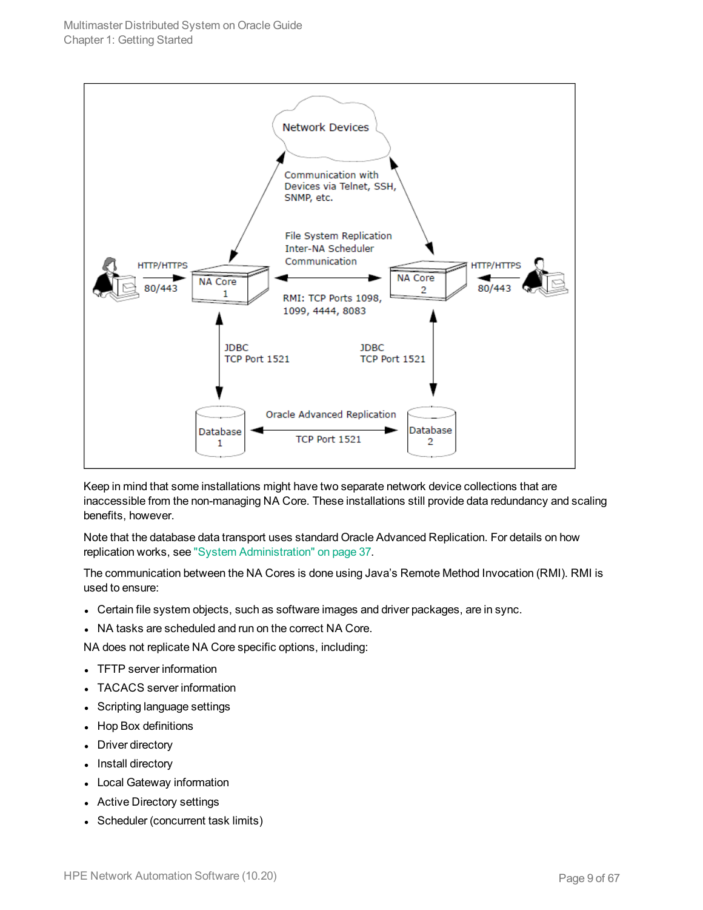Keep in mind that some installations might have two separate network device collections that are inaccessible from the non-managing NA Core. These installations still provide data redundancy and scaling benefits, however.

Note that the database data transport uses standard Oracle Advanced Replication. For details on how replication works, see "System Administration" on page 37.

The communication between the NA Cores is done using Java's Remote Method Invocation (RMI). RMI is used to ensure:

- Certain file system objects, such as software images and driver packages, are in sync.
- NA tasks are scheduled and run on the correct NA Core.

NA does not replicate NA Core specific options, including:

- TFTP server information
- TACACS server information
- Scripting language settings
- Hop Box definitions
- Driver directory
- Install directory
- Local Gateway information
- Active Directory settings
- Scheduler (concurrent task limits)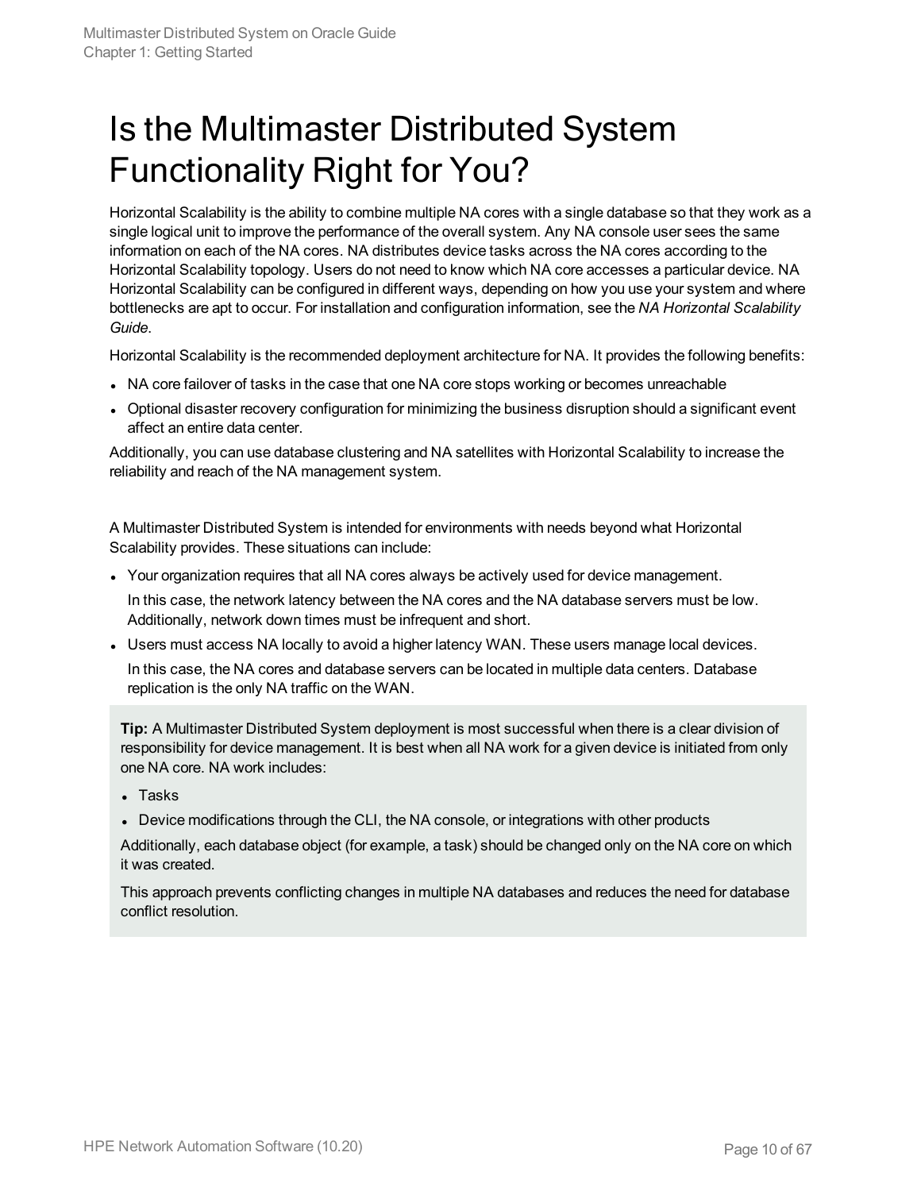# Is the Multimaster Distributed System Functionality Right for You?

Horizontal Scalability is the ability to combine multiple NA cores with a single database so that they work as a single logical unit to improve the performance of the overall system. Any NA console user sees the same information on each of the NA cores. NA distributes device tasks across the NA cores according to the Horizontal Scalability topology. Users do not need to know which NA core accesses a particular device. NA Horizontal Scalability can be configured in different ways, depending on how you use your system and where bottlenecks are apt to occur. For installation and configuration information, see the *NA Horizontal Scalability Guide*.

Horizontal Scalability is the recommended deployment architecture for NA. It provides the following benefits:

- NA core failover of tasks in the case that one NA core stops working or becomes unreachable
- Optional disaster recovery configuration for minimizing the business disruption should a significant event affect an entire data center.

Additionally, you can use database clustering and NA satellites with Horizontal Scalability to increase the reliability and reach of the NA management system.

A Multimaster Distributed System is intended for environments with needs beyond what Horizontal Scalability provides. These situations can include:

- Your organization requires that all NA cores always be actively used for device management.

  In this case, the network latency between the NA cores and the NA database servers must be low. Additionally, network down times must be infrequent and short.

- Users must access NA locally to avoid a higher latency WAN. These users manage local devices.

  In this case, the NA cores and database servers can be located in multiple data centers. Database replication is the only NA traffic on the WAN.

> **Tip:** A Multimaster Distributed System deployment is most successful when there is a clear division of responsibility for device management. It is best when all NA work for a given device is initiated from only one NA core. NA work includes:
>
> - Tasks
> - Device modifications through the CLI, the NA console, or integrations with other products
>
> Additionally, each database object (for example, a task) should be changed only on the NA core on which it was created.
>
> This approach prevents conflicting changes in multiple NA databases and reduces the need for database conflict resolution.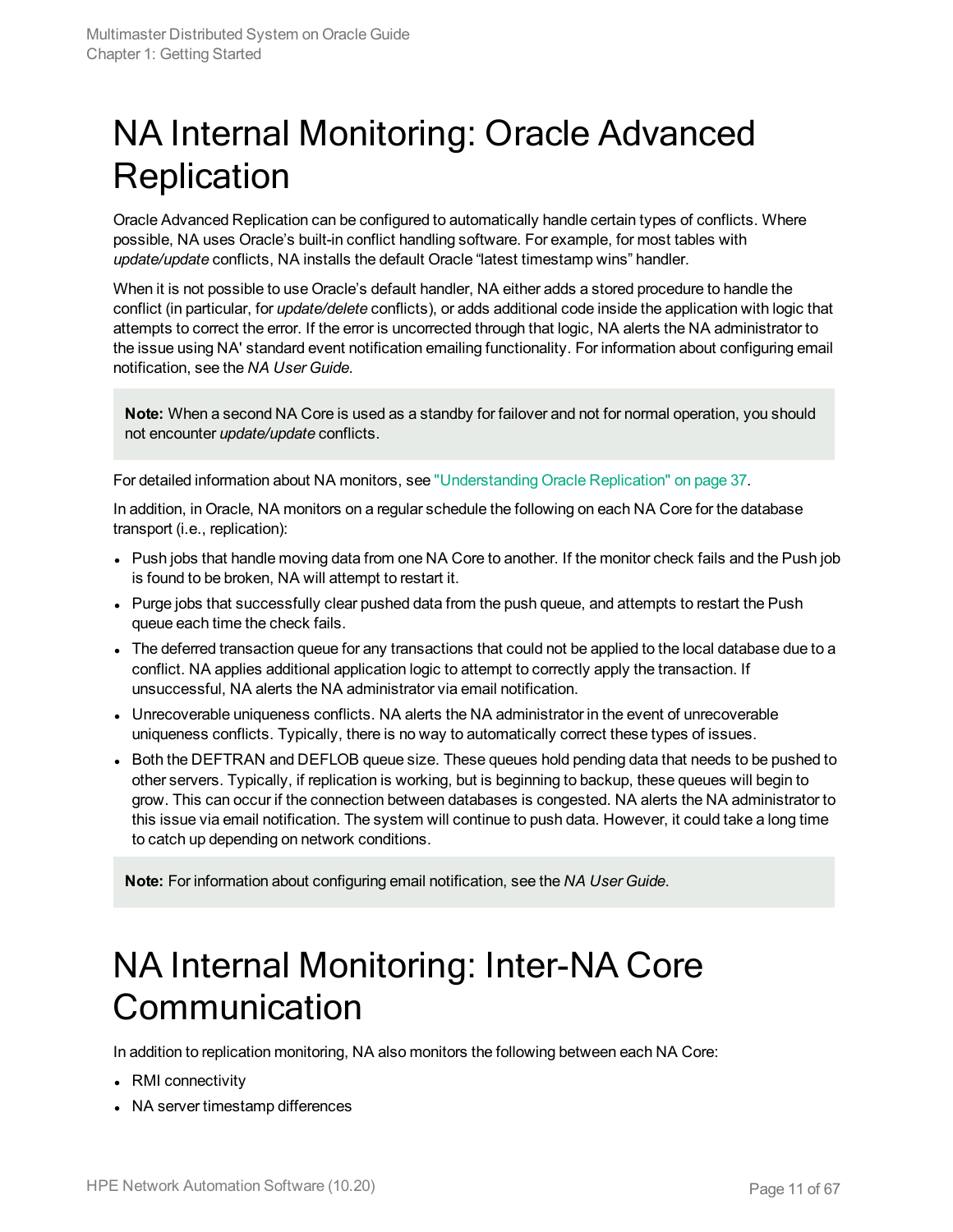# NA Internal Monitoring: Oracle Advanced Replication

Oracle Advanced Replication can be configured to automatically handle certain types of conflicts. Where possible, NA uses Oracle's built-in conflict handling software. For example, for most tables with *update/update* conflicts, NA installs the default Oracle "latest timestamp wins" handler.

When it is not possible to use Oracle's default handler, NA either adds a stored procedure to handle the conflict (in particular, for *update/delete* conflicts), or adds additional code inside the application with logic that attempts to correct the error. If the error is uncorrected through that logic, NA alerts the NA administrator to the issue using NA' standard event notification emailing functionality. For information about configuring email notification, see the *NA User Guide*.

> **Note:** When a second NA Core is used as a standby for failover and not for normal operation, you should not encounter *update/update* conflicts.

For detailed information about NA monitors, see "Understanding Oracle Replication" on page 37.

In addition, in Oracle, NA monitors on a regular schedule the following on each NA Core for the database transport (i.e., replication):

- Push jobs that handle moving data from one NA Core to another. If the monitor check fails and the Push job is found to be broken, NA will attempt to restart it.
- Purge jobs that successfully clear pushed data from the push queue, and attempts to restart the Push queue each time the check fails.
- The deferred transaction queue for any transactions that could not be applied to the local database due to a conflict. NA applies additional application logic to attempt to correctly apply the transaction. If unsuccessful, NA alerts the NA administrator via email notification.
- Unrecoverable uniqueness conflicts. NA alerts the NA administrator in the event of unrecoverable uniqueness conflicts. Typically, there is no way to automatically correct these types of issues.
- Both the DEFTRAN and DEFLOB queue size. These queues hold pending data that needs to be pushed to other servers. Typically, if replication is working, but is beginning to backup, these queues will begin to grow. This can occur if the connection between databases is congested. NA alerts the NA administrator to this issue via email notification. The system will continue to push data. However, it could take a long time to catch up depending on network conditions.

> **Note:** For information about configuring email notification, see the *NA User Guide*.

# NA Internal Monitoring: Inter-NA Core Communication

In addition to replication monitoring, NA also monitors the following between each NA Core:

- RMI connectivity
- NA server timestamp differences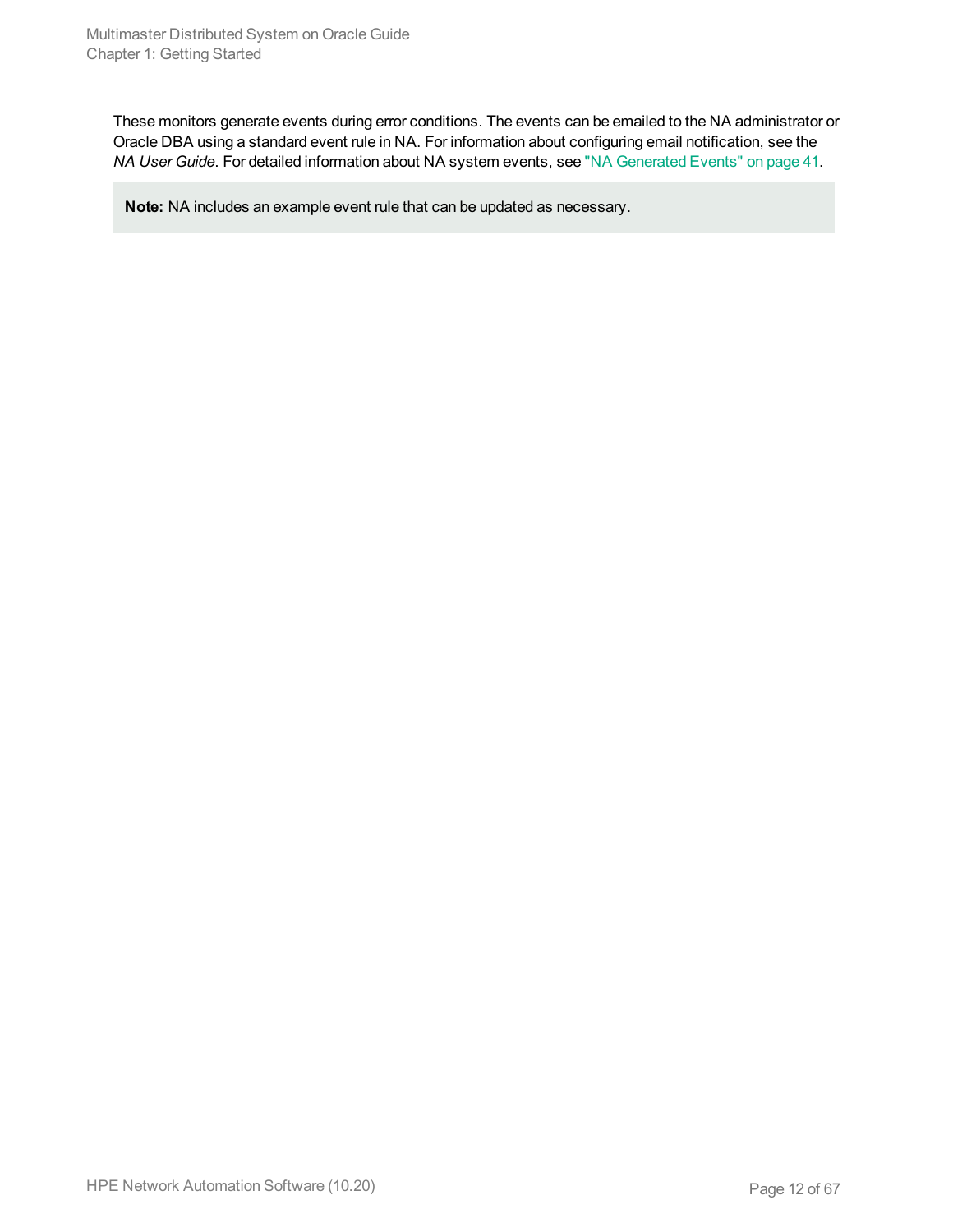These monitors generate events during error conditions. The events can be emailed to the NA administrator or Oracle DBA using a standard event rule in NA. For information about configuring email notification, see the *NA User Guide*. For detailed information about NA system events, see "NA Generated Events" on page 41.

**Note:** NA includes an example event rule that can be updated as necessary.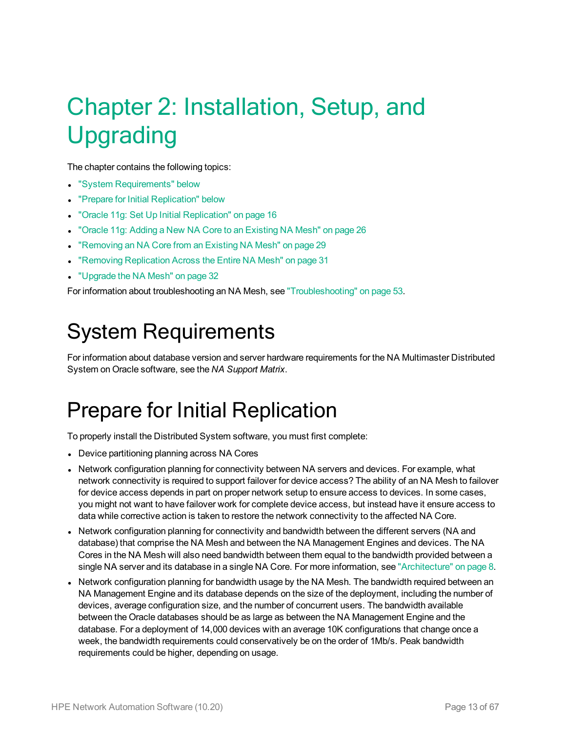# Chapter 2: Installation, Setup, and Upgrading

The chapter contains the following topics:

- "System Requirements" below
- "Prepare for Initial Replication" below
- "Oracle 11g: Set Up Initial Replication" on page 16
- "Oracle 11g: Adding a New NA Core to an Existing NA Mesh" on page 26
- "Removing an NA Core from an Existing NA Mesh" on page 29
- "Removing Replication Across the Entire NA Mesh" on page 31
- "Upgrade the NA Mesh" on page 32

For information about troubleshooting an NA Mesh, see "Troubleshooting" on page 53.

## System Requirements

For information about database version and server hardware requirements for the NA Multimaster Distributed System on Oracle software, see the *NA Support Matrix*.

## Prepare for Initial Replication

To properly install the Distributed System software, you must first complete:

- Device partitioning planning across NA Cores
- Network configuration planning for connectivity between NA servers and devices. For example, what network connectivity is required to support failover for device access? The ability of an NA Mesh to failover for device access depends in part on proper network setup to ensure access to devices. In some cases, you might not want to have failover work for complete device access, but instead have it ensure access to data while corrective action is taken to restore the network connectivity to the affected NA Core.
- Network configuration planning for connectivity and bandwidth between the different servers (NA and database) that comprise the NA Mesh and between the NA Management Engines and devices. The NA Cores in the NA Mesh will also need bandwidth between them equal to the bandwidth provided between a single NA server and its database in a single NA Core. For more information, see "Architecture" on page 8.
- Network configuration planning for bandwidth usage by the NA Mesh. The bandwidth required between an NA Management Engine and its database depends on the size of the deployment, including the number of devices, average configuration size, and the number of concurrent users. The bandwidth available between the Oracle databases should be as large as between the NA Management Engine and the database. For a deployment of 14,000 devices with an average 10K configurations that change once a week, the bandwidth requirements could conservatively be on the order of 1Mb/s. Peak bandwidth requirements could be higher, depending on usage.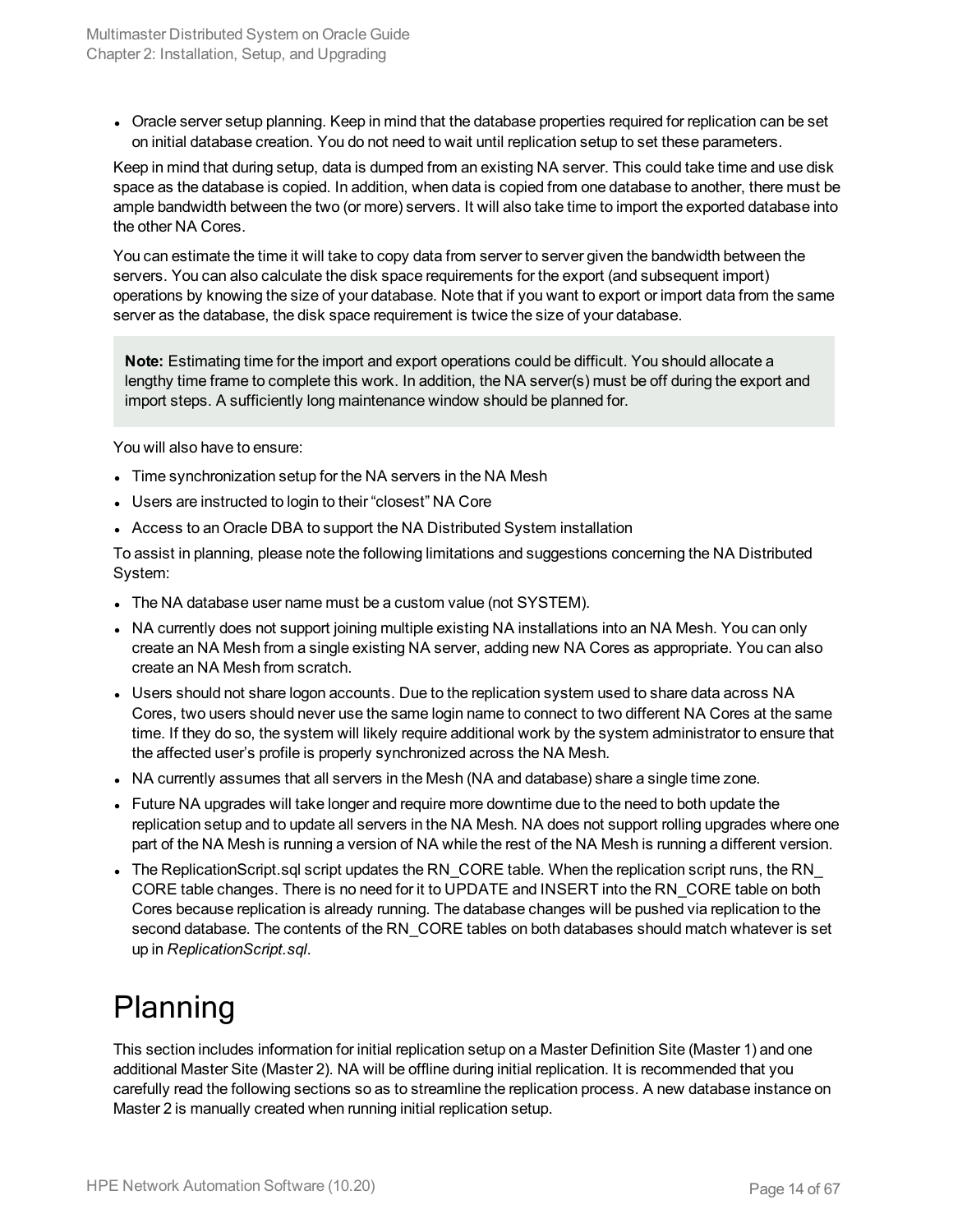- Oracle server setup planning. Keep in mind that the database properties required for replication can be set on initial database creation. You do not need to wait until replication setup to set these parameters.

Keep in mind that during setup, data is dumped from an existing NA server. This could take time and use disk space as the database is copied. In addition, when data is copied from one database to another, there must be ample bandwidth between the two (or more) servers. It will also take time to import the exported database into the other NA Cores.

You can estimate the time it will take to copy data from server to server given the bandwidth between the servers. You can also calculate the disk space requirements for the export (and subsequent import) operations by knowing the size of your database. Note that if you want to export or import data from the same server as the database, the disk space requirement is twice the size of your database.

> **Note:** Estimating time for the import and export operations could be difficult. You should allocate a lengthy time frame to complete this work. In addition, the NA server(s) must be off during the export and import steps. A sufficiently long maintenance window should be planned for.

You will also have to ensure:

- Time synchronization setup for the NA servers in the NA Mesh
- Users are instructed to login to their “closest” NA Core
- Access to an Oracle DBA to support the NA Distributed System installation

To assist in planning, please note the following limitations and suggestions concerning the NA Distributed System:

- The NA database user name must be a custom value (not SYSTEM).
- NA currently does not support joining multiple existing NA installations into an NA Mesh. You can only create an NA Mesh from a single existing NA server, adding new NA Cores as appropriate. You can also create an NA Mesh from scratch.
- Users should not share logon accounts. Due to the replication system used to share data across NA Cores, two users should never use the same login name to connect to two different NA Cores at the same time. If they do so, the system will likely require additional work by the system administrator to ensure that the affected user’s profile is properly synchronized across the NA Mesh.
- NA currently assumes that all servers in the Mesh (NA and database) share a single time zone.
- Future NA upgrades will take longer and require more downtime due to the need to both update the replication setup and to update all servers in the NA Mesh. NA does not support rolling upgrades where one part of the NA Mesh is running a version of NA while the rest of the NA Mesh is running a different version.
- The ReplicationScript.sql script updates the RN_CORE table. When the replication script runs, the RN_CORE table changes. There is no need for it to UPDATE and INSERT into the RN_CORE table on both Cores because replication is already running. The database changes will be pushed via replication to the second database. The contents of the RN_CORE tables on both databases should match whatever is set up in *ReplicationScript.sql*.

# Planning

This section includes information for initial replication setup on a Master Definition Site (Master 1) and one additional Master Site (Master 2). NA will be offline during initial replication. It is recommended that you carefully read the following sections so as to streamline the replication process. A new database instance on Master 2 is manually created when running initial replication setup.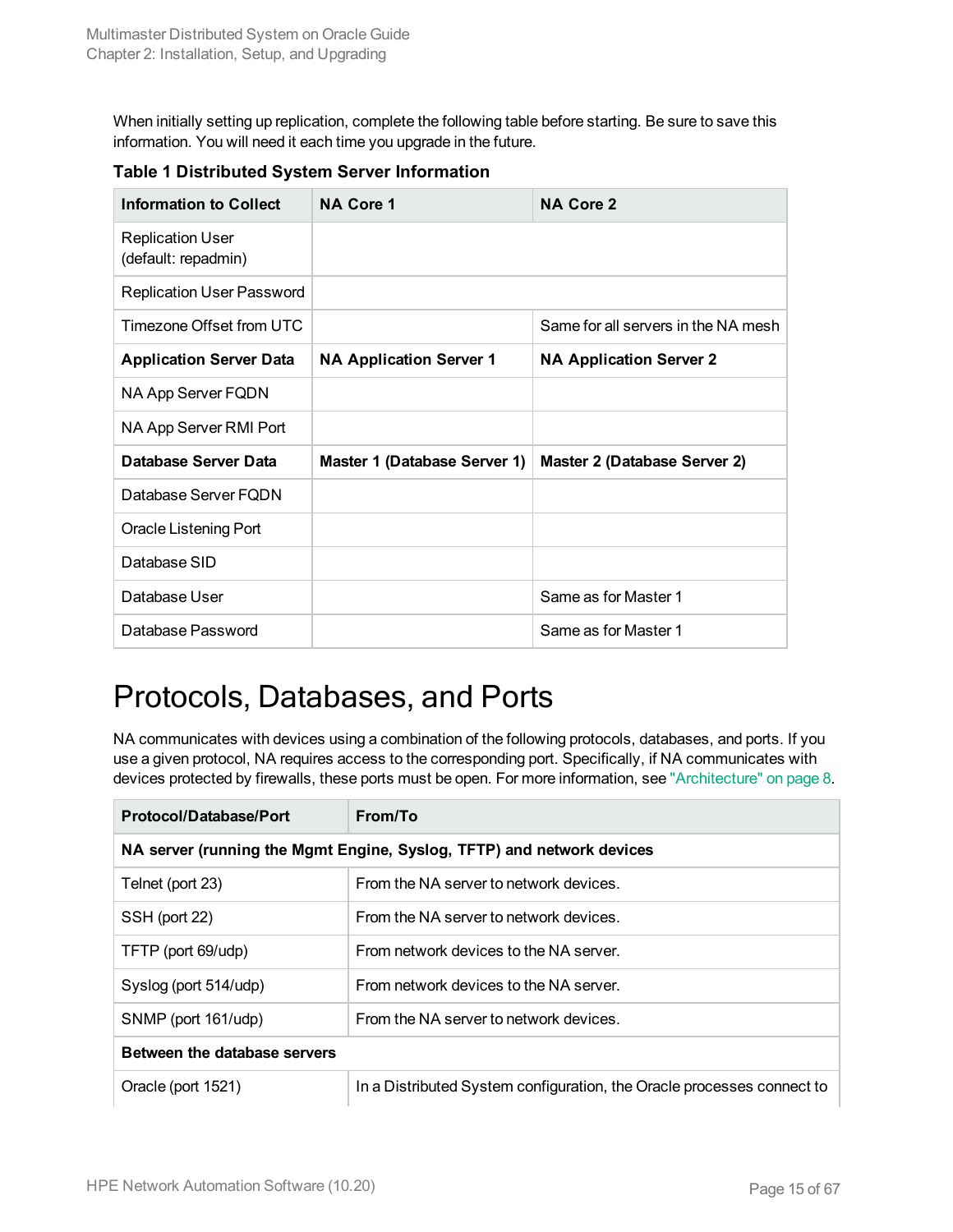When initially setting up replication, complete the following table before starting. Be sure to save this information. You will need it each time you upgrade in the future.

**Table 1 Distributed System Server Information**

| Information to Collect | NA Core 1 | NA Core 2 |
|---|---|---|
| Replication User (default: repadmin) | | |
| Replication User Password | | |
| Timezone Offset from UTC | | Same for all servers in the NA mesh |
| **Application Server Data** | **NA Application Server 1** | **NA Application Server 2** |
| NA App Server FQDN | | |
| NA App Server RMI Port | | |
| **Database Server Data** | **Master 1 (Database Server 1)** | **Master 2 (Database Server 2)** |
| Database Server FQDN | | |
| Oracle Listening Port | | |
| Database SID | | |
| Database User | | Same as for Master 1 |
| Database Password | | Same as for Master 1 |

# Protocols, Databases, and Ports

NA communicates with devices using a combination of the following protocols, databases, and ports. If you use a given protocol, NA requires access to the corresponding port. Specifically, if NA communicates with devices protected by firewalls, these ports must be open. For more information, see "Architecture" on page 8.

| Protocol/Database/Port | From/To |
|---|---|
| **NA server (running the Mgmt Engine, Syslog, TFTP) and network devices** | |
| Telnet (port 23) | From the NA server to network devices. |
| SSH (port 22) | From the NA server to network devices. |
| TFTP (port 69/udp) | From network devices to the NA server. |
| Syslog (port 514/udp) | From network devices to the NA server. |
| SNMP (port 161/udp) | From the NA server to network devices. |
| **Between the database servers** | |
| Oracle (port 1521) | In a Distributed System configuration, the Oracle processes connect to |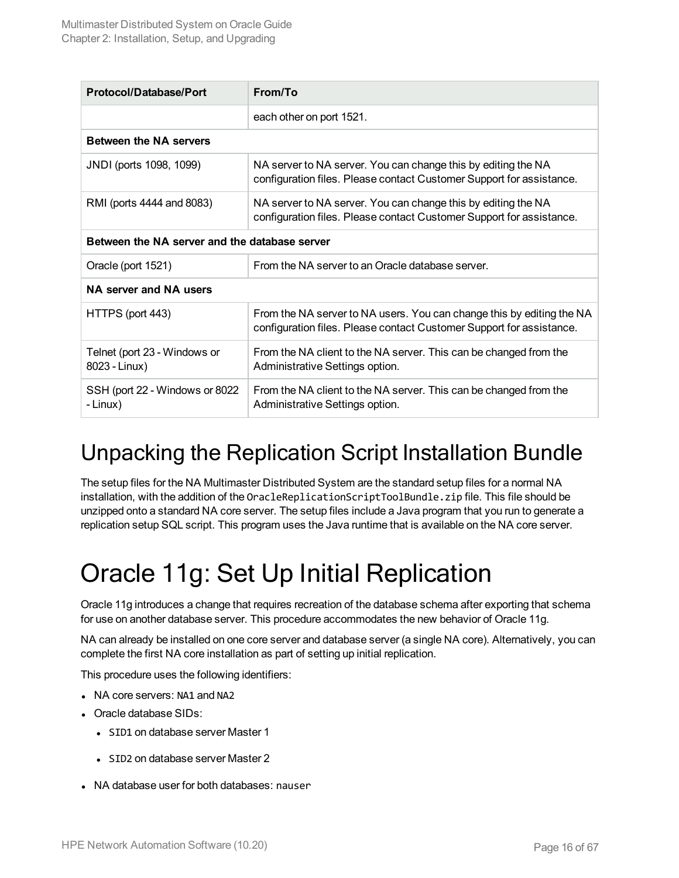| Protocol/Database/Port | From/To |
|---|---|
| | each other on port 1521. |
| **Between the NA servers** | |
| JNDI (ports 1098, 1099) | NA server to NA server. You can change this by editing the NA configuration files. Please contact Customer Support for assistance. |
| RMI (ports 4444 and 8083) | NA server to NA server. You can change this by editing the NA configuration files. Please contact Customer Support for assistance. |
| **Between the NA server and the database server** | |
| Oracle (port 1521) | From the NA server to an Oracle database server. |
| **NA server and NA users** | |
| HTTPS (port 443) | From the NA server to NA users. You can change this by editing the NA configuration files. Please contact Customer Support for assistance. |
| Telnet (port 23 - Windows or 8023 - Linux) | From the NA client to the NA server. This can be changed from the Administrative Settings option. |
| SSH (port 22 - Windows or 8022 - Linux) | From the NA client to the NA server. This can be changed from the Administrative Settings option. |

# Unpacking the Replication Script Installation Bundle

The setup files for the NA Multimaster Distributed System are the standard setup files for a normal NA installation, with the addition of the `OracleReplicationScriptToolBundle.zip` file. This file should be unzipped onto a standard NA core server. The setup files include a Java program that you run to generate a replication setup SQL script. This program uses the Java runtime that is available on the NA core server.

# Oracle 11g: Set Up Initial Replication

Oracle 11g introduces a change that requires recreation of the database schema after exporting that schema for use on another database server. This procedure accommodates the new behavior of Oracle 11g.

NA can already be installed on one core server and database server (a single NA core). Alternatively, you can complete the first NA core installation as part of setting up initial replication.

This procedure uses the following identifiers:

- NA core servers: `NA1` and `NA2`
- Oracle database SIDs:
  - `SID1` on database server Master 1
  - `SID2` on database server Master 2
- NA database user for both databases: `nauser`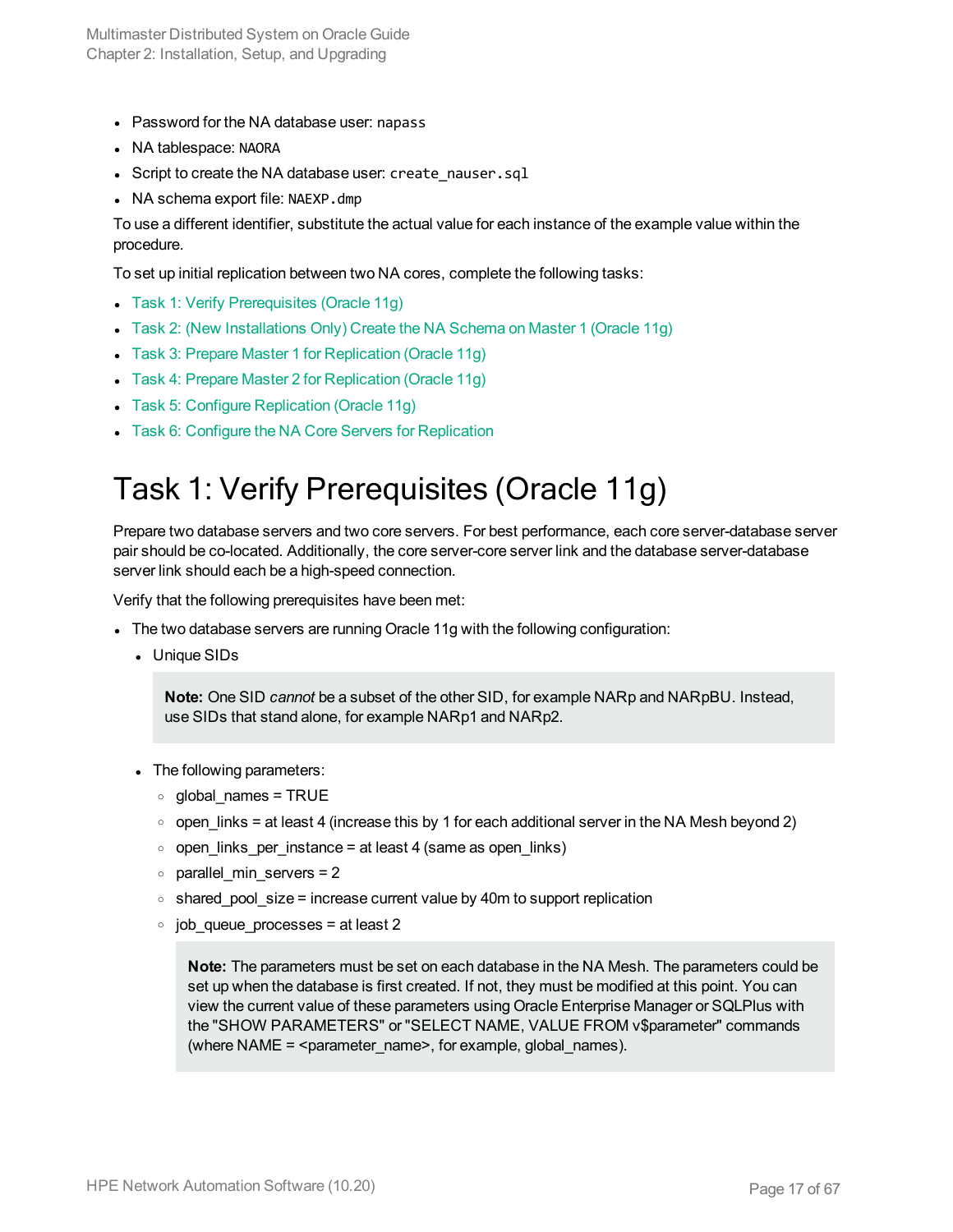- Password for the NA database user: `napass`
- NA tablespace: `NAORA`
- Script to create the NA database user: `create_nauser.sql`
- NA schema export file: `NAEXP.dmp`

To use a different identifier, substitute the actual value for each instance of the example value within the procedure.

To set up initial replication between two NA cores, complete the following tasks:

- Task 1: Verify Prerequisites (Oracle 11g)
- Task 2: (New Installations Only) Create the NA Schema on Master 1 (Oracle 11g)
- Task 3: Prepare Master 1 for Replication (Oracle 11g)
- Task 4: Prepare Master 2 for Replication (Oracle 11g)
- Task 5: Configure Replication (Oracle 11g)
- Task 6: Configure the NA Core Servers for Replication

# Task 1: Verify Prerequisites (Oracle 11g)

Prepare two database servers and two core servers. For best performance, each core server-database server pair should be co-located. Additionally, the core server-core server link and the database server-database server link should each be a high-speed connection.

Verify that the following prerequisites have been met:

- The two database servers are running Oracle 11g with the following configuration:
  - Unique SIDs

    > **Note:** One SID *cannot* be a subset of the other SID, for example NARp and NARpBU. Instead, use SIDs that stand alone, for example NARp1 and NARp2.

  - The following parameters:
    - global_names = TRUE
    - open_links = at least 4 (increase this by 1 for each additional server in the NA Mesh beyond 2)
    - open_links_per_instance = at least 4 (same as open_links)
    - parallel_min_servers = 2
    - shared_pool_size = increase current value by 40m to support replication
    - job_queue_processes = at least 2

    > **Note:** The parameters must be set on each database in the NA Mesh. The parameters could be set up when the database is first created. If not, they must be modified at this point. You can view the current value of these parameters using Oracle Enterprise Manager or SQLPlus with the "SHOW PARAMETERS" or "SELECT NAME, VALUE FROM v$parameter" commands (where NAME = <parameter_name>, for example, global_names).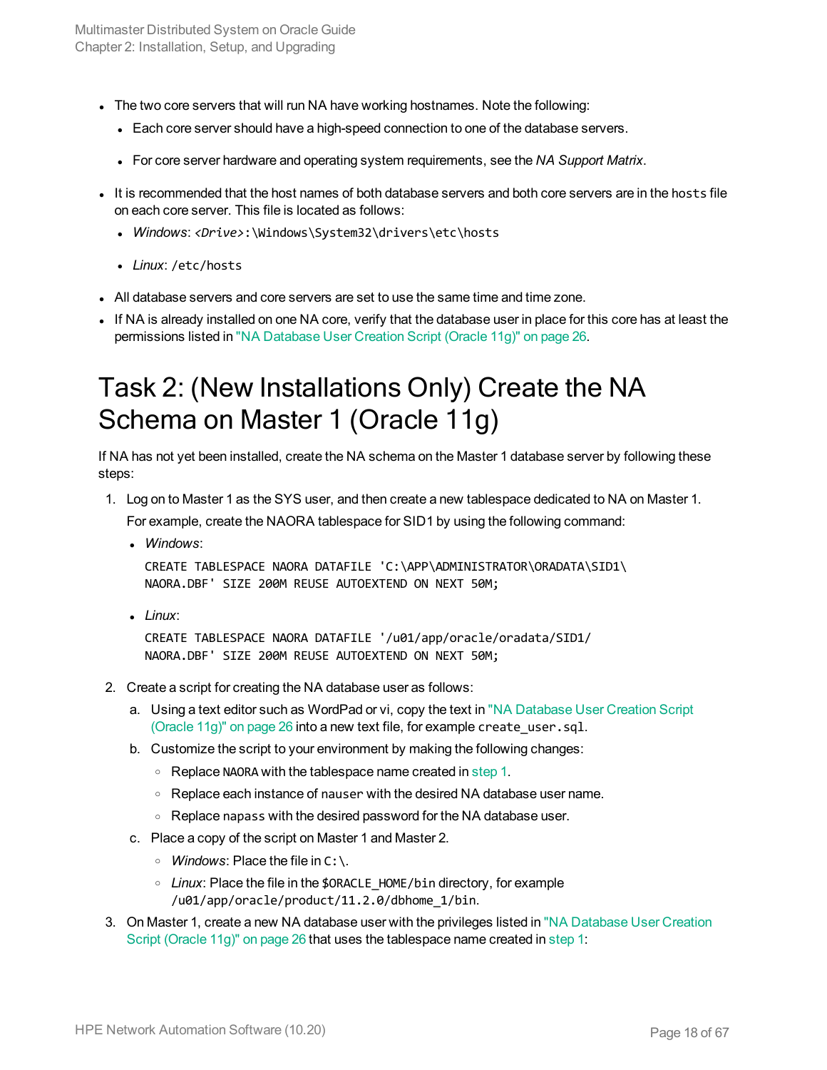- The two core servers that will run NA have working hostnames. Note the following:
  - Each core server should have a high-speed connection to one of the database servers.
  - For core server hardware and operating system requirements, see the *NA Support Matrix*.
- It is recommended that the host names of both database servers and both core servers are in the `hosts` file on each core server. This file is located as follows:
  - *Windows*: `<Drive>:\Windows\System32\drivers\etc\hosts`
  - *Linux*: `/etc/hosts`
- All database servers and core servers are set to use the same time and time zone.
- If NA is already installed on one NA core, verify that the database user in place for this core has at least the permissions listed in "NA Database User Creation Script (Oracle 11g)" on page 26.

# Task 2: (New Installations Only) Create the NA Schema on Master 1 (Oracle 11g)

If NA has not yet been installed, create the NA schema on the Master 1 database server by following these steps:

1. Log on to Master 1 as the SYS user, and then create a new tablespace dedicated to NA on Master 1.

   For example, create the NAORA tablespace for SID1 by using the following command:

   - *Windows*:

     ```
     CREATE TABLESPACE NAORA DATAFILE 'C:\APP\ADMINISTRATOR\ORADATA\SID1\
     NAORA.DBF' SIZE 200M REUSE AUTOEXTEND ON NEXT 50M;
     ```

   - *Linux*:

     ```
     CREATE TABLESPACE NAORA DATAFILE '/u01/app/oracle/oradata/SID1/
     NAORA.DBF' SIZE 200M REUSE AUTOEXTEND ON NEXT 50M;
     ```

2. Create a script for creating the NA database user as follows:

   a. Using a text editor such as WordPad or vi, copy the text in "NA Database User Creation Script (Oracle 11g)" on page 26 into a new text file, for example `create_user.sql`.

   b. Customize the script to your environment by making the following changes:

      - Replace `NAORA` with the tablespace name created in step 1.
      - Replace each instance of `nauser` with the desired NA database user name.
      - Replace `napass` with the desired password for the NA database user.

   c. Place a copy of the script on Master 1 and Master 2.

      - *Windows*: Place the file in `C:\`.
      - *Linux*: Place the file in the `$ORACLE_HOME/bin` directory, for example `/u01/app/oracle/product/11.2.0/dbhome_1/bin`.

3. On Master 1, create a new NA database user with the privileges listed in "NA Database User Creation Script (Oracle 11g)" on page 26 that uses the tablespace name created in step 1: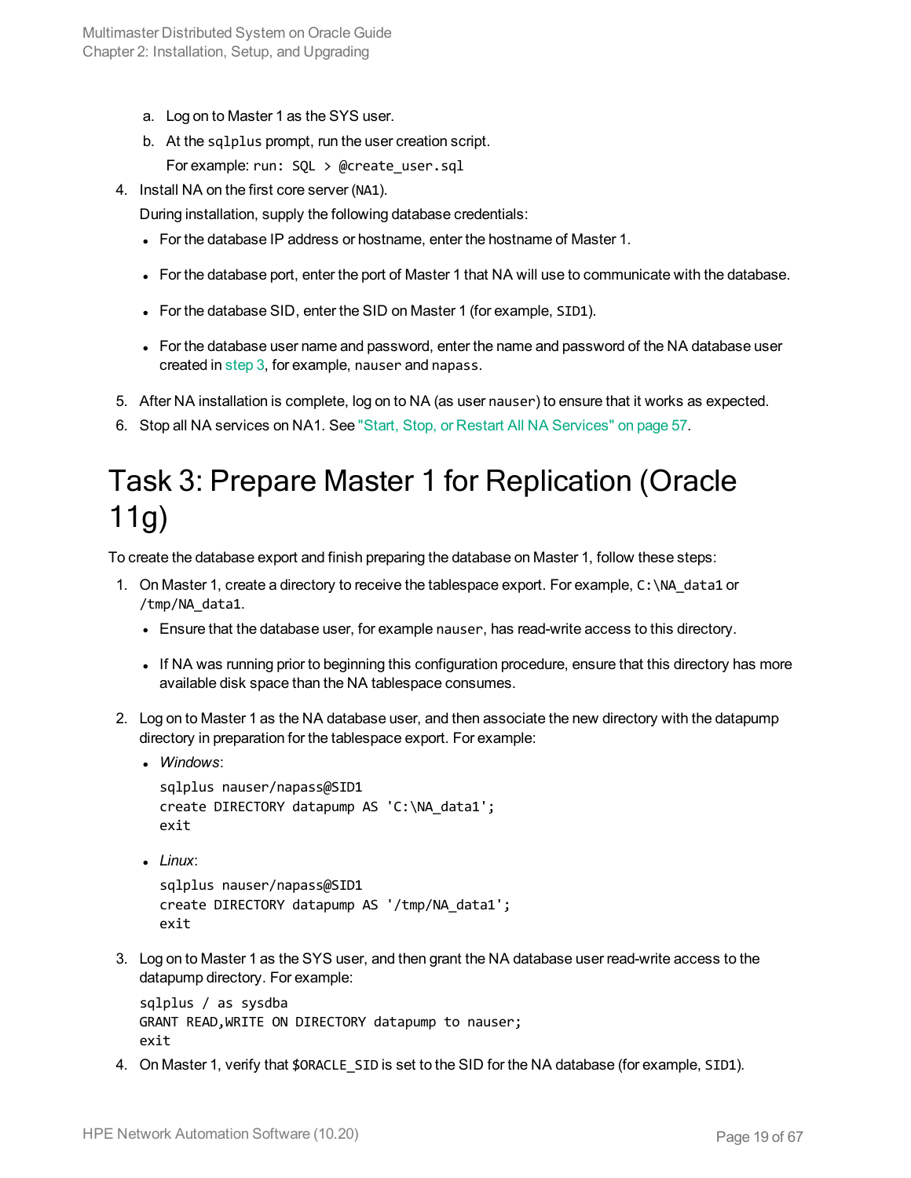a. Log on to Master 1 as the SYS user.
   b. At the `sqlplus` prompt, run the user creation script.

      For example: `run: SQL > @create_user.sql`

4. Install NA on the first core server (`NA1`).

   During installation, supply the following database credentials:

   - For the database IP address or hostname, enter the hostname of Master 1.
   - For the database port, enter the port of Master 1 that NA will use to communicate with the database.
   - For the database SID, enter the SID on Master 1 (for example, `SID1`).
   - For the database user name and password, enter the name and password of the NA database user created in step 3, for example, `nauser` and `napass`.

5. After NA installation is complete, log on to NA (as user `nauser`) to ensure that it works as expected.
6. Stop all NA services on NA1. See "Start, Stop, or Restart All NA Services" on page 57.

# Task 3: Prepare Master 1 for Replication (Oracle 11g)

To create the database export and finish preparing the database on Master 1, follow these steps:

1. On Master 1, create a directory to receive the tablespace export. For example, `C:\NA_data1` or `/tmp/NA_data1`.
   - Ensure that the database user, for example `nauser`, has read-write access to this directory.
   - If NA was running prior to beginning this configuration procedure, ensure that this directory has more available disk space than the NA tablespace consumes.
2. Log on to Master 1 as the NA database user, and then associate the new directory with the datapump directory in preparation for the tablespace export. For example:
   - *Windows*:

     ```
     sqlplus nauser/napass@SID1
     create DIRECTORY datapump AS 'C:\NA_data1';
     exit
     ```

   - *Linux*:

     ```
     sqlplus nauser/napass@SID1
     create DIRECTORY datapump AS '/tmp/NA_data1';
     exit
     ```

3. Log on to Master 1 as the SYS user, and then grant the NA database user read-write access to the datapump directory. For example:

   ```
   sqlplus / as sysdba
   GRANT READ,WRITE ON DIRECTORY datapump to nauser;
   exit
   ```

4. On Master 1, verify that `$ORACLE_SID` is set to the SID for the NA database (for example, `SID1`).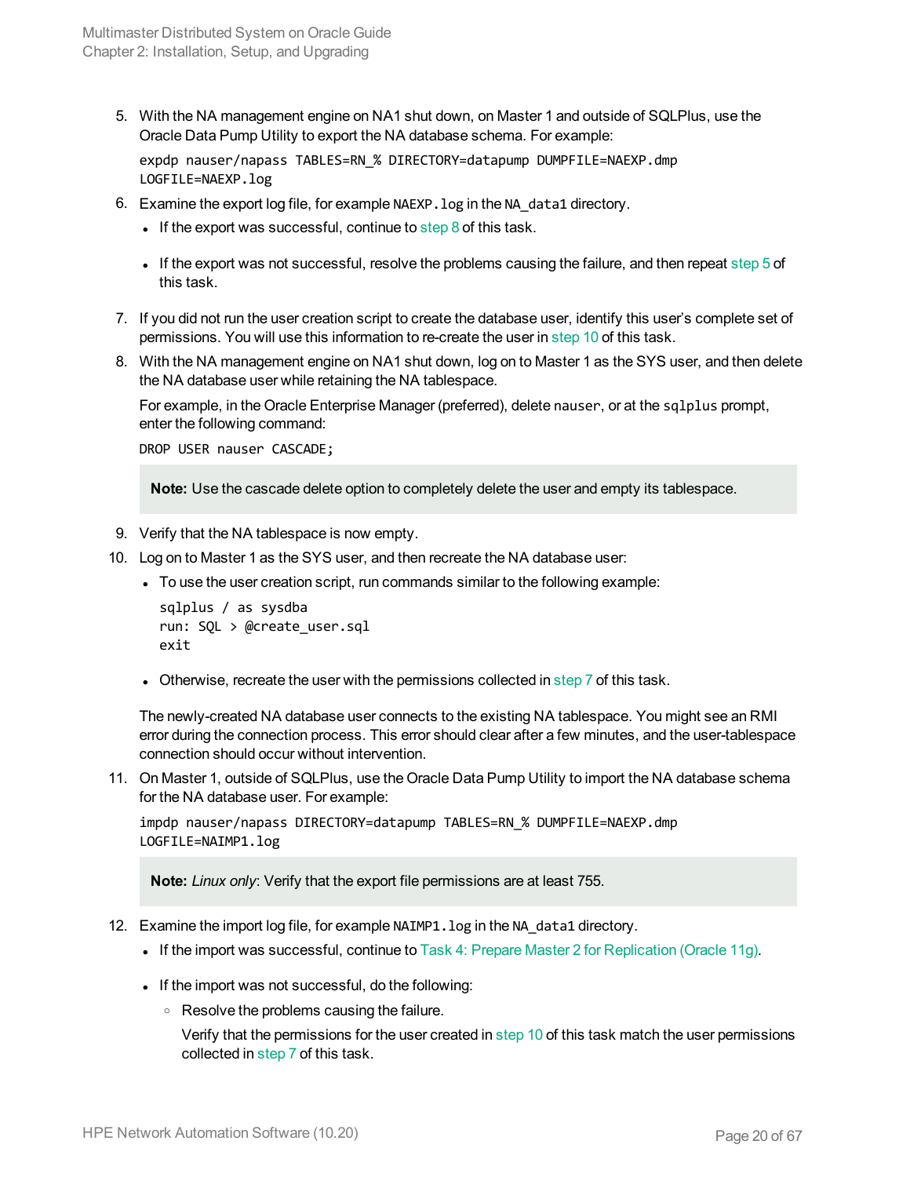5. With the NA management engine on NA1 shut down, on Master 1 and outside of SQLPlus, use the Oracle Data Pump Utility to export the NA database schema. For example:

   ```
   expdp nauser/napass TABLES=RN_% DIRECTORY=datapump DUMPFILE=NAEXP.dmp
   LOGFILE=NAEXP.log
   ```

6. Examine the export log file, for example `NAEXP.log` in the `NA_data1` directory.
   - If the export was successful, continue to step 8 of this task.
   - If the export was not successful, resolve the problems causing the failure, and then repeat step 5 of this task.

7. If you did not run the user creation script to create the database user, identify this user's complete set of permissions. You will use this information to re-create the user in step 10 of this task.

8. With the NA management engine on NA1 shut down, log on to Master 1 as the SYS user, and then delete the NA database user while retaining the NA tablespace.

   For example, in the Oracle Enterprise Manager (preferred), delete `nauser`, or at the `sqlplus` prompt, enter the following command:

   ```
   DROP USER nauser CASCADE;
   ```

   > **Note:** Use the cascade delete option to completely delete the user and empty its tablespace.

9. Verify that the NA tablespace is now empty.

10. Log on to Master 1 as the SYS user, and then recreate the NA database user:
    - To use the user creation script, run commands similar to the following example:

      ```
      sqlplus / as sysdba
      run: SQL > @create_user.sql
      exit
      ```

    - Otherwise, recreate the user with the permissions collected in step 7 of this task.

    The newly-created NA database user connects to the existing NA tablespace. You might see an RMI error during the connection process. This error should clear after a few minutes, and the user-tablespace connection should occur without intervention.

11. On Master 1, outside of SQLPlus, use the Oracle Data Pump Utility to import the NA database schema for the NA database user. For example:

    ```
    impdp nauser/napass DIRECTORY=datapump TABLES=RN_% DUMPFILE=NAEXP.dmp
    LOGFILE=NAIMP1.log
    ```

    > **Note:** *Linux only*: Verify that the export file permissions are at least 755.

12. Examine the import log file, for example `NAIMP1.log` in the `NA_data1` directory.
    - If the import was successful, continue to Task 4: Prepare Master 2 for Replication (Oracle 11g).
    - If the import was not successful, do the following:
      - Resolve the problems causing the failure.

        Verify that the permissions for the user created in step 10 of this task match the user permissions collected in step 7 of this task.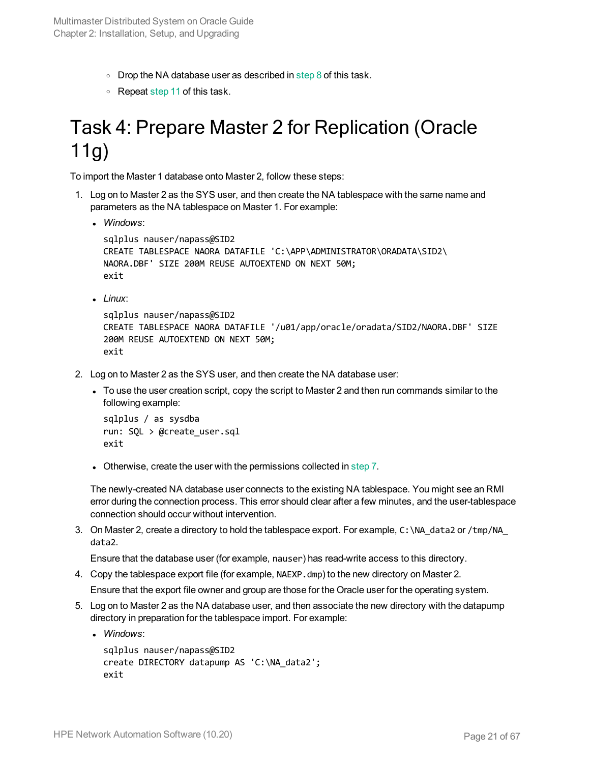- Drop the NA database user as described in step 8 of this task.
- Repeat step 11 of this task.

# Task 4: Prepare Master 2 for Replication (Oracle 11g)

To import the Master 1 database onto Master 2, follow these steps:

1. Log on to Master 2 as the SYS user, and then create the NA tablespace with the same name and parameters as the NA tablespace on Master 1. For example:

   - *Windows*:

     ```
     sqlplus nauser/napass@SID2
     CREATE TABLESPACE NAORA DATAFILE 'C:\APP\ADMINISTRATOR\ORADATA\SID2\
     NAORA.DBF' SIZE 200M REUSE AUTOEXTEND ON NEXT 50M;
     exit
     ```

   - *Linux*:

     ```
     sqlplus nauser/napass@SID2
     CREATE TABLESPACE NAORA DATAFILE '/u01/app/oracle/oradata/SID2/NAORA.DBF' SIZE
     200M REUSE AUTOEXTEND ON NEXT 50M;
     exit
     ```

2. Log on to Master 2 as the SYS user, and then create the NA database user:

   - To use the user creation script, copy the script to Master 2 and then run commands similar to the following example:

     ```
     sqlplus / as sysdba
     run: SQL > @create_user.sql
     exit
     ```

   - Otherwise, create the user with the permissions collected in step 7.

   The newly-created NA database user connects to the existing NA tablespace. You might see an RMI error during the connection process. This error should clear after a few minutes, and the user-tablespace connection should occur without intervention.

3. On Master 2, create a directory to hold the tablespace export. For example, `C:\NA_data2` or `/tmp/NA_data2`.

   Ensure that the database user (for example, `nauser`) has read-write access to this directory.

4. Copy the tablespace export file (for example, `NAEXP.dmp`) to the new directory on Master 2.

   Ensure that the export file owner and group are those for the Oracle user for the operating system.

5. Log on to Master 2 as the NA database user, and then associate the new directory with the datapump directory in preparation for the tablespace import. For example:

   - *Windows*:

     ```
     sqlplus nauser/napass@SID2
     create DIRECTORY datapump AS 'C:\NA_data2';
     exit
     ```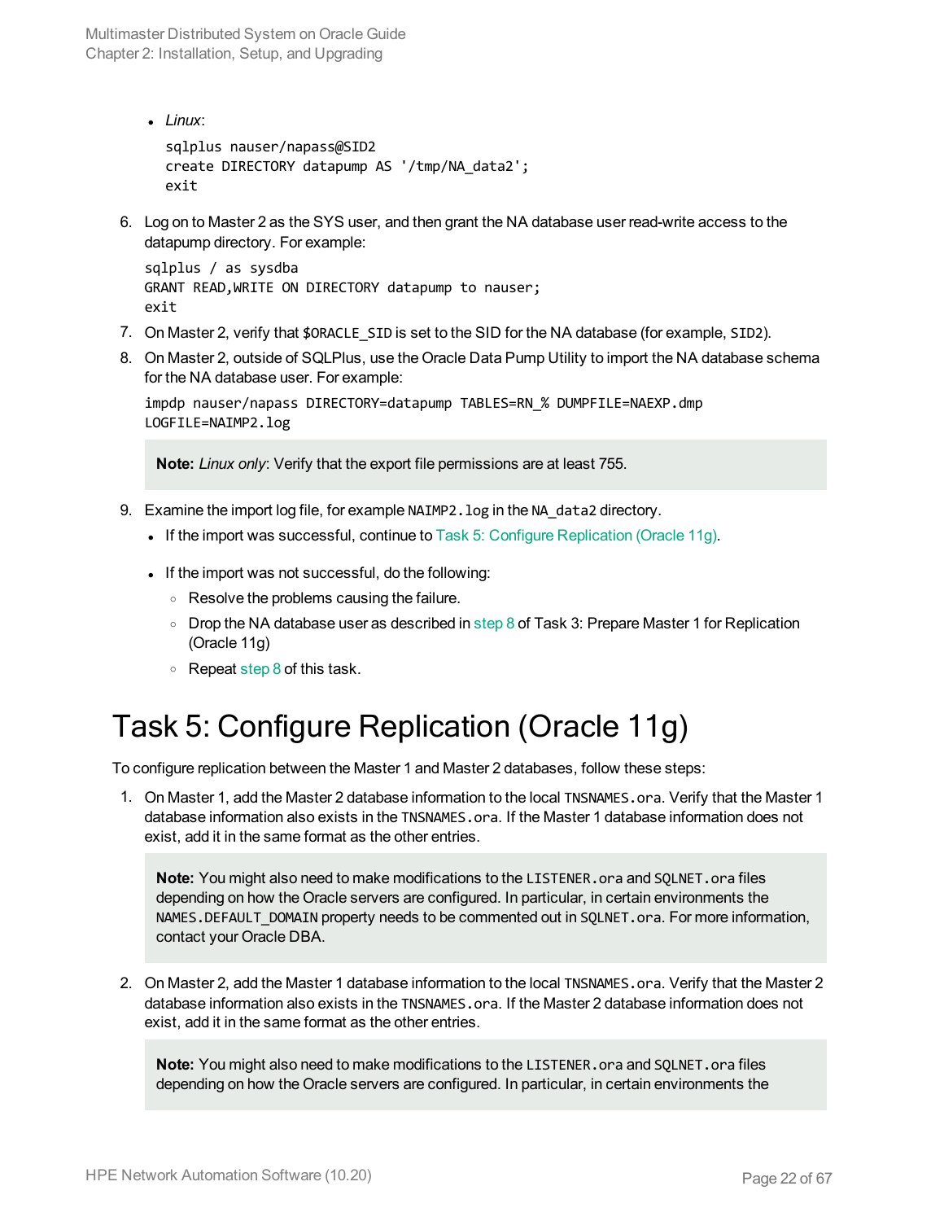- *Linux*:

  ```
  sqlplus nauser/napass@SID2
  create DIRECTORY datapump AS '/tmp/NA_data2';
  exit
  ```

6. Log on to Master 2 as the SYS user, and then grant the NA database user read-write access to the datapump directory. For example:

   ```
   sqlplus / as sysdba
   GRANT READ,WRITE ON DIRECTORY datapump to nauser;
   exit
   ```

7. On Master 2, verify that `$ORACLE_SID` is set to the SID for the NA database (for example, `SID2`).
8. On Master 2, outside of SQLPlus, use the Oracle Data Pump Utility to import the NA database schema for the NA database user. For example:

   ```
   impdp nauser/napass DIRECTORY=datapump TABLES=RN_% DUMPFILE=NAEXP.dmp
   LOGFILE=NAIMP2.log
   ```

   > **Note:** *Linux only*: Verify that the export file permissions are at least 755.

9. Examine the import log file, for example `NAIMP2.log` in the `NA_data2` directory.
   - If the import was successful, continue to Task 5: Configure Replication (Oracle 11g).
   - If the import was not successful, do the following:
     - Resolve the problems causing the failure.
     - Drop the NA database user as described in step 8 of Task 3: Prepare Master 1 for Replication (Oracle 11g)
     - Repeat step 8 of this task.

# Task 5: Configure Replication (Oracle 11g)

To configure replication between the Master 1 and Master 2 databases, follow these steps:

1. On Master 1, add the Master 2 database information to the local `TNSNAMES.ora`. Verify that the Master 1 database information also exists in the `TNSNAMES.ora`. If the Master 1 database information does not exist, add it in the same format as the other entries.

   > **Note:** You might also need to make modifications to the `LISTENER.ora` and `SQLNET.ora` files depending on how the Oracle servers are configured. In particular, in certain environments the `NAMES.DEFAULT_DOMAIN` property needs to be commented out in `SQLNET.ora`. For more information, contact your Oracle DBA.

2. On Master 2, add the Master 1 database information to the local `TNSNAMES.ora`. Verify that the Master 2 database information also exists in the `TNSNAMES.ora`. If the Master 2 database information does not exist, add it in the same format as the other entries.

   > **Note:** You might also need to make modifications to the `LISTENER.ora` and `SQLNET.ora` files depending on how the Oracle servers are configured. In particular, in certain environments the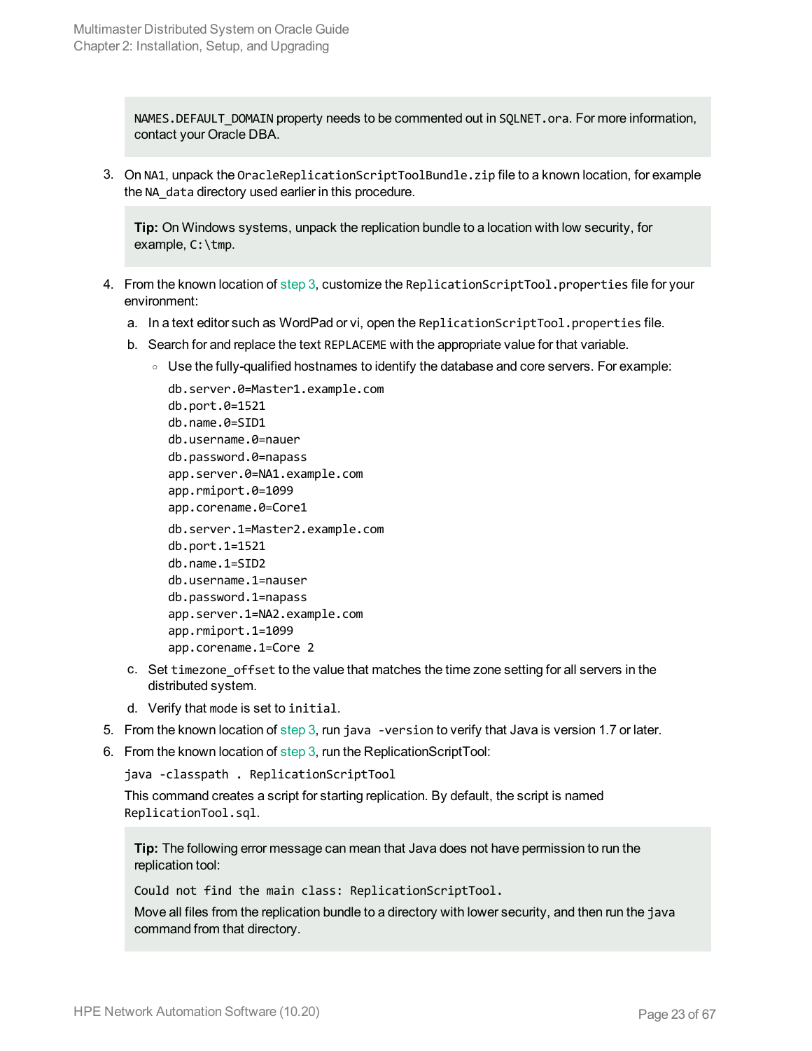NAMES.DEFAULT_DOMAIN property needs to be commented out in SQLNET.ora. For more information, contact your Oracle DBA.

3. On NA1, unpack the OracleReplicationScriptToolBundle.zip file to a known location, for example the NA_data directory used earlier in this procedure.

   **Tip:** On Windows systems, unpack the replication bundle to a location with low security, for example, C:\tmp.

4. From the known location of step 3, customize the ReplicationScriptTool.properties file for your environment:

   a. In a text editor such as WordPad or vi, open the ReplicationScriptTool.properties file.

   b. Search for and replace the text REPLACEME with the appropriate value for that variable.

      - Use the fully-qualified hostnames to identify the database and core servers. For example:

        ```
        db.server.0=Master1.example.com
        db.port.0=1521
        db.name.0=SID1
        db.username.0=nauer
        db.password.0=napass
        app.server.0=NA1.example.com
        app.rmiport.0=1099
        app.corename.0=Core1
        db.server.1=Master2.example.com
        db.port.1=1521
        db.name.1=SID2
        db.username.1=nauser
        db.password.1=napass
        app.server.1=NA2.example.com
        app.rmiport.1=1099
        app.corename.1=Core 2
        ```

   c. Set timezone_offset to the value that matches the time zone setting for all servers in the distributed system.

   d. Verify that mode is set to initial.

5. From the known location of step 3, run java -version to verify that Java is version 1.7 or later.

6. From the known location of step 3, run the ReplicationScriptTool:

   ```
   java -classpath . ReplicationScriptTool
   ```

   This command creates a script for starting replication. By default, the script is named ReplicationTool.sql.

   **Tip:** The following error message can mean that Java does not have permission to run the replication tool:

   ```
   Could not find the main class: ReplicationScriptTool.
   ```

   Move all files from the replication bundle to a directory with lower security, and then run the java command from that directory.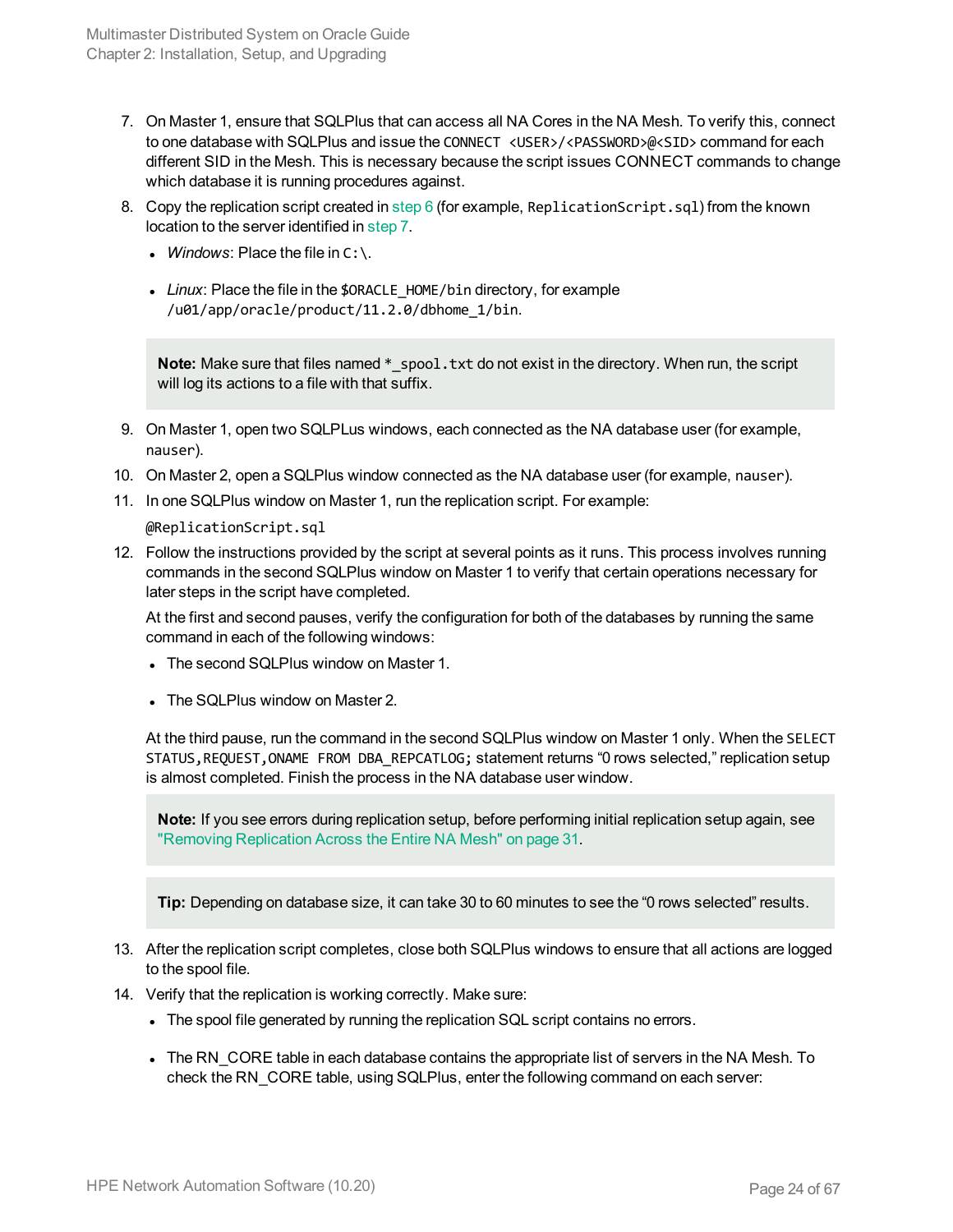7. On Master 1, ensure that SQLPlus that can access all NA Cores in the NA Mesh. To verify this, connect to one database with SQLPlus and issue the `CONNECT <USER>/<PASSWORD>@<SID>` command for each different SID in the Mesh. This is necessary because the script issues CONNECT commands to change which database it is running procedures against.
8. Copy the replication script created in step 6 (for example, `ReplicationScript.sql`) from the known location to the server identified in step 7.
   - *Windows*: Place the file in `C:\`.
   - *Linux*: Place the file in the `$ORACLE_HOME/bin` directory, for example `/u01/app/oracle/product/11.2.0/dbhome_1/bin`.

   > **Note:** Make sure that files named `*_spool.txt` do not exist in the directory. When run, the script will log its actions to a file with that suffix.

9. On Master 1, open two SQLPLus windows, each connected as the NA database user (for example, `nauser`).
10. On Master 2, open a SQLPlus window connected as the NA database user (for example, `nauser`).
11. In one SQLPlus window on Master 1, run the replication script. For example:

    `@ReplicationScript.sql`
12. Follow the instructions provided by the script at several points as it runs. This process involves running commands in the second SQLPlus window on Master 1 to verify that certain operations necessary for later steps in the script have completed.

    At the first and second pauses, verify the configuration for both of the databases by running the same command in each of the following windows:
    - The second SQLPlus window on Master 1.
    - The SQLPlus window on Master 2.

    At the third pause, run the command in the second SQLPlus window on Master 1 only. When the `SELECT STATUS,REQUEST,ONAME FROM DBA_REPCATLOG;` statement returns “0 rows selected,” replication setup is almost completed. Finish the process in the NA database user window.

    > **Note:** If you see errors during replication setup, before performing initial replication setup again, see "Removing Replication Across the Entire NA Mesh" on page 31.

    > **Tip:** Depending on database size, it can take 30 to 60 minutes to see the “0 rows selected” results.

13. After the replication script completes, close both SQLPlus windows to ensure that all actions are logged to the spool file.
14. Verify that the replication is working correctly. Make sure:
    - The spool file generated by running the replication SQL script contains no errors.
    - The RN_CORE table in each database contains the appropriate list of servers in the NA Mesh. To check the RN_CORE table, using SQLPlus, enter the following command on each server: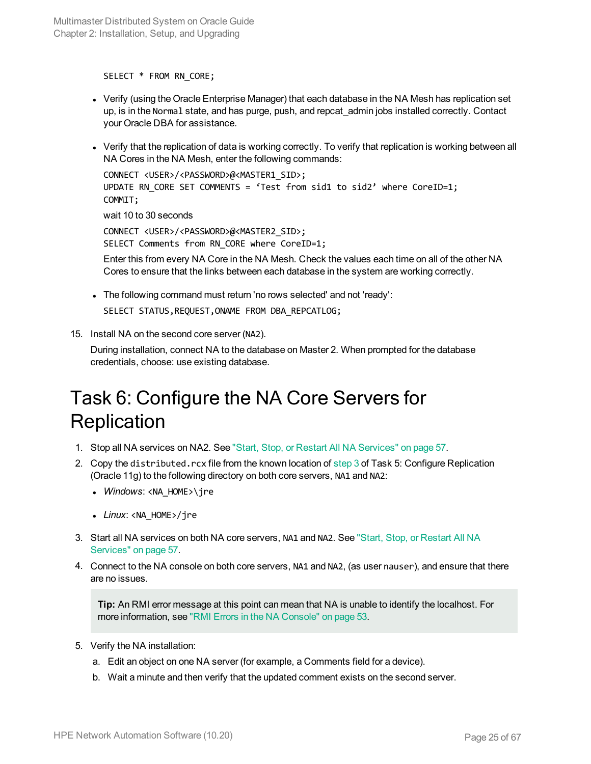```
SELECT * FROM RN_CORE;
```

- Verify (using the Oracle Enterprise Manager) that each database in the NA Mesh has replication set up, is in the `Normal` state, and has purge, push, and repcat_admin jobs installed correctly. Contact your Oracle DBA for assistance.
- Verify that the replication of data is working correctly. To verify that replication is working between all NA Cores in the NA Mesh, enter the following commands:

  ```
  CONNECT <USER>/<PASSWORD>@<MASTER1_SID>;
  UPDATE RN_CORE SET COMMENTS = 'Test from sid1 to sid2' where CoreID=1;
  COMMIT;
  ```

  wait 10 to 30 seconds

  ```
  CONNECT <USER>/<PASSWORD>@<MASTER2_SID>;
  SELECT Comments from RN_CORE where CoreID=1;
  ```

  Enter this from every NA Core in the NA Mesh. Check the values each time on all of the other NA Cores to ensure that the links between each database in the system are working correctly.
- The following command must return 'no rows selected' and not 'ready':

  ```
  SELECT STATUS,REQUEST,ONAME FROM DBA_REPCATLOG;
  ```

15. Install NA on the second core server (`NA2`).

    During installation, connect NA to the database on Master 2. When prompted for the database credentials, choose: use existing database.

# Task 6: Configure the NA Core Servers for Replication

1. Stop all NA services on NA2. See "Start, Stop, or Restart All NA Services" on page 57.
2. Copy the `distributed.rcx` file from the known location of step 3 of Task 5: Configure Replication (Oracle 11g) to the following directory on both core servers, `NA1` and `NA2`:
   - *Windows*: `<NA_HOME>\jre`
   - *Linux*: `<NA_HOME>/jre`
3. Start all NA services on both NA core servers, `NA1` and `NA2`. See "Start, Stop, or Restart All NA Services" on page 57.
4. Connect to the NA console on both core servers, `NA1` and `NA2`, (as user `nauser`), and ensure that there are no issues.

   > **Tip:** An RMI error message at this point can mean that NA is unable to identify the localhost. For more information, see "RMI Errors in the NA Console" on page 53.

5. Verify the NA installation:
   a. Edit an object on one NA server (for example, a Comments field for a device).
   b. Wait a minute and then verify that the updated comment exists on the second server.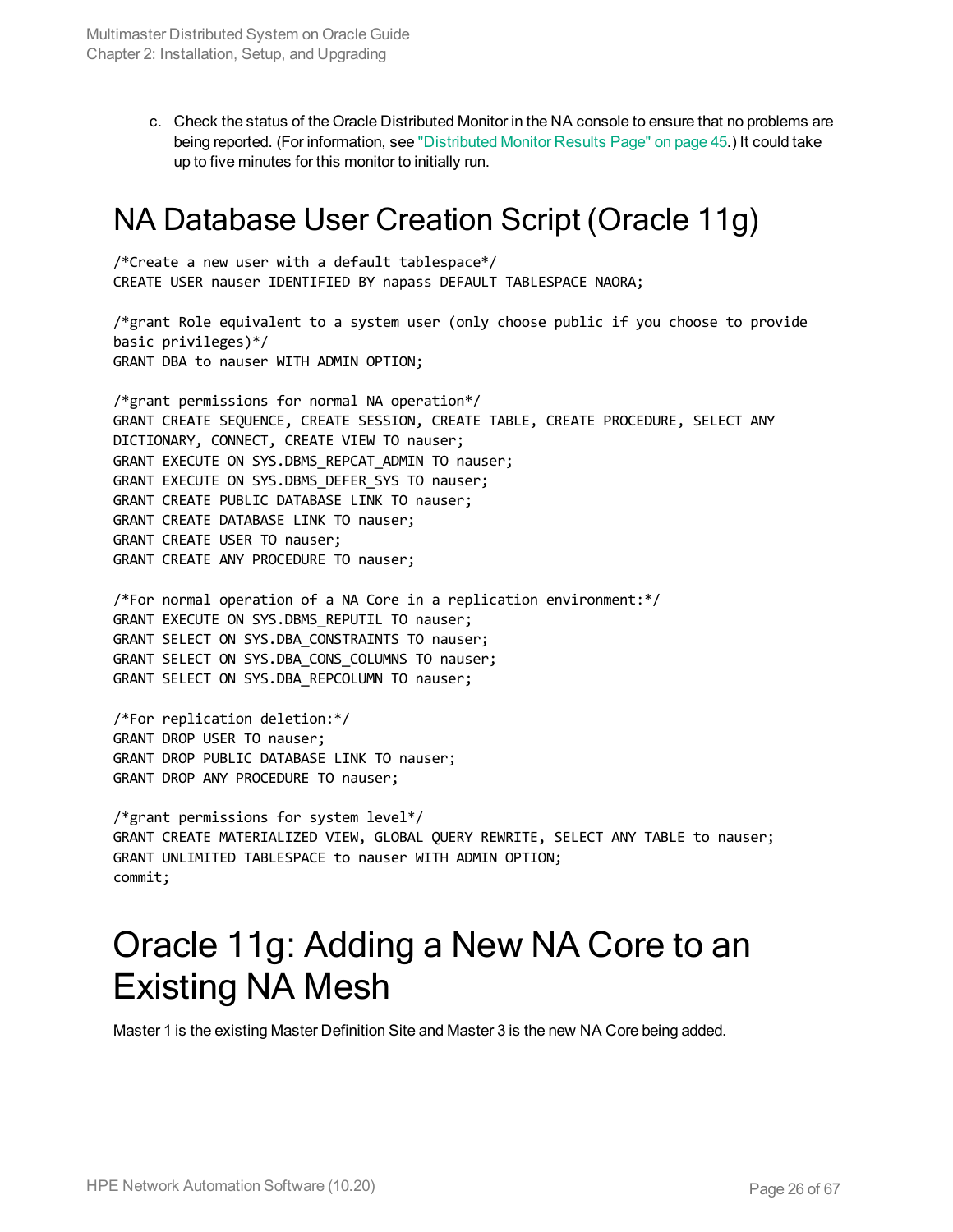c. Check the status of the Oracle Distributed Monitor in the NA console to ensure that no problems are being reported. (For information, see "Distributed Monitor Results Page" on page 45.) It could take up to five minutes for this monitor to initially run.

# NA Database User Creation Script (Oracle 11g)

```
/*Create a new user with a default tablespace*/
CREATE USER nauser IDENTIFIED BY napass DEFAULT TABLESPACE NAORA;

/*grant Role equivalent to a system user (only choose public if you choose to provide
basic privileges)*/
GRANT DBA to nauser WITH ADMIN OPTION;

/*grant permissions for normal NA operation*/
GRANT CREATE SEQUENCE, CREATE SESSION, CREATE TABLE, CREATE PROCEDURE, SELECT ANY
DICTIONARY, CONNECT, CREATE VIEW TO nauser;
GRANT EXECUTE ON SYS.DBMS_REPCAT_ADMIN TO nauser;
GRANT EXECUTE ON SYS.DBMS_DEFER_SYS TO nauser;
GRANT CREATE PUBLIC DATABASE LINK TO nauser;
GRANT CREATE DATABASE LINK TO nauser;
GRANT CREATE USER TO nauser;
GRANT CREATE ANY PROCEDURE TO nauser;

/*For normal operation of a NA Core in a replication environment:*/
GRANT EXECUTE ON SYS.DBMS_REPUTIL TO nauser;
GRANT SELECT ON SYS.DBA_CONSTRAINTS TO nauser;
GRANT SELECT ON SYS.DBA_CONS_COLUMNS TO nauser;
GRANT SELECT ON SYS.DBA_REPCOLUMN TO nauser;

/*For replication deletion:*/
GRANT DROP USER TO nauser;
GRANT DROP PUBLIC DATABASE LINK TO nauser;
GRANT DROP ANY PROCEDURE TO nauser;

/*grant permissions for system level*/
GRANT CREATE MATERIALIZED VIEW, GLOBAL QUERY REWRITE, SELECT ANY TABLE to nauser;
GRANT UNLIMITED TABLESPACE to nauser WITH ADMIN OPTION;
commit;
```

# Oracle 11g: Adding a New NA Core to an Existing NA Mesh

Master 1 is the existing Master Definition Site and Master 3 is the new NA Core being added.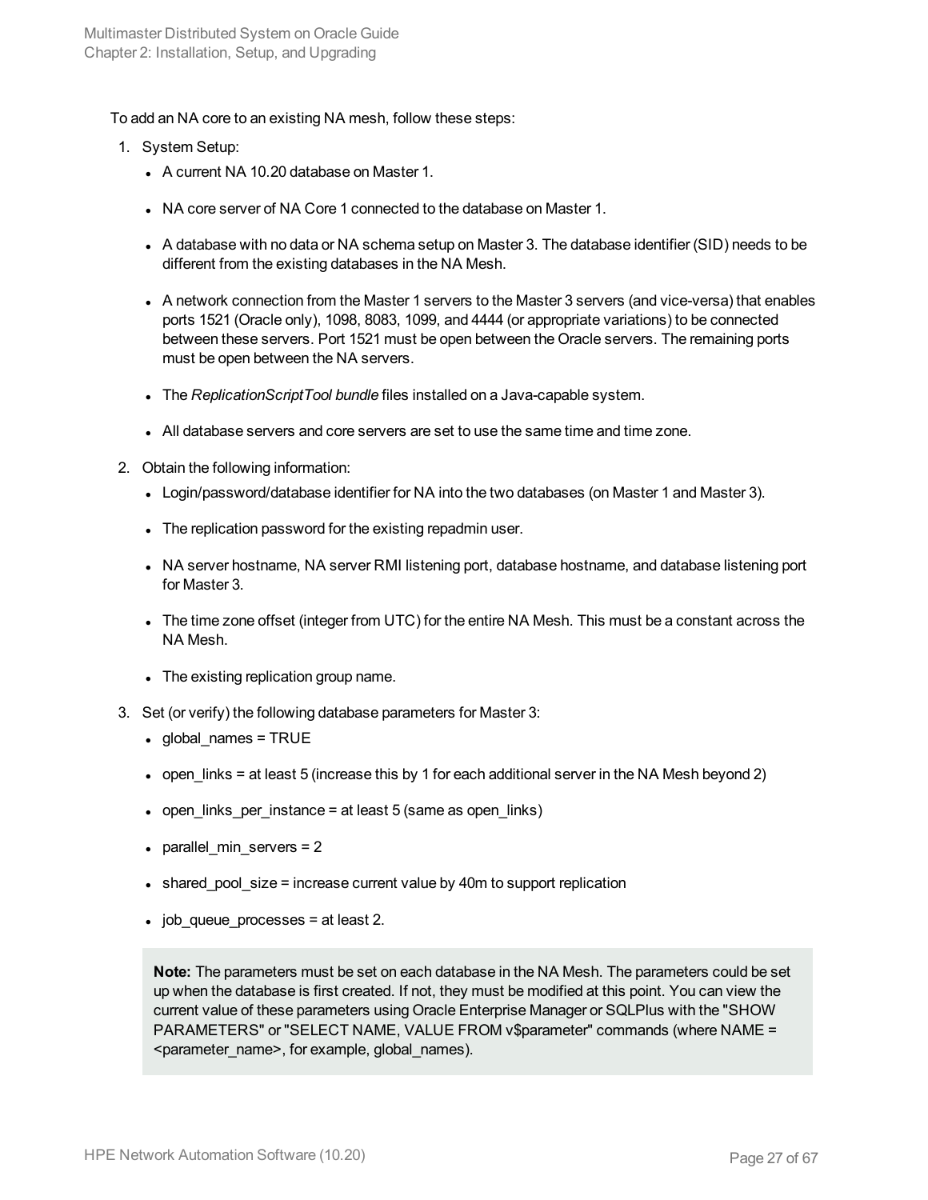To add an NA core to an existing NA mesh, follow these steps:

1. System Setup:
   - A current NA 10.20 database on Master 1.
   - NA core server of NA Core 1 connected to the database on Master 1.
   - A database with no data or NA schema setup on Master 3. The database identifier (SID) needs to be different from the existing databases in the NA Mesh.
   - A network connection from the Master 1 servers to the Master 3 servers (and vice-versa) that enables ports 1521 (Oracle only), 1098, 8083, 1099, and 4444 (or appropriate variations) to be connected between these servers. Port 1521 must be open between the Oracle servers. The remaining ports must be open between the NA servers.
   - The *ReplicationScriptTool bundle* files installed on a Java-capable system.
   - All database servers and core servers are set to use the same time and time zone.
2. Obtain the following information:
   - Login/password/database identifier for NA into the two databases (on Master 1 and Master 3).
   - The replication password for the existing repadmin user.
   - NA server hostname, NA server RMI listening port, database hostname, and database listening port for Master 3.
   - The time zone offset (integer from UTC) for the entire NA Mesh. This must be a constant across the NA Mesh.
   - The existing replication group name.
3. Set (or verify) the following database parameters for Master 3:
   - global_names = TRUE
   - open_links = at least 5 (increase this by 1 for each additional server in the NA Mesh beyond 2)
   - open_links_per_instance = at least 5 (same as open_links)
   - parallel_min_servers = 2
   - shared_pool_size = increase current value by 40m to support replication
   - job_queue_processes = at least 2.

   > **Note:** The parameters must be set on each database in the NA Mesh. The parameters could be set up when the database is first created. If not, they must be modified at this point. You can view the current value of these parameters using Oracle Enterprise Manager or SQLPlus with the "SHOW PARAMETERS" or "SELECT NAME, VALUE FROM v$parameter" commands (where NAME = <parameter_name>, for example, global_names).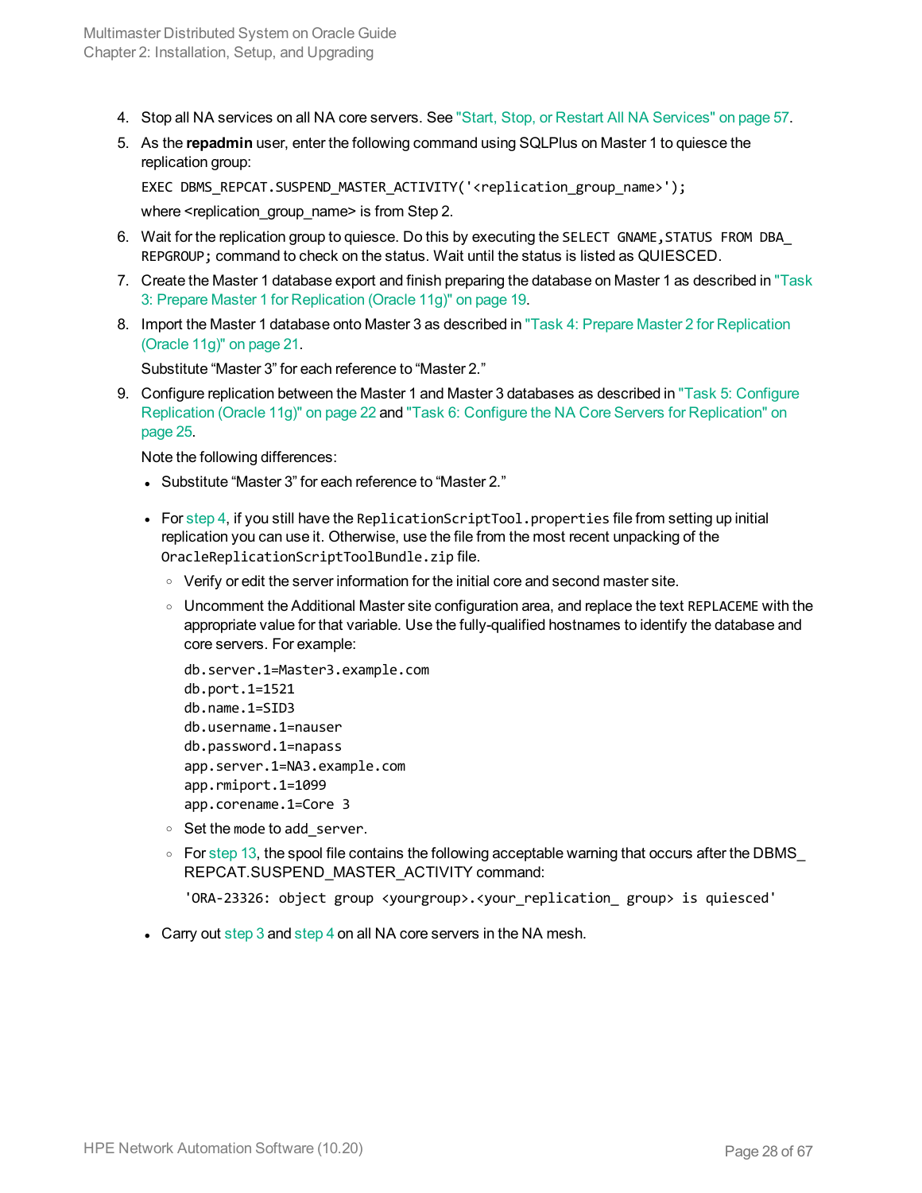4. Stop all NA services on all NA core servers. See "Start, Stop, or Restart All NA Services" on page 57.
5. As the **repadmin** user, enter the following command using SQLPlus on Master 1 to quiesce the replication group:

   ```
   EXEC DBMS_REPCAT.SUSPEND_MASTER_ACTIVITY('<replication_group_name>');
   ```

   where <replication_group_name> is from Step 2.
6. Wait for the replication group to quiesce. Do this by executing the `SELECT GNAME,STATUS FROM DBA_REPGROUP;` command to check on the status. Wait until the status is listed as QUIESCED.
7. Create the Master 1 database export and finish preparing the database on Master 1 as described in "Task 3: Prepare Master 1 for Replication (Oracle 11g)" on page 19.
8. Import the Master 1 database onto Master 3 as described in "Task 4: Prepare Master 2 for Replication (Oracle 11g)" on page 21.

   Substitute "Master 3" for each reference to "Master 2."
9. Configure replication between the Master 1 and Master 3 databases as described in "Task 5: Configure Replication (Oracle 11g)" on page 22 and "Task 6: Configure the NA Core Servers for Replication" on page 25.

   Note the following differences:

   - Substitute "Master 3" for each reference to "Master 2."
   - For step 4, if you still have the `ReplicationScriptTool.properties` file from setting up initial replication you can use it. Otherwise, use the file from the most recent unpacking of the `OracleReplicationScriptToolBundle.zip` file.
     - Verify or edit the server information for the initial core and second master site.
     - Uncomment the Additional Master site configuration area, and replace the text `REPLACEME` with the appropriate value for that variable. Use the fully-qualified hostnames to identify the database and core servers. For example:

       ```
       db.server.1=Master3.example.com
       db.port.1=1521
       db.name.1=SID3
       db.username.1=nauser
       db.password.1=napass
       app.server.1=NA3.example.com
       app.rmiport.1=1099
       app.corename.1=Core 3
       ```

     - Set the mode to `add_server`.
     - For step 13, the spool file contains the following acceptable warning that occurs after the DBMS_REPCAT.SUSPEND_MASTER_ACTIVITY command:

       ```
       'ORA-23326: object group <yourgroup>.<your_replication_ group> is quiesced'
       ```

   - Carry out step 3 and step 4 on all NA core servers in the NA mesh.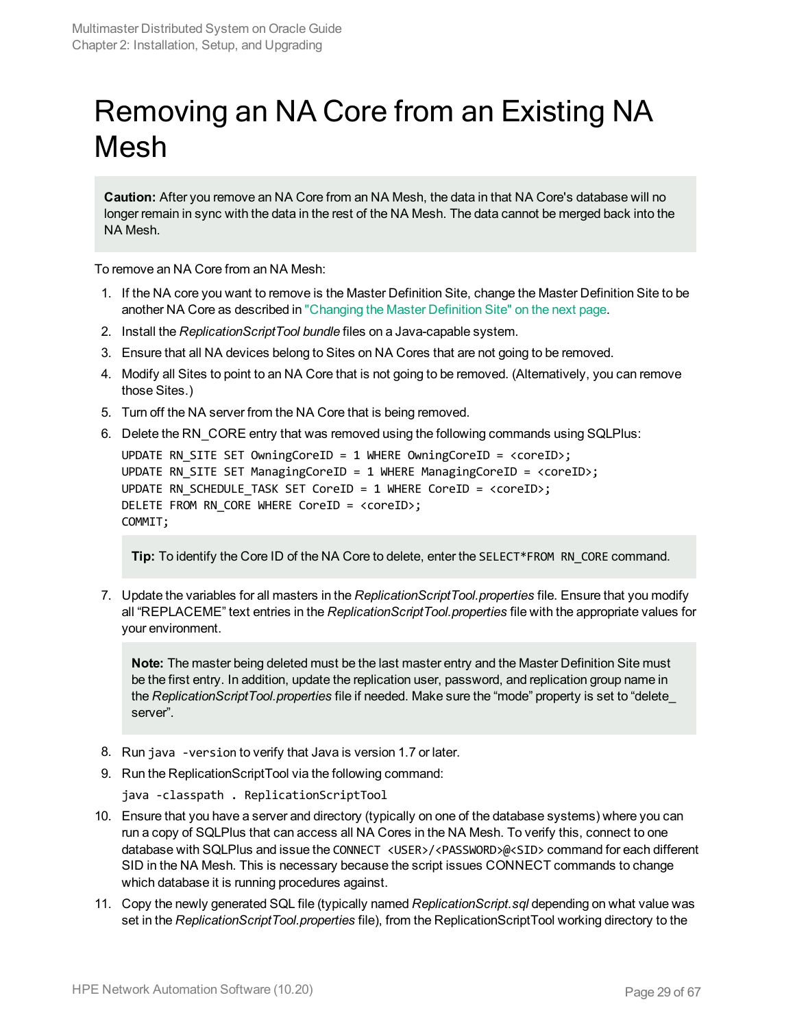# Removing an NA Core from an Existing NA Mesh

**Caution:** After you remove an NA Core from an NA Mesh, the data in that NA Core's database will no longer remain in sync with the data in the rest of the NA Mesh. The data cannot be merged back into the NA Mesh.

To remove an NA Core from an NA Mesh:

1. If the NA core you want to remove is the Master Definition Site, change the Master Definition Site to be another NA Core as described in "Changing the Master Definition Site" on the next page.
2. Install the *ReplicationScriptTool bundle* files on a Java-capable system.
3. Ensure that all NA devices belong to Sites on NA Cores that are not going to be removed.
4. Modify all Sites to point to an NA Core that is not going to be removed. (Alternatively, you can remove those Sites.)
5. Turn off the NA server from the NA Core that is being removed.
6. Delete the RN_CORE entry that was removed using the following commands using SQLPlus:

   ```
   UPDATE RN_SITE SET OwningCoreID = 1 WHERE OwningCoreID = <coreID>;
   UPDATE RN_SITE SET ManagingCoreID = 1 WHERE ManagingCoreID = <coreID>;
   UPDATE RN_SCHEDULE_TASK SET CoreID = 1 WHERE CoreID = <coreID>;
   DELETE FROM RN_CORE WHERE CoreID = <coreID>;
   COMMIT;
   ```

   **Tip:** To identify the Core ID of the NA Core to delete, enter the `SELECT*FROM RN_CORE` command.

7. Update the variables for all masters in the *ReplicationScriptTool.properties* file. Ensure that you modify all "REPLACEME" text entries in the *ReplicationScriptTool.properties* file with the appropriate values for your environment.

   **Note:** The master being deleted must be the last master entry and the Master Definition Site must be the first entry. In addition, update the replication user, password, and replication group name in the *ReplicationScriptTool.properties* file if needed. Make sure the "mode" property is set to "delete_server".

8. Run `java -version` to verify that Java is version 1.7 or later.
9. Run the ReplicationScriptTool via the following command:

   ```
   java -classpath . ReplicationScriptTool
   ```

10. Ensure that you have a server and directory (typically on one of the database systems) where you can run a copy of SQLPlus that can access all NA Cores in the NA Mesh. To verify this, connect to one database with SQLPlus and issue the `CONNECT <USER>/<PASSWORD>@<SID>` command for each different SID in the NA Mesh. This is necessary because the script issues CONNECT commands to change which database it is running procedures against.
11. Copy the newly generated SQL file (typically named *ReplicationScript.sql* depending on what value was set in the *ReplicationScriptTool.properties* file), from the ReplicationScriptTool working directory to the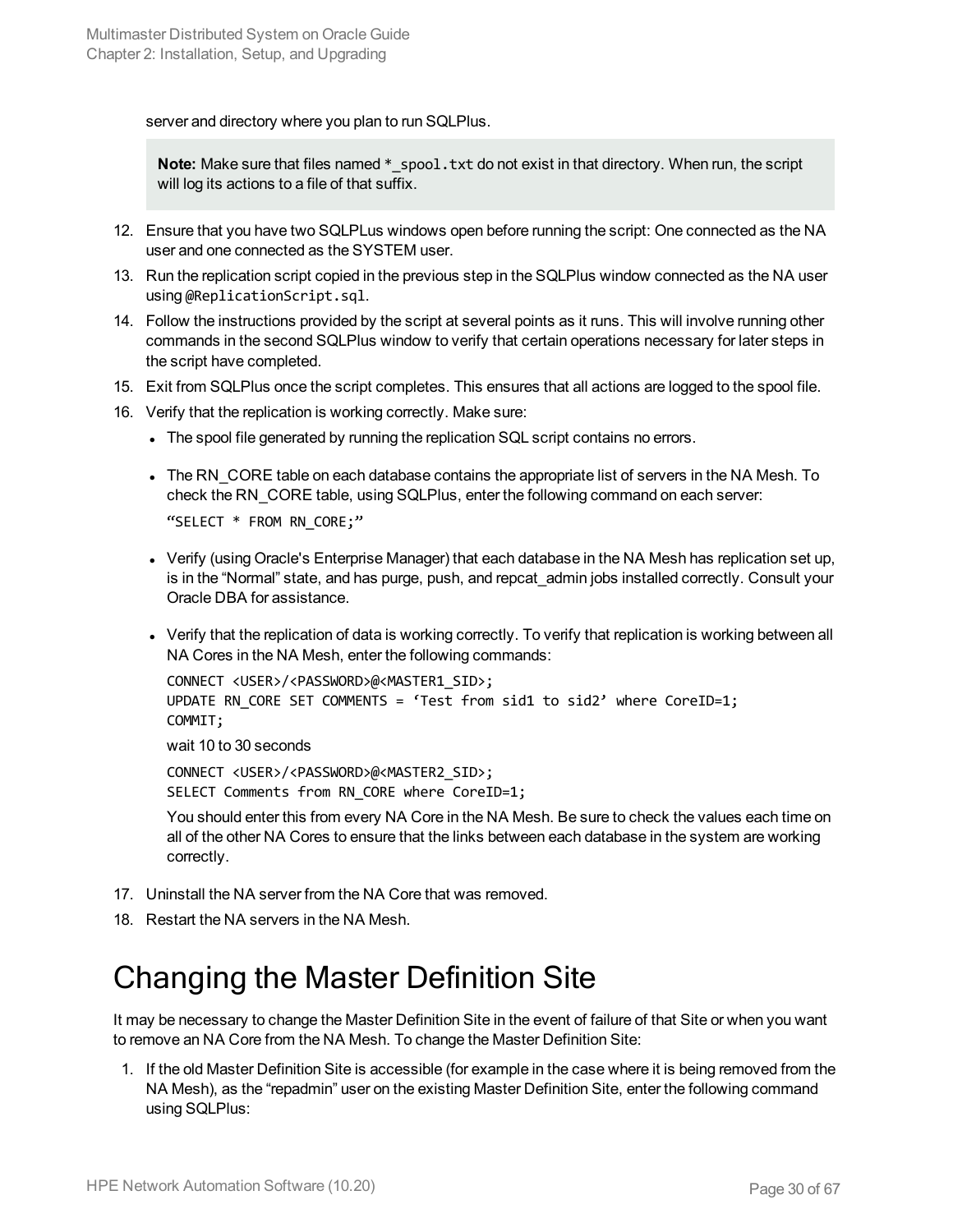server and directory where you plan to run SQLPlus.

> **Note:** Make sure that files named `*_spool.txt` do not exist in that directory. When run, the script will log its actions to a file of that suffix.

12. Ensure that you have two SQLPLus windows open before running the script: One connected as the NA user and one connected as the SYSTEM user.
13. Run the replication script copied in the previous step in the SQLPlus window connected as the NA user using `@ReplicationScript.sql`.
14. Follow the instructions provided by the script at several points as it runs. This will involve running other commands in the second SQLPlus window to verify that certain operations necessary for later steps in the script have completed.
15. Exit from SQLPlus once the script completes. This ensures that all actions are logged to the spool file.
16. Verify that the replication is working correctly. Make sure:
    - The spool file generated by running the replication SQL script contains no errors.
    - The RN_CORE table on each database contains the appropriate list of servers in the NA Mesh. To check the RN_CORE table, using SQLPlus, enter the following command on each server:

      ```
      "SELECT * FROM RN_CORE;"
      ```

    - Verify (using Oracle's Enterprise Manager) that each database in the NA Mesh has replication set up, is in the "Normal" state, and has purge, push, and repcat_admin jobs installed correctly. Consult your Oracle DBA for assistance.
    - Verify that the replication of data is working correctly. To verify that replication is working between all NA Cores in the NA Mesh, enter the following commands:

      ```
      CONNECT <USER>/<PASSWORD>@<MASTER1_SID>;
      UPDATE RN_CORE SET COMMENTS = 'Test from sid1 to sid2' where CoreID=1;
      COMMIT;
      ```

      wait 10 to 30 seconds

      ```
      CONNECT <USER>/<PASSWORD>@<MASTER2_SID>;
      SELECT Comments from RN_CORE where CoreID=1;
      ```

      You should enter this from every NA Core in the NA Mesh. Be sure to check the values each time on all of the other NA Cores to ensure that the links between each database in the system are working correctly.
17. Uninstall the NA server from the NA Core that was removed.
18. Restart the NA servers in the NA Mesh.

# Changing the Master Definition Site

It may be necessary to change the Master Definition Site in the event of failure of that Site or when you want to remove an NA Core from the NA Mesh. To change the Master Definition Site:

1. If the old Master Definition Site is accessible (for example in the case where it is being removed from the NA Mesh), as the "repadmin" user on the existing Master Definition Site, enter the following command using SQLPlus: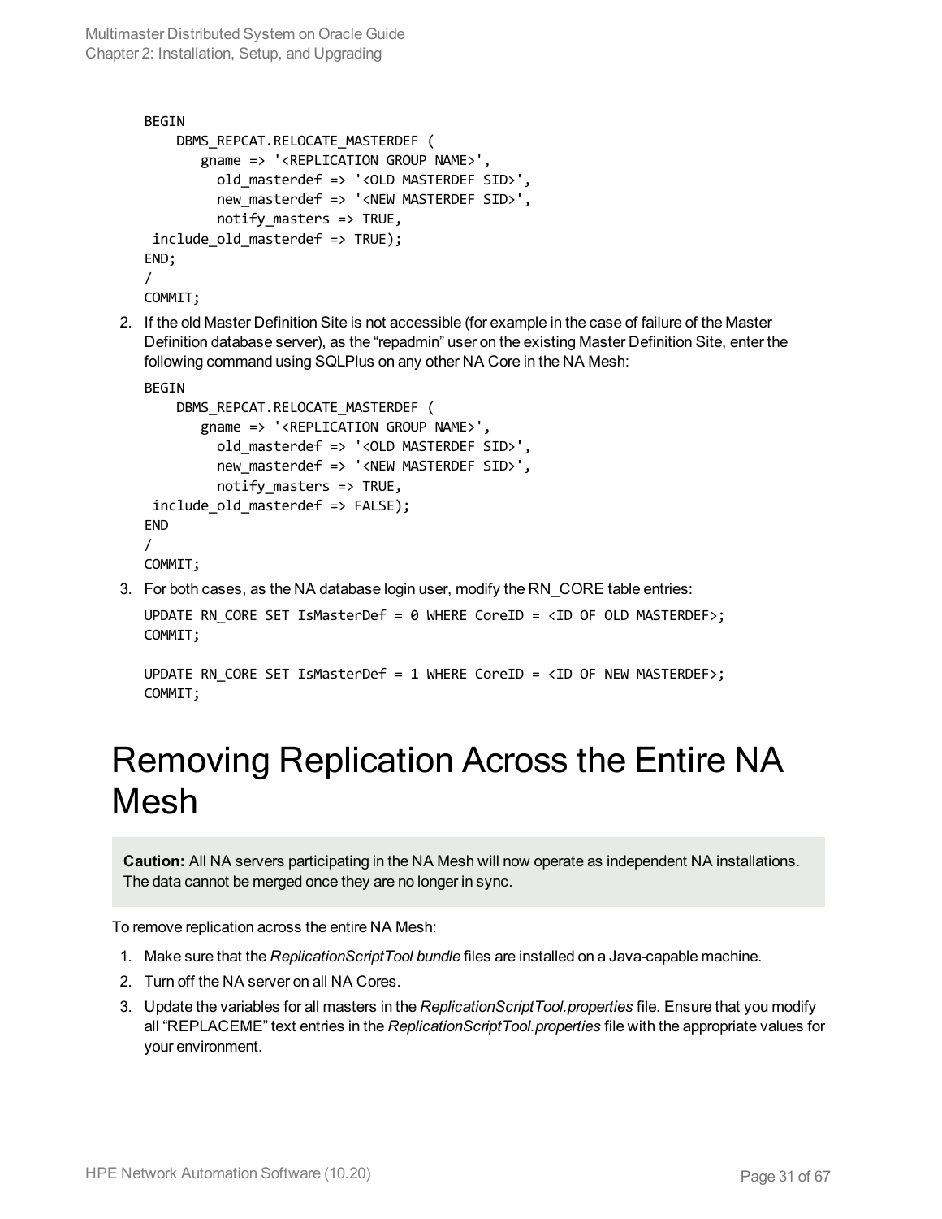```
BEGIN
    DBMS_REPCAT.RELOCATE_MASTERDEF (
       gname => '<REPLICATION GROUP NAME>',
         old_masterdef => '<OLD MASTERDEF SID>',
         new_masterdef => '<NEW MASTERDEF SID>',
         notify_masters => TRUE,
 include_old_masterdef => TRUE);
END;
/
COMMIT;
```

2. If the old Master Definition Site is not accessible (for example in the case of failure of the Master Definition database server), as the “repadmin” user on the existing Master Definition Site, enter the following command using SQLPlus on any other NA Core in the NA Mesh:

```
BEGIN
    DBMS_REPCAT.RELOCATE_MASTERDEF (
       gname => '<REPLICATION GROUP NAME>',
         old_masterdef => '<OLD MASTERDEF SID>',
         new_masterdef => '<NEW MASTERDEF SID>',
         notify_masters => TRUE,
 include_old_masterdef => FALSE);
END
/
COMMIT;
```

3. For both cases, as the NA database login user, modify the RN_CORE table entries:

```
UPDATE RN_CORE SET IsMasterDef = 0 WHERE CoreID = <ID OF OLD MASTERDEF>;
COMMIT;

UPDATE RN_CORE SET IsMasterDef = 1 WHERE CoreID = <ID OF NEW MASTERDEF>;
COMMIT;
```

# Removing Replication Across the Entire NA Mesh

**Caution:** All NA servers participating in the NA Mesh will now operate as independent NA installations. The data cannot be merged once they are no longer in sync.

To remove replication across the entire NA Mesh:

1. Make sure that the *ReplicationScriptTool bundle* files are installed on a Java-capable machine.
2. Turn off the NA server on all NA Cores.
3. Update the variables for all masters in the *ReplicationScriptTool.properties* file. Ensure that you modify all “REPLACEME” text entries in the *ReplicationScriptTool.properties* file with the appropriate values for your environment.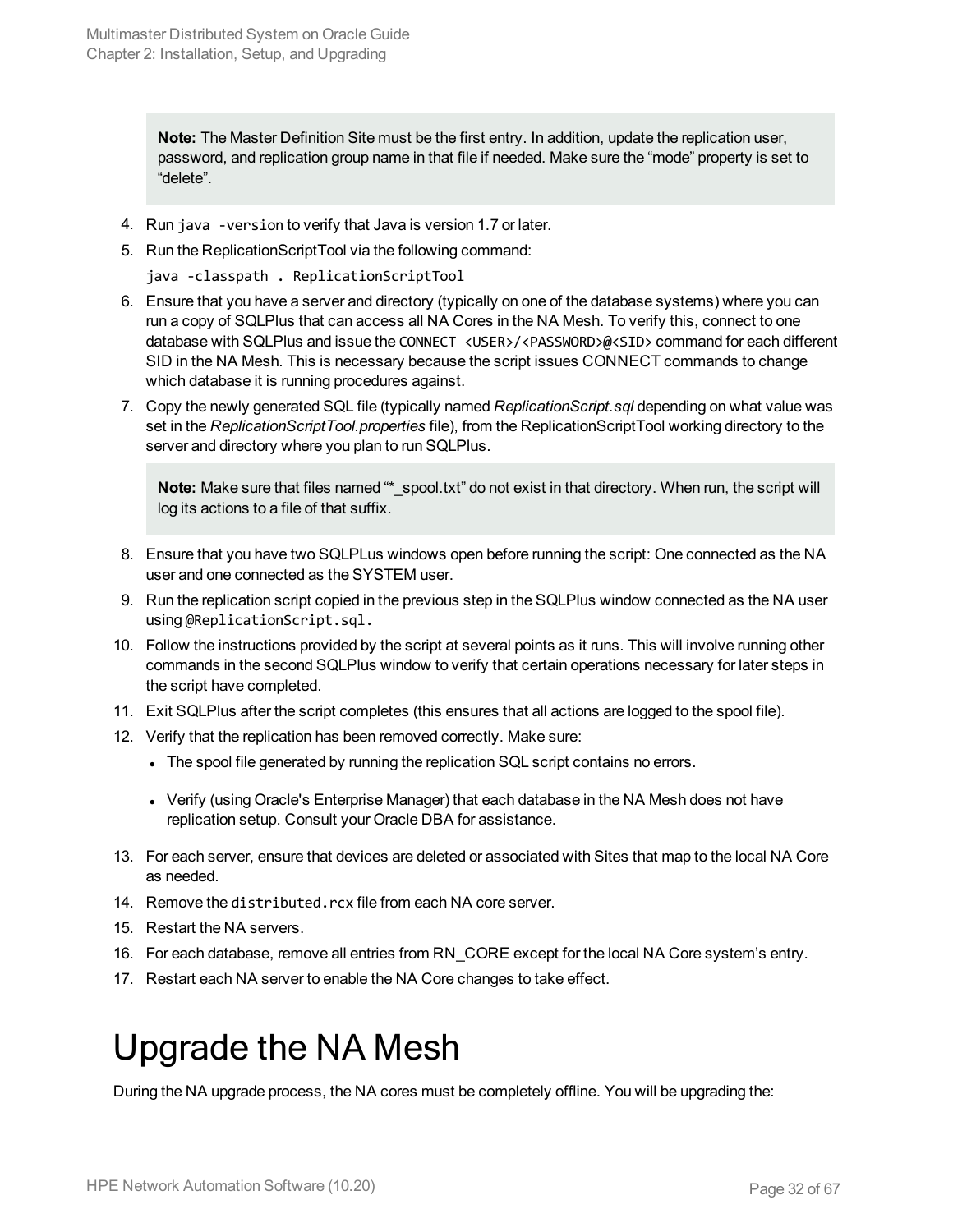**Note:** The Master Definition Site must be the first entry. In addition, update the replication user, password, and replication group name in that file if needed. Make sure the "mode" property is set to "delete".

4. Run `java -version` to verify that Java is version 1.7 or later.
5. Run the ReplicationScriptTool via the following command:

   ```
   java -classpath . ReplicationScriptTool
   ```

6. Ensure that you have a server and directory (typically on one of the database systems) where you can run a copy of SQLPlus that can access all NA Cores in the NA Mesh. To verify this, connect to one database with SQLPlus and issue the `CONNECT <USER>/<PASSWORD>@<SID>` command for each different SID in the NA Mesh. This is necessary because the script issues CONNECT commands to change which database it is running procedures against.
7. Copy the newly generated SQL file (typically named *ReplicationScript.sql* depending on what value was set in the *ReplicationScriptTool.properties* file), from the ReplicationScriptTool working directory to the server and directory where you plan to run SQLPlus.

   **Note:** Make sure that files named "*_spool.txt" do not exist in that directory. When run, the script will log its actions to a file of that suffix.

8. Ensure that you have two SQLPLus windows open before running the script: One connected as the NA user and one connected as the SYSTEM user.
9. Run the replication script copied in the previous step in the SQLPlus window connected as the NA user using `@ReplicationScript.sql`.
10. Follow the instructions provided by the script at several points as it runs. This will involve running other commands in the second SQLPlus window to verify that certain operations necessary for later steps in the script have completed.
11. Exit SQLPlus after the script completes (this ensures that all actions are logged to the spool file).
12. Verify that the replication has been removed correctly. Make sure:
    - The spool file generated by running the replication SQL script contains no errors.
    - Verify (using Oracle's Enterprise Manager) that each database in the NA Mesh does not have replication setup. Consult your Oracle DBA for assistance.
13. For each server, ensure that devices are deleted or associated with Sites that map to the local NA Core as needed.
14. Remove the `distributed.rcx` file from each NA core server.
15. Restart the NA servers.
16. For each database, remove all entries from RN_CORE except for the local NA Core system's entry.
17. Restart each NA server to enable the NA Core changes to take effect.

# Upgrade the NA Mesh

During the NA upgrade process, the NA cores must be completely offline. You will be upgrading the: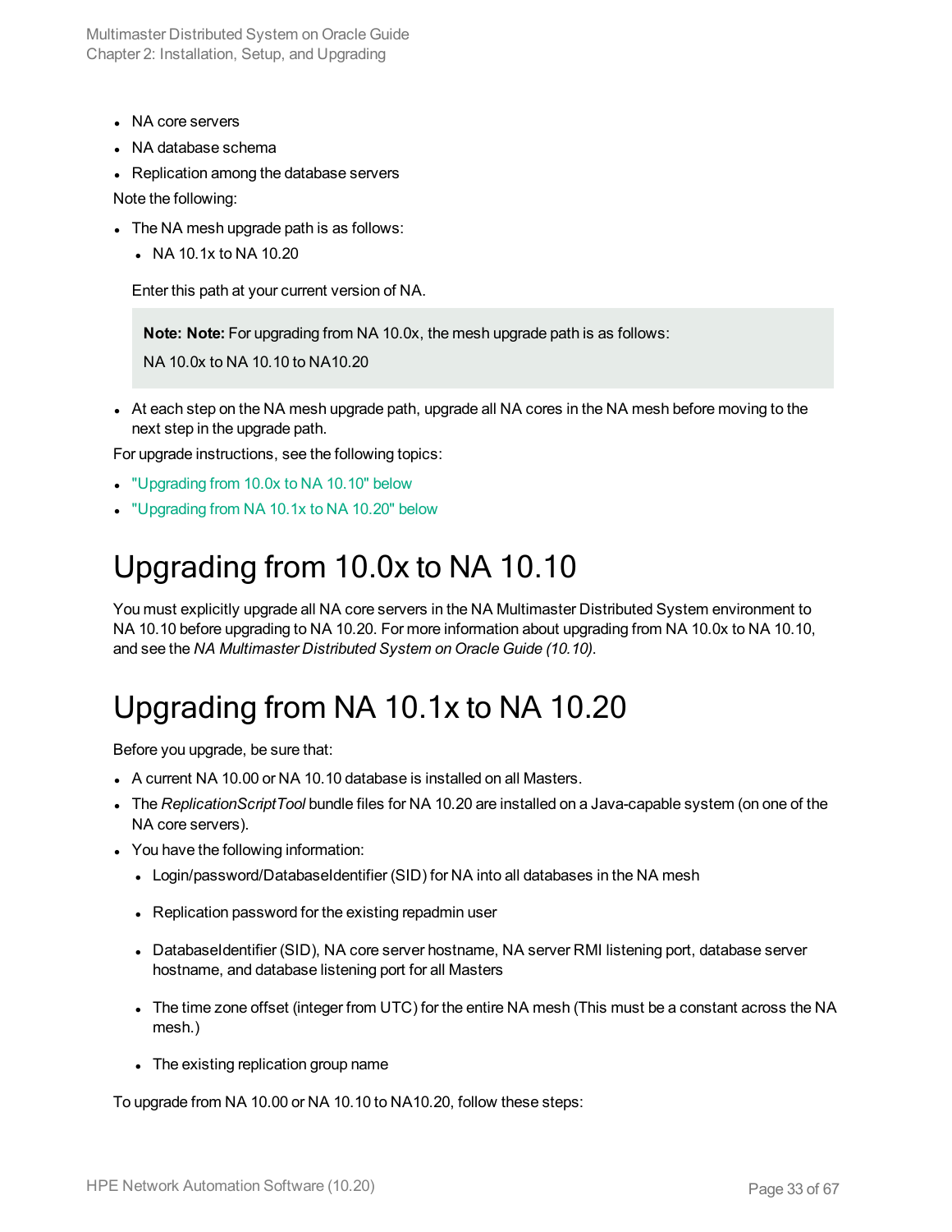- NA core servers
- NA database schema
- Replication among the database servers

Note the following:

- The NA mesh upgrade path is as follows:
  - NA 10.1x to NA 10.20

  Enter this path at your current version of NA.

  > **Note: Note:** For upgrading from NA 10.0x, the mesh upgrade path is as follows:
  >
  > NA 10.0x to NA 10.10 to NA10.20

- At each step on the NA mesh upgrade path, upgrade all NA cores in the NA mesh before moving to the next step in the upgrade path.

For upgrade instructions, see the following topics:

- "Upgrading from 10.0x to NA 10.10" below
- "Upgrading from NA 10.1x to NA 10.20" below

# Upgrading from 10.0x to NA 10.10

You must explicitly upgrade all NA core servers in the NA Multimaster Distributed System environment to NA 10.10 before upgrading to NA 10.20. For more information about upgrading from NA 10.0x to NA 10.10, and see the *NA Multimaster Distributed System on Oracle Guide (10.10)*.

# Upgrading from NA 10.1x to NA 10.20

Before you upgrade, be sure that:

- A current NA 10.00 or NA 10.10 database is installed on all Masters.
- The *ReplicationScriptTool* bundle files for NA 10.20 are installed on a Java-capable system (on one of the NA core servers).
- You have the following information:
  - Login/password/DatabaseIdentifier (SID) for NA into all databases in the NA mesh
  - Replication password for the existing repadmin user
  - DatabaseIdentifier (SID), NA core server hostname, NA server RMI listening port, database server hostname, and database listening port for all Masters
  - The time zone offset (integer from UTC) for the entire NA mesh (This must be a constant across the NA mesh.)
  - The existing replication group name

To upgrade from NA 10.00 or NA 10.10 to NA10.20, follow these steps: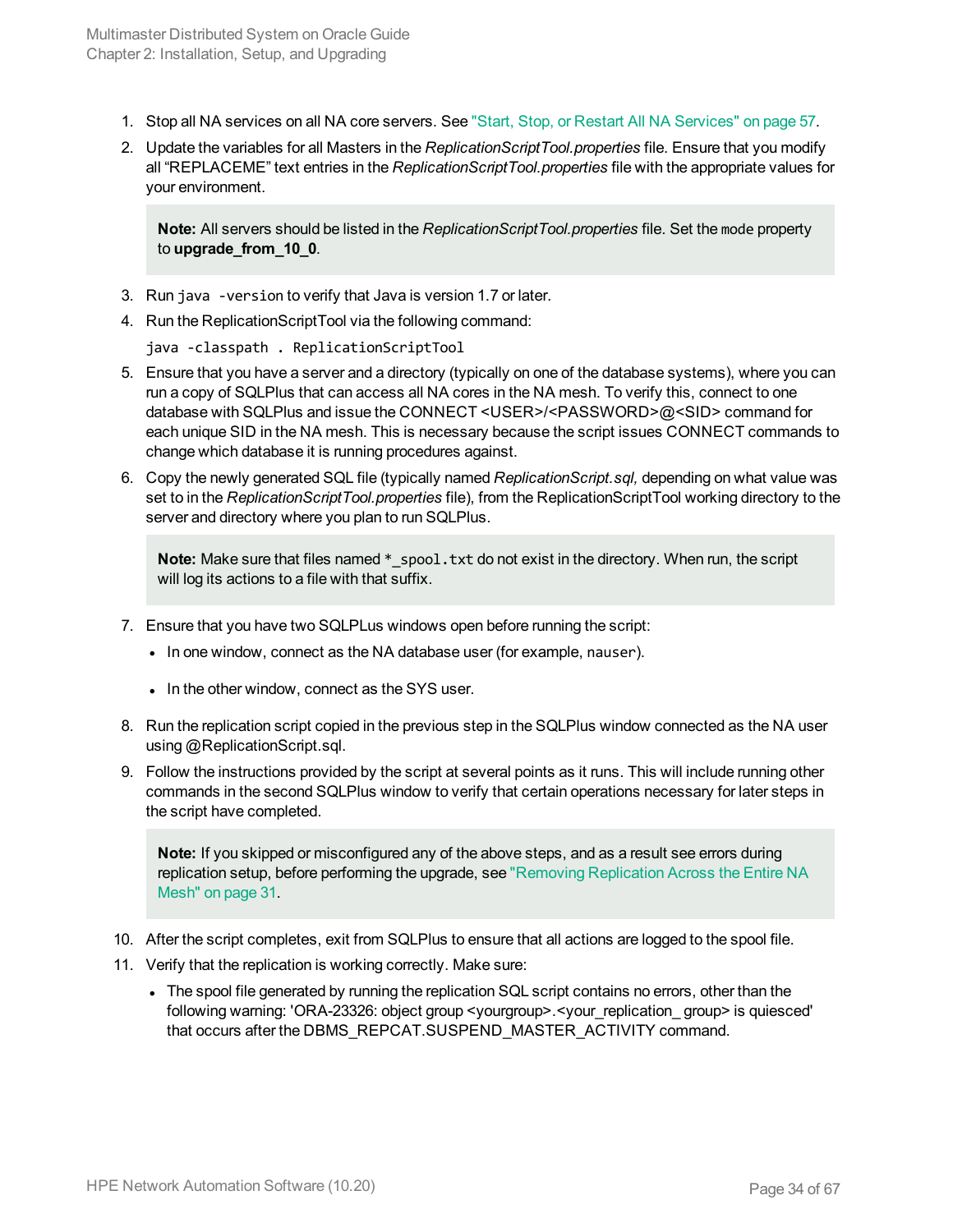1. Stop all NA services on all NA core servers. See "Start, Stop, or Restart All NA Services" on page 57.
2. Update the variables for all Masters in the *ReplicationScriptTool.properties* file. Ensure that you modify all "REPLACEME" text entries in the *ReplicationScriptTool.properties* file with the appropriate values for your environment.

   > **Note:** All servers should be listed in the *ReplicationScriptTool.properties* file. Set the `mode` property to **upgrade_from_10_0**.

3. Run `java -version` to verify that Java is version 1.7 or later.
4. Run the ReplicationScriptTool via the following command:

   ```
   java -classpath . ReplicationScriptTool
   ```

5. Ensure that you have a server and a directory (typically on one of the database systems), where you can run a copy of SQLPlus that can access all NA cores in the NA mesh. To verify this, connect to one database with SQLPlus and issue the CONNECT <USER>/<PASSWORD>@<SID> command for each unique SID in the NA mesh. This is necessary because the script issues CONNECT commands to change which database it is running procedures against.
6. Copy the newly generated SQL file (typically named *ReplicationScript.sql,* depending on what value was set to in the *ReplicationScriptTool.properties* file), from the ReplicationScriptTool working directory to the server and directory where you plan to run SQLPlus.

   > **Note:** Make sure that files named `*_spool.txt` do not exist in the directory. When run, the script will log its actions to a file with that suffix.

7. Ensure that you have two SQLPLus windows open before running the script:
   - In one window, connect as the NA database user (for example, `nauser`).
   - In the other window, connect as the SYS user.
8. Run the replication script copied in the previous step in the SQLPlus window connected as the NA user using @ReplicationScript.sql.
9. Follow the instructions provided by the script at several points as it runs. This will include running other commands in the second SQLPlus window to verify that certain operations necessary for later steps in the script have completed.

   > **Note:** If you skipped or misconfigured any of the above steps, and as a result see errors during replication setup, before performing the upgrade, see "Removing Replication Across the Entire NA Mesh" on page 31.

10. After the script completes, exit from SQLPlus to ensure that all actions are logged to the spool file.
11. Verify that the replication is working correctly. Make sure:
    - The spool file generated by running the replication SQL script contains no errors, other than the following warning: 'ORA-23326: object group <yourgroup>.<your_replication_ group> is quiesced' that occurs after the DBMS_REPCAT.SUSPEND_MASTER_ACTIVITY command.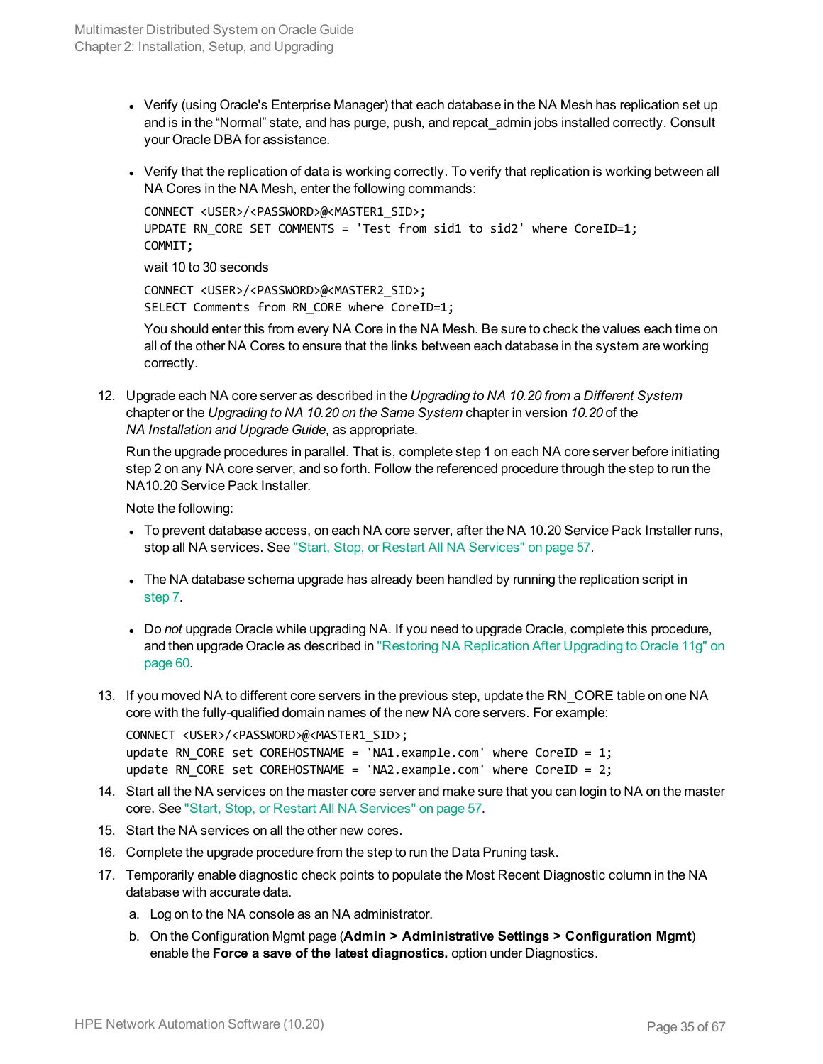- Verify (using Oracle's Enterprise Manager) that each database in the NA Mesh has replication set up and is in the "Normal" state, and has purge, push, and repcat_admin jobs installed correctly. Consult your Oracle DBA for assistance.

- Verify that the replication of data is working correctly. To verify that replication is working between all NA Cores in the NA Mesh, enter the following commands:

  ```
  CONNECT <USER>/<PASSWORD>@<MASTER1_SID>;
  UPDATE RN_CORE SET COMMENTS = 'Test from sid1 to sid2' where CoreID=1;
  COMMIT;
  ```

  wait 10 to 30 seconds

  ```
  CONNECT <USER>/<PASSWORD>@<MASTER2_SID>;
  SELECT Comments from RN_CORE where CoreID=1;
  ```

  You should enter this from every NA Core in the NA Mesh. Be sure to check the values each time on all of the other NA Cores to ensure that the links between each database in the system are working correctly.

12. Upgrade each NA core server as described in the *Upgrading to NA 10.20 from a Different System* chapter or the *Upgrading to NA 10.20 on the Same System* chapter in version *10.20* of the *NA Installation and Upgrade Guide*, as appropriate.

    Run the upgrade procedures in parallel. That is, complete step 1 on each NA core server before initiating step 2 on any NA core server, and so forth. Follow the referenced procedure through the step to run the NA10.20 Service Pack Installer.

    Note the following:

    - To prevent database access, on each NA core server, after the NA 10.20 Service Pack Installer runs, stop all NA services. See "Start, Stop, or Restart All NA Services" on page 57.

    - The NA database schema upgrade has already been handled by running the replication script in step 7.

    - Do *not* upgrade Oracle while upgrading NA. If you need to upgrade Oracle, complete this procedure, and then upgrade Oracle as described in "Restoring NA Replication After Upgrading to Oracle 11g" on page 60.

13. If you moved NA to different core servers in the previous step, update the RN_CORE table on one NA core with the fully-qualified domain names of the new NA core servers. For example:

    ```
    CONNECT <USER>/<PASSWORD>@<MASTER1_SID>;
    update RN_CORE set COREHOSTNAME = 'NA1.example.com' where CoreID = 1;
    update RN_CORE set COREHOSTNAME = 'NA2.example.com' where CoreID = 2;
    ```

14. Start all the NA services on the master core server and make sure that you can login to NA on the master core. See "Start, Stop, or Restart All NA Services" on page 57.
15. Start the NA services on all the other new cores.
16. Complete the upgrade procedure from the step to run the Data Pruning task.
17. Temporarily enable diagnostic check points to populate the Most Recent Diagnostic column in the NA database with accurate data.
    a. Log on to the NA console as an NA administrator.
    b. On the Configuration Mgmt page (**Admin > Administrative Settings > Configuration Mgmt**) enable the **Force a save of the latest diagnostics.** option under Diagnostics.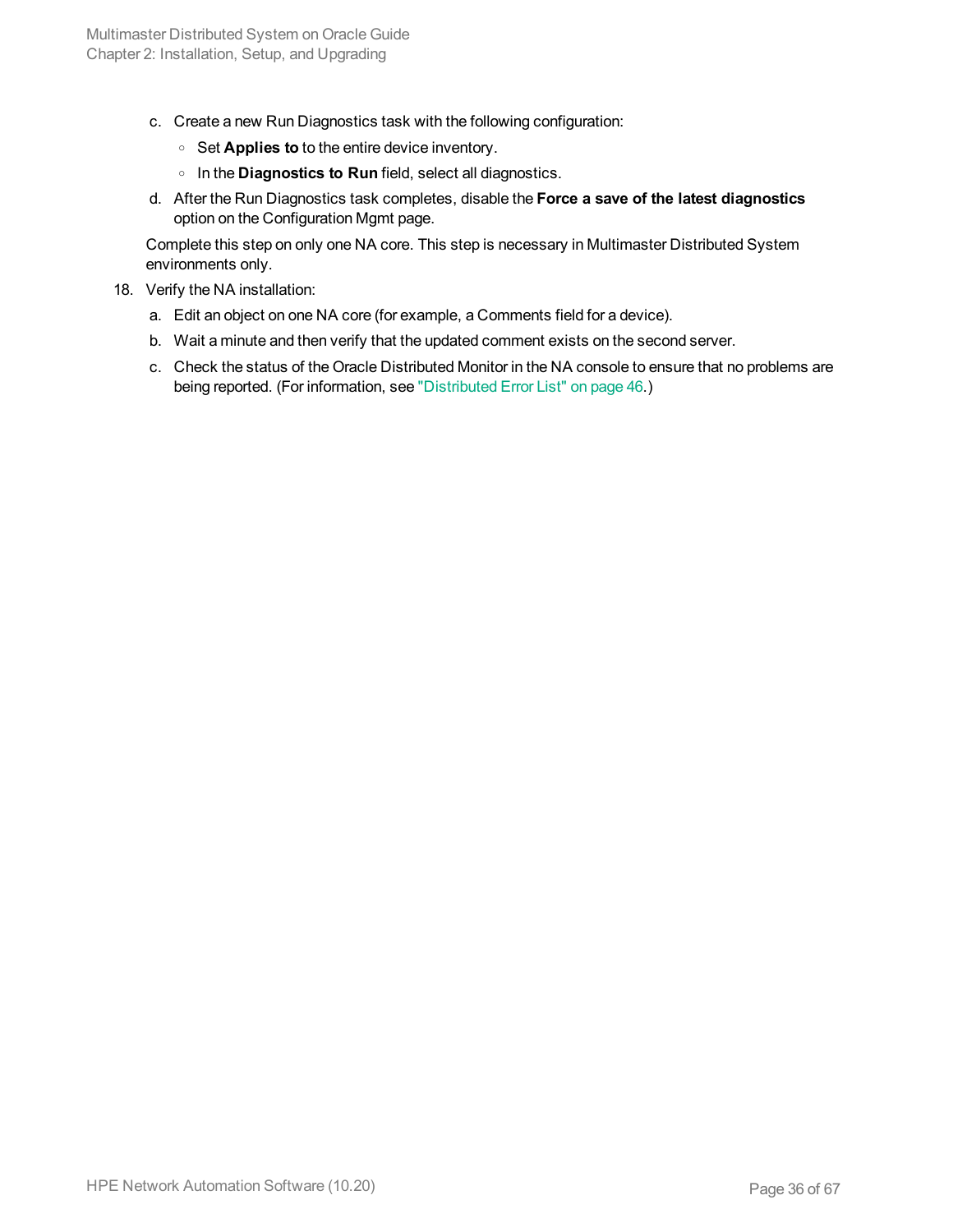c. Create a new Run Diagnostics task with the following configuration:
      - Set **Applies to** to the entire device inventory.
      - In the **Diagnostics to Run** field, select all diagnostics.
   d. After the Run Diagnostics task completes, disable the **Force a save of the latest diagnostics** option on the Configuration Mgmt page.

   Complete this step on only one NA core. This step is necessary in Multimaster Distributed System environments only.

18. Verify the NA installation:
    a. Edit an object on one NA core (for example, a Comments field for a device).
    b. Wait a minute and then verify that the updated comment exists on the second server.
    c. Check the status of the Oracle Distributed Monitor in the NA console to ensure that no problems are being reported. (For information, see "Distributed Error List" on page 46.)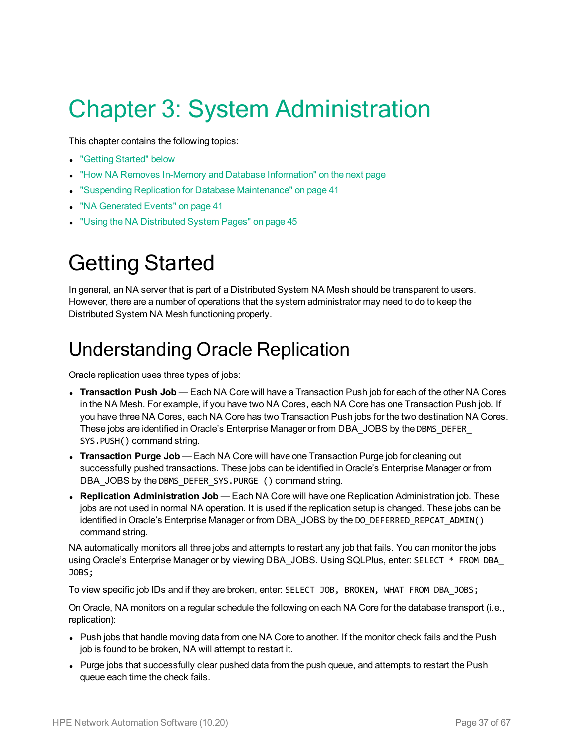# Chapter 3: System Administration

This chapter contains the following topics:

- "Getting Started" below
- "How NA Removes In-Memory and Database Information" on the next page
- "Suspending Replication for Database Maintenance" on page 41
- "NA Generated Events" on page 41
- "Using the NA Distributed System Pages" on page 45

# Getting Started

In general, an NA server that is part of a Distributed System NA Mesh should be transparent to users. However, there are a number of operations that the system administrator may need to do to keep the Distributed System NA Mesh functioning properly.

## Understanding Oracle Replication

Oracle replication uses three types of jobs:

- **Transaction Push Job** — Each NA Core will have a Transaction Push job for each of the other NA Cores in the NA Mesh. For example, if you have two NA Cores, each NA Core has one Transaction Push job. If you have three NA Cores, each NA Core has two Transaction Push jobs for the two destination NA Cores. These jobs are identified in Oracle's Enterprise Manager or from DBA_JOBS by the `DBMS_DEFER_SYS.PUSH()` command string.
- **Transaction Purge Job** — Each NA Core will have one Transaction Purge job for cleaning out successfully pushed transactions. These jobs can be identified in Oracle's Enterprise Manager or from DBA_JOBS by the `DBMS_DEFER_SYS.PURGE ()` command string.
- **Replication Administration Job** — Each NA Core will have one Replication Administration job. These jobs are not used in normal NA operation. It is used if the replication setup is changed. These jobs can be identified in Oracle's Enterprise Manager or from DBA_JOBS by the `DO_DEFERRED_REPCAT_ADMIN()` command string.

NA automatically monitors all three jobs and attempts to restart any job that fails. You can monitor the jobs using Oracle's Enterprise Manager or by viewing DBA_JOBS. Using SQLPlus, enter: `SELECT * FROM DBA_JOBS;`

To view specific job IDs and if they are broken, enter: `SELECT JOB, BROKEN, WHAT FROM DBA_JOBS;`

On Oracle, NA monitors on a regular schedule the following on each NA Core for the database transport (i.e., replication):

- Push jobs that handle moving data from one NA Core to another. If the monitor check fails and the Push job is found to be broken, NA will attempt to restart it.
- Purge jobs that successfully clear pushed data from the push queue, and attempts to restart the Push queue each time the check fails.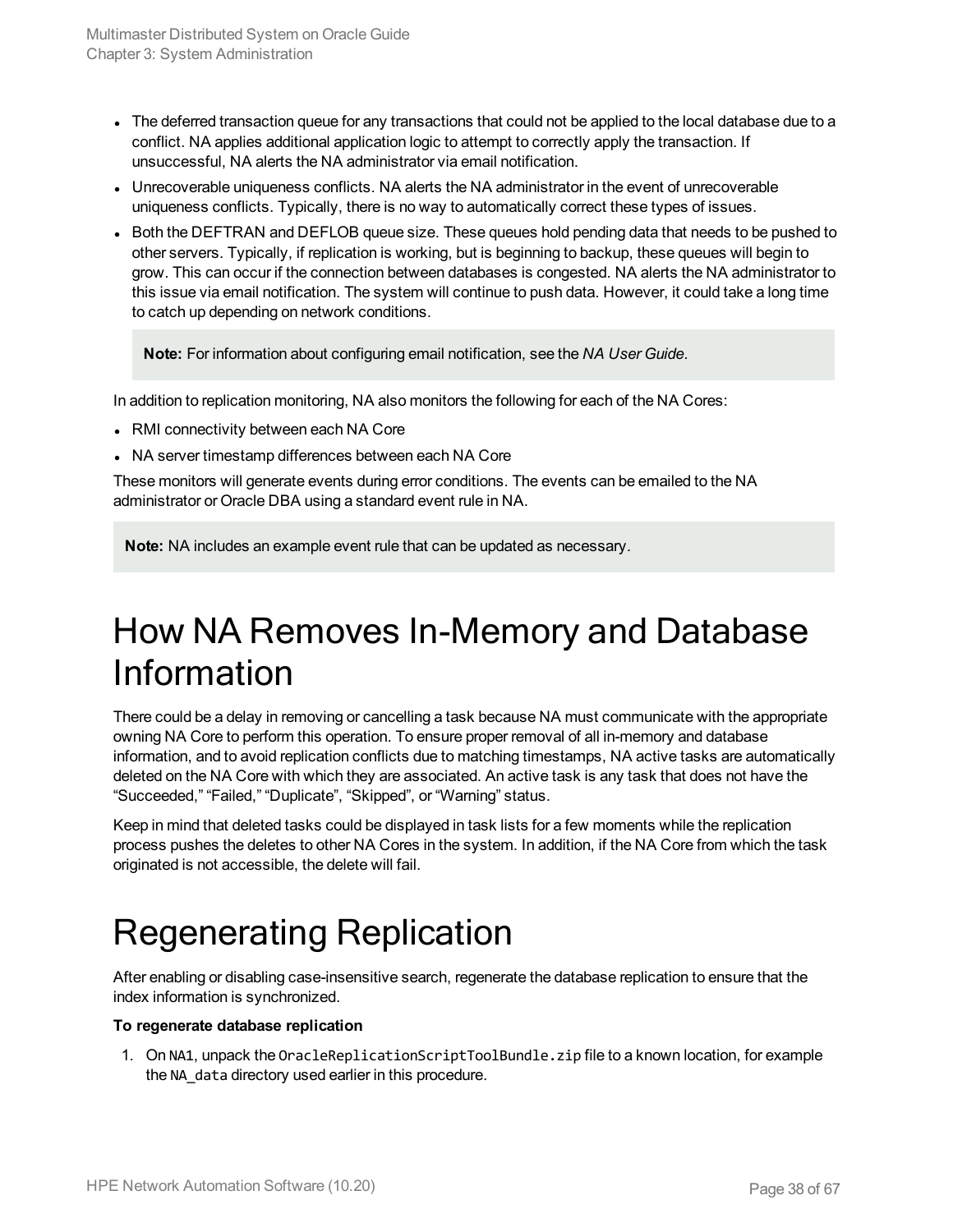- The deferred transaction queue for any transactions that could not be applied to the local database due to a conflict. NA applies additional application logic to attempt to correctly apply the transaction. If unsuccessful, NA alerts the NA administrator via email notification.
- Unrecoverable uniqueness conflicts. NA alerts the NA administrator in the event of unrecoverable uniqueness conflicts. Typically, there is no way to automatically correct these types of issues.
- Both the DEFTRAN and DEFLOB queue size. These queues hold pending data that needs to be pushed to other servers. Typically, if replication is working, but is beginning to backup, these queues will begin to grow. This can occur if the connection between databases is congested. NA alerts the NA administrator to this issue via email notification. The system will continue to push data. However, it could take a long time to catch up depending on network conditions.

> **Note:** For information about configuring email notification, see the *NA User Guide*.

In addition to replication monitoring, NA also monitors the following for each of the NA Cores:

- RMI connectivity between each NA Core
- NA server timestamp differences between each NA Core

These monitors will generate events during error conditions. The events can be emailed to the NA administrator or Oracle DBA using a standard event rule in NA.

> **Note:** NA includes an example event rule that can be updated as necessary.

# How NA Removes In-Memory and Database Information

There could be a delay in removing or cancelling a task because NA must communicate with the appropriate owning NA Core to perform this operation. To ensure proper removal of all in-memory and database information, and to avoid replication conflicts due to matching timestamps, NA active tasks are automatically deleted on the NA Core with which they are associated. An active task is any task that does not have the "Succeeded," "Failed," "Duplicate", "Skipped", or "Warning" status.

Keep in mind that deleted tasks could be displayed in task lists for a few moments while the replication process pushes the deletes to other NA Cores in the system. In addition, if the NA Core from which the task originated is not accessible, the delete will fail.

# Regenerating Replication

After enabling or disabling case-insensitive search, regenerate the database replication to ensure that the index information is synchronized.

**To regenerate database replication**

1. On `NA1`, unpack the `OracleReplicationScriptToolBundle.zip` file to a known location, for example the `NA_data` directory used earlier in this procedure.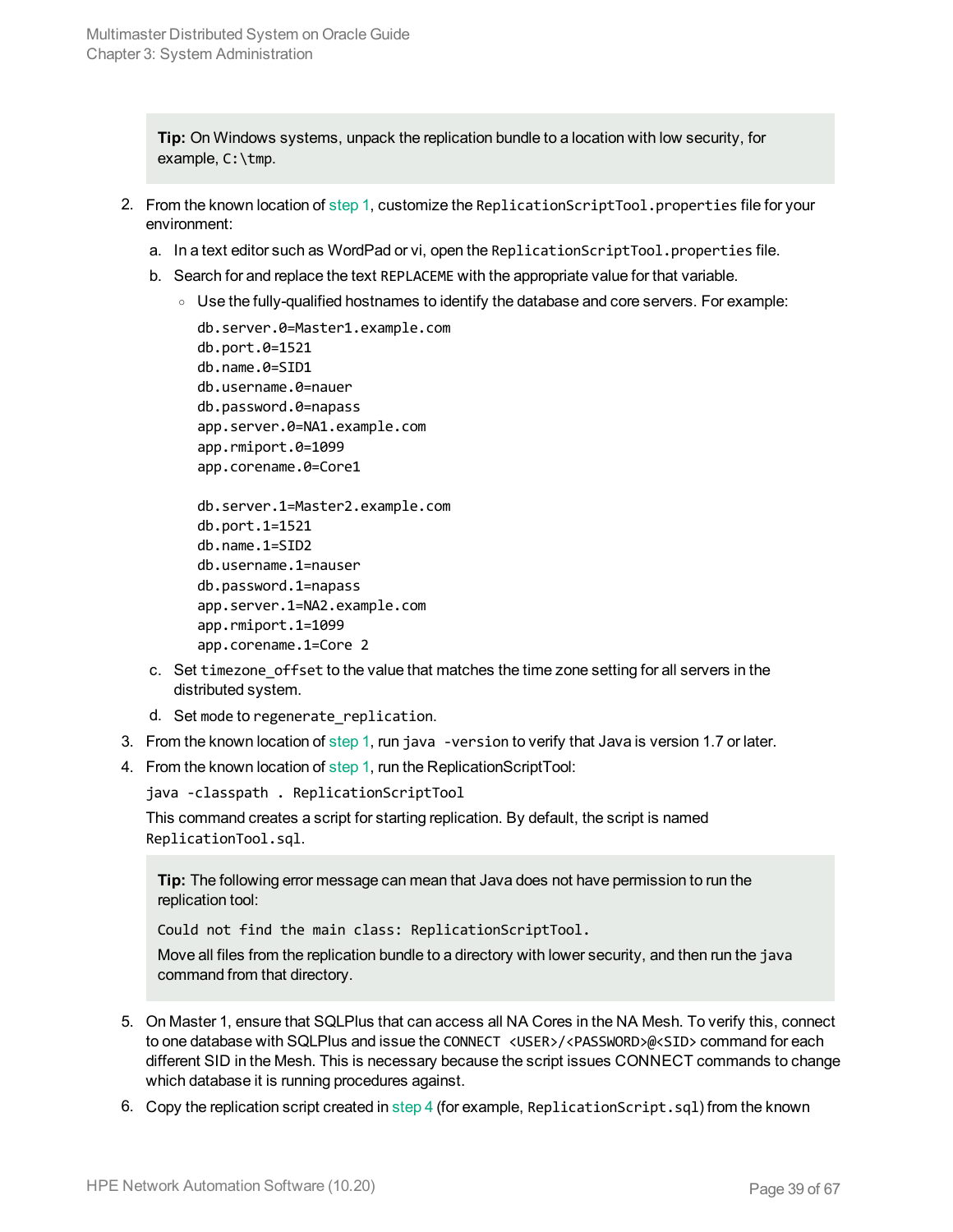> **Tip:** On Windows systems, unpack the replication bundle to a location with low security, for example, `C:\tmp`.

2. From the known location of step 1, customize the `ReplicationScriptTool.properties` file for your environment:

   a. In a text editor such as WordPad or vi, open the `ReplicationScriptTool.properties` file.

   b. Search for and replace the text `REPLACEME` with the appropriate value for that variable.

      - Use the fully-qualified hostnames to identify the database and core servers. For example:

        ```
        db.server.0=Master1.example.com
        db.port.0=1521
        db.name.0=SID1
        db.username.0=nauer
        db.password.0=napass
        app.server.0=NA1.example.com
        app.rmiport.0=1099
        app.corename.0=Core1

        db.server.1=Master2.example.com
        db.port.1=1521
        db.name.1=SID2
        db.username.1=nauser
        db.password.1=napass
        app.server.1=NA2.example.com
        app.rmiport.1=1099
        app.corename.1=Core 2
        ```

   c. Set `timezone_offset` to the value that matches the time zone setting for all servers in the distributed system.

   d. Set `mode` to `regenerate_replication`.

3. From the known location of step 1, run `java -version` to verify that Java is version 1.7 or later.

4. From the known location of step 1, run the ReplicationScriptTool:

   ```
   java -classpath . ReplicationScriptTool
   ```

   This command creates a script for starting replication. By default, the script is named `ReplicationTool.sql`.

   > **Tip:** The following error message can mean that Java does not have permission to run the replication tool:
   >
   > `Could not find the main class: ReplicationScriptTool.`
   >
   > Move all files from the replication bundle to a directory with lower security, and then run the `java` command from that directory.

5. On Master 1, ensure that SQLPlus that can access all NA Cores in the NA Mesh. To verify this, connect to one database with SQLPlus and issue the `CONNECT <USER>/<PASSWORD>@<SID>` command for each different SID in the Mesh. This is necessary because the script issues CONNECT commands to change which database it is running procedures against.

6. Copy the replication script created in step 4 (for example, `ReplicationScript.sql`) from the known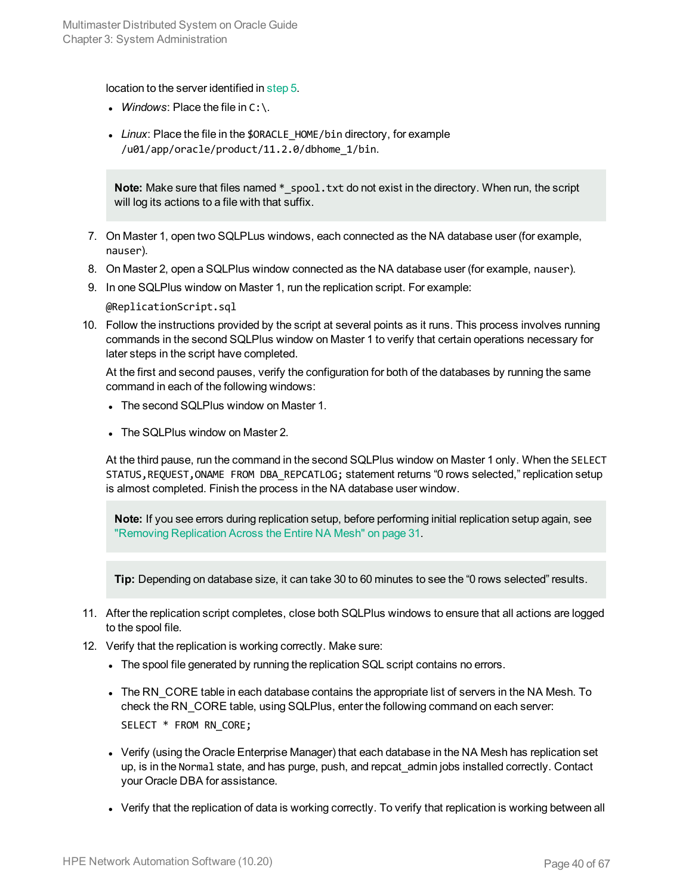location to the server identified in step 5.

- *Windows*: Place the file in `C:\`.
- *Linux*: Place the file in the `$ORACLE_HOME/bin` directory, for example `/u01/app/oracle/product/11.2.0/dbhome_1/bin`.

> **Note:** Make sure that files named `*_spool.txt` do not exist in the directory. When run, the script will log its actions to a file with that suffix.

7. On Master 1, open two SQLPLus windows, each connected as the NA database user (for example, `nauser`).
8. On Master 2, open a SQLPlus window connected as the NA database user (for example, `nauser`).
9. In one SQLPlus window on Master 1, run the replication script. For example:

   ```
   @ReplicationScript.sql
   ```

10. Follow the instructions provided by the script at several points as it runs. This process involves running commands in the second SQLPlus window on Master 1 to verify that certain operations necessary for later steps in the script have completed.

    At the first and second pauses, verify the configuration for both of the databases by running the same command in each of the following windows:

    - The second SQLPlus window on Master 1.
    - The SQLPlus window on Master 2.

    At the third pause, run the command in the second SQLPlus window on Master 1 only. When the `SELECT STATUS,REQUEST,ONAME FROM DBA_REPCATLOG;` statement returns “0 rows selected,” replication setup is almost completed. Finish the process in the NA database user window.

    > **Note:** If you see errors during replication setup, before performing initial replication setup again, see "Removing Replication Across the Entire NA Mesh" on page 31.

    > **Tip:** Depending on database size, it can take 30 to 60 minutes to see the “0 rows selected” results.

11. After the replication script completes, close both SQLPlus windows to ensure that all actions are logged to the spool file.
12. Verify that the replication is working correctly. Make sure:

    - The spool file generated by running the replication SQL script contains no errors.
    - The RN_CORE table in each database contains the appropriate list of servers in the NA Mesh. To check the RN_CORE table, using SQLPlus, enter the following command on each server:

      ```
      SELECT * FROM RN_CORE;
      ```

    - Verify (using the Oracle Enterprise Manager) that each database in the NA Mesh has replication set up, is in the `Normal` state, and has purge, push, and repcat_admin jobs installed correctly. Contact your Oracle DBA for assistance.
    - Verify that the replication of data is working correctly. To verify that replication is working between all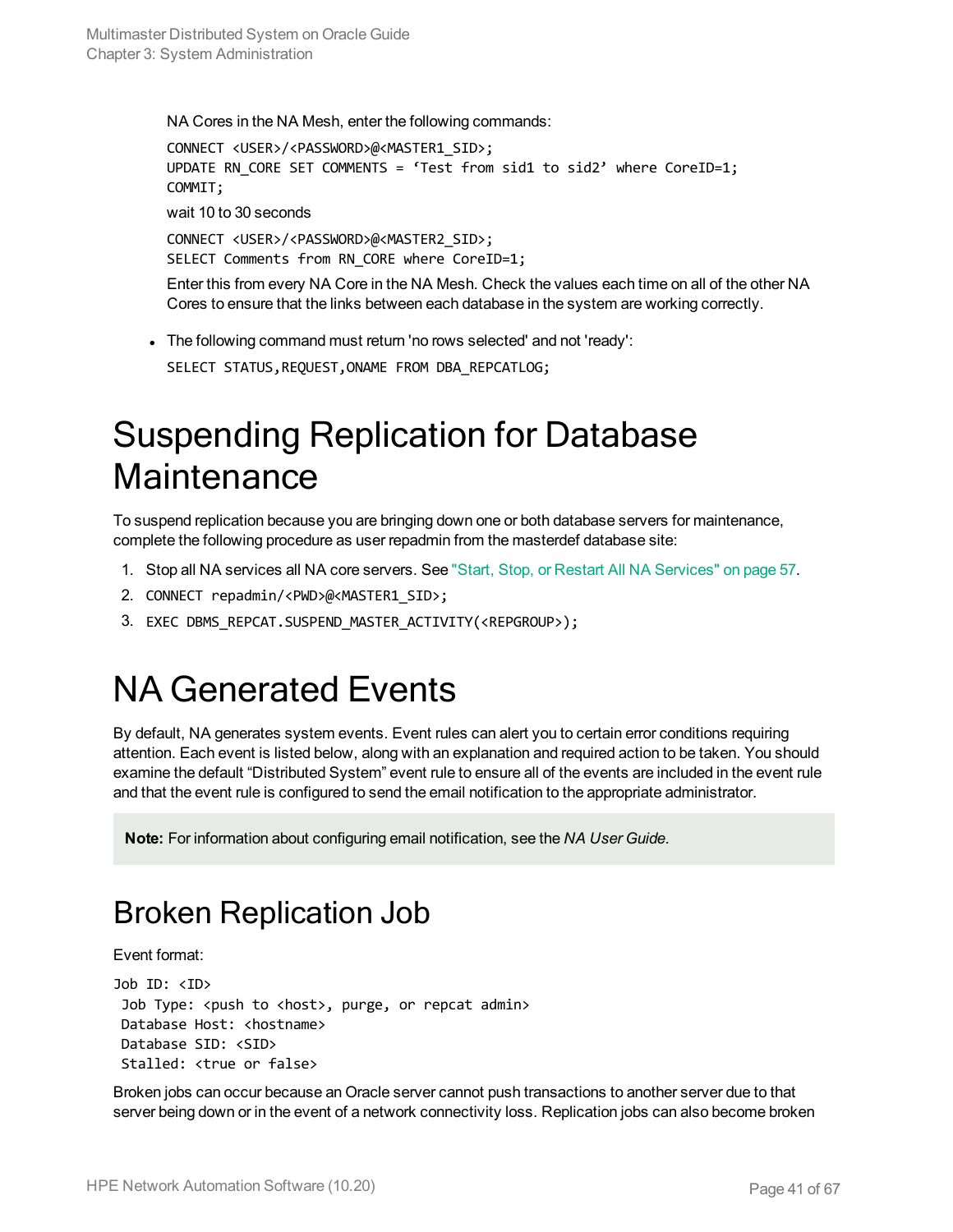NA Cores in the NA Mesh, enter the following commands:

```
CONNECT <USER>/<PASSWORD>@<MASTER1_SID>;
UPDATE RN_CORE SET COMMENTS = 'Test from sid1 to sid2' where CoreID=1;
COMMIT;
```

wait 10 to 30 seconds

```
CONNECT <USER>/<PASSWORD>@<MASTER2_SID>;
SELECT Comments from RN_CORE where CoreID=1;
```

Enter this from every NA Core in the NA Mesh. Check the values each time on all of the other NA Cores to ensure that the links between each database in the system are working correctly.

- The following command must return 'no rows selected' and not 'ready':

```
SELECT STATUS,REQUEST,ONAME FROM DBA_REPCATLOG;
```

# Suspending Replication for Database Maintenance

To suspend replication because you are bringing down one or both database servers for maintenance, complete the following procedure as user repadmin from the masterdef database site:

1. Stop all NA services all NA core servers. See "Start, Stop, or Restart All NA Services" on page 57.
2. `CONNECT repadmin/<PWD>@<MASTER1_SID>;`
3. `EXEC DBMS_REPCAT.SUSPEND_MASTER_ACTIVITY(<REPGROUP>);`

# NA Generated Events

By default, NA generates system events. Event rules can alert you to certain error conditions requiring attention. Each event is listed below, along with an explanation and required action to be taken. You should examine the default "Distributed System" event rule to ensure all of the events are included in the event rule and that the event rule is configured to send the email notification to the appropriate administrator.

**Note:** For information about configuring email notification, see the *NA User Guide*.

## Broken Replication Job

Event format:

```
Job ID: <ID>
 Job Type: <push to <host>, purge, or repcat admin>
 Database Host: <hostname>
 Database SID: <SID>
 Stalled: <true or false>
```

Broken jobs can occur because an Oracle server cannot push transactions to another server due to that server being down or in the event of a network connectivity loss. Replication jobs can also become broken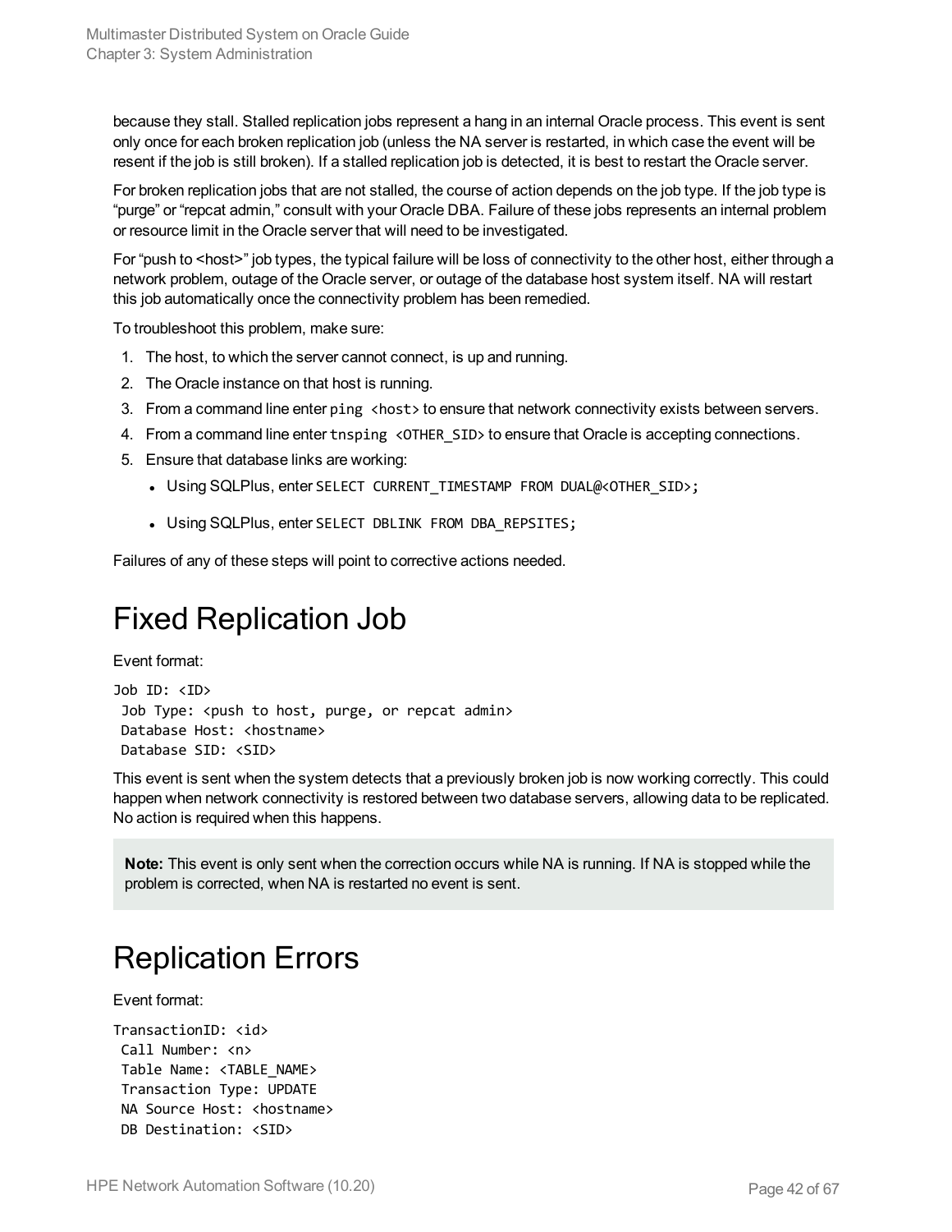because they stall. Stalled replication jobs represent a hang in an internal Oracle process. This event is sent only once for each broken replication job (unless the NA server is restarted, in which case the event will be resent if the job is still broken). If a stalled replication job is detected, it is best to restart the Oracle server.

For broken replication jobs that are not stalled, the course of action depends on the job type. If the job type is "purge" or "repcat admin," consult with your Oracle DBA. Failure of these jobs represents an internal problem or resource limit in the Oracle server that will need to be investigated.

For "push to <host>" job types, the typical failure will be loss of connectivity to the other host, either through a network problem, outage of the Oracle server, or outage of the database host system itself. NA will restart this job automatically once the connectivity problem has been remedied.

To troubleshoot this problem, make sure:

1. The host, to which the server cannot connect, is up and running.
2. The Oracle instance on that host is running.
3. From a command line enter `ping <host>` to ensure that network connectivity exists between servers.
4. From a command line enter `tnsping <OTHER_SID>` to ensure that Oracle is accepting connections.
5. Ensure that database links are working:
   - Using SQLPlus, enter `SELECT CURRENT_TIMESTAMP FROM DUAL@<OTHER_SID>;`
   - Using SQLPlus, enter `SELECT DBLINK FROM DBA_REPSITES;`

Failures of any of these steps will point to corrective actions needed.

# Fixed Replication Job

Event format:

```
Job ID: <ID>
 Job Type: <push to host, purge, or repcat admin>
 Database Host: <hostname>
 Database SID: <SID>
```

This event is sent when the system detects that a previously broken job is now working correctly. This could happen when network connectivity is restored between two database servers, allowing data to be replicated. No action is required when this happens.

> **Note:** This event is only sent when the correction occurs while NA is running. If NA is stopped while the problem is corrected, when NA is restarted no event is sent.

# Replication Errors

Event format:

```
TransactionID: <id>
 Call Number: <n>
 Table Name: <TABLE_NAME>
 Transaction Type: UPDATE
 NA Source Host: <hostname>
 DB Destination: <SID>
```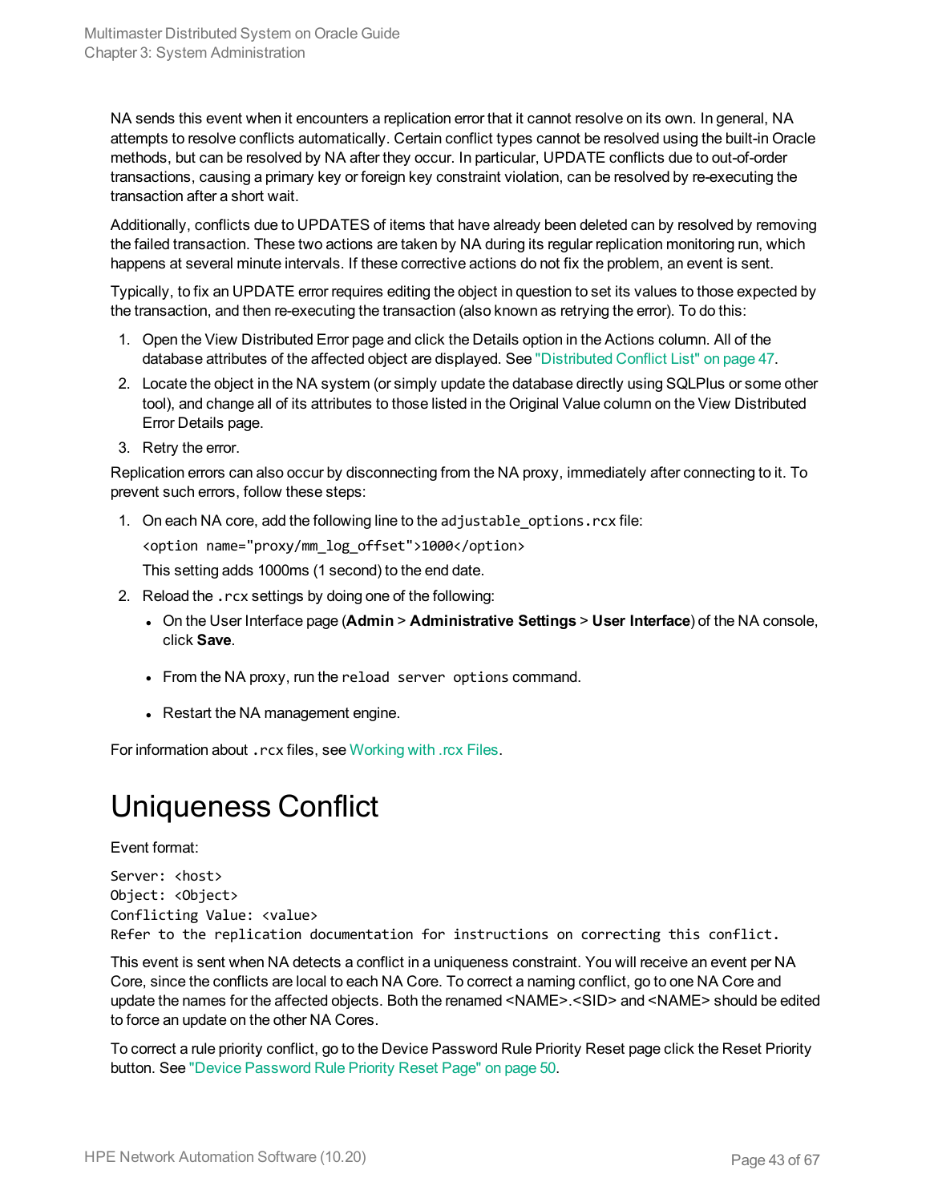NA sends this event when it encounters a replication error that it cannot resolve on its own. In general, NA attempts to resolve conflicts automatically. Certain conflict types cannot be resolved using the built-in Oracle methods, but can be resolved by NA after they occur. In particular, UPDATE conflicts due to out-of-order transactions, causing a primary key or foreign key constraint violation, can be resolved by re-executing the transaction after a short wait.

Additionally, conflicts due to UPDATES of items that have already been deleted can by resolved by removing the failed transaction. These two actions are taken by NA during its regular replication monitoring run, which happens at several minute intervals. If these corrective actions do not fix the problem, an event is sent.

Typically, to fix an UPDATE error requires editing the object in question to set its values to those expected by the transaction, and then re-executing the transaction (also known as retrying the error). To do this:

1. Open the View Distributed Error page and click the Details option in the Actions column. All of the database attributes of the affected object are displayed. See "Distributed Conflict List" on page 47.
2. Locate the object in the NA system (or simply update the database directly using SQLPlus or some other tool), and change all of its attributes to those listed in the Original Value column on the View Distributed Error Details page.
3. Retry the error.

Replication errors can also occur by disconnecting from the NA proxy, immediately after connecting to it. To prevent such errors, follow these steps:

1. On each NA core, add the following line to the `adjustable_options.rcx` file:

   `<option name="proxy/mm_log_offset">1000</option>`

   This setting adds 1000ms (1 second) to the end date.
2. Reload the `.rcx` settings by doing one of the following:
   - On the User Interface page (**Admin** > **Administrative Settings** > **User Interface**) of the NA console, click **Save**.
   - From the NA proxy, run the `reload server options` command.
   - Restart the NA management engine.

For information about `.rcx` files, see Working with .rcx Files.

# Uniqueness Conflict

Event format:

```
Server: <host>
Object: <Object>
Conflicting Value: <value>
Refer to the replication documentation for instructions on correcting this conflict.
```

This event is sent when NA detects a conflict in a uniqueness constraint. You will receive an event per NA Core, since the conflicts are local to each NA Core. To correct a naming conflict, go to one NA Core and update the names for the affected objects. Both the renamed <NAME>.<SID> and <NAME> should be edited to force an update on the other NA Cores.

To correct a rule priority conflict, go to the Device Password Rule Priority Reset page click the Reset Priority button. See "Device Password Rule Priority Reset Page" on page 50.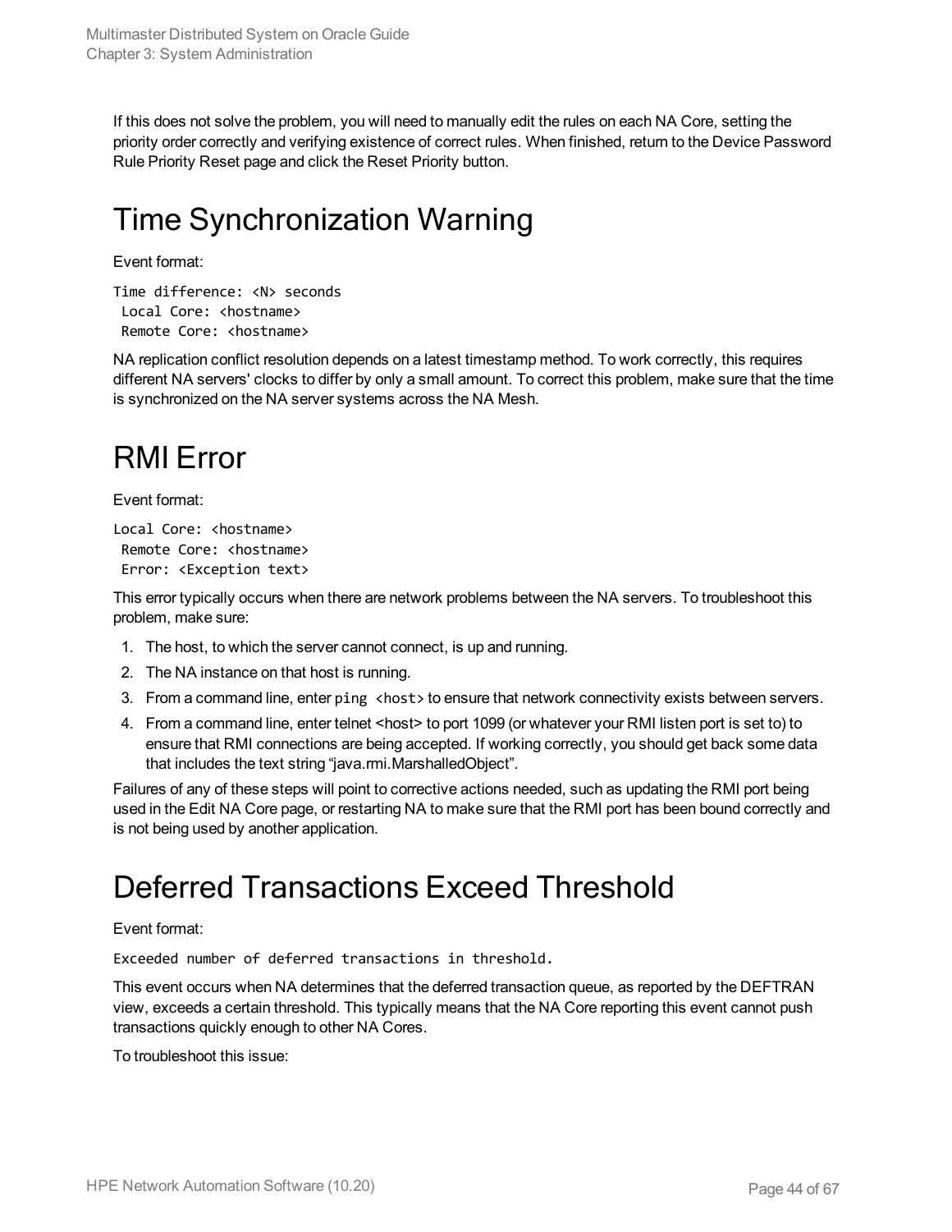If this does not solve the problem, you will need to manually edit the rules on each NA Core, setting the priority order correctly and verifying existence of correct rules. When finished, return to the Device Password Rule Priority Reset page and click the Reset Priority button.

# Time Synchronization Warning

Event format:

```
Time difference: <N> seconds
 Local Core: <hostname>
 Remote Core: <hostname>
```

NA replication conflict resolution depends on a latest timestamp method. To work correctly, this requires different NA servers' clocks to differ by only a small amount. To correct this problem, make sure that the time is synchronized on the NA server systems across the NA Mesh.

# RMI Error

Event format:

```
Local Core: <hostname>
 Remote Core: <hostname>
 Error: <Exception text>
```

This error typically occurs when there are network problems between the NA servers. To troubleshoot this problem, make sure:

1. The host, to which the server cannot connect, is up and running.
2. The NA instance on that host is running.
3. From a command line, enter `ping <host>` to ensure that network connectivity exists between servers.
4. From a command line, enter telnet <host> to port 1099 (or whatever your RMI listen port is set to) to ensure that RMI connections are being accepted. If working correctly, you should get back some data that includes the text string "java.rmi.MarshalledObject".

Failures of any of these steps will point to corrective actions needed, such as updating the RMI port being used in the Edit NA Core page, or restarting NA to make sure that the RMI port has been bound correctly and is not being used by another application.

# Deferred Transactions Exceed Threshold

Event format:

```
Exceeded number of deferred transactions in threshold.
```

This event occurs when NA determines that the deferred transaction queue, as reported by the DEFTRAN view, exceeds a certain threshold. This typically means that the NA Core reporting this event cannot push transactions quickly enough to other NA Cores.

To troubleshoot this issue: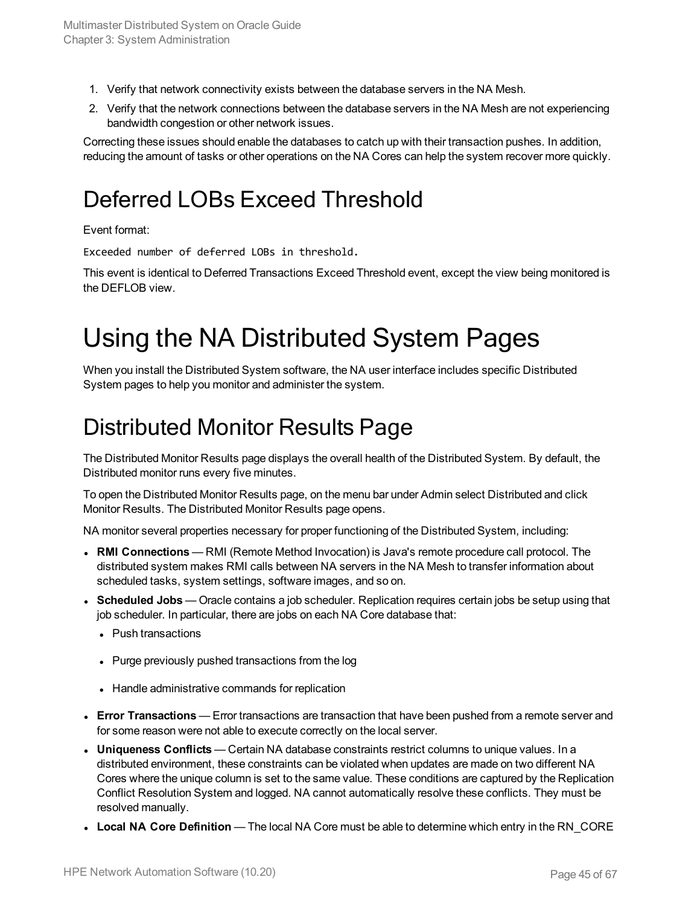1. Verify that network connectivity exists between the database servers in the NA Mesh.
2. Verify that the network connections between the database servers in the NA Mesh are not experiencing bandwidth congestion or other network issues.

Correcting these issues should enable the databases to catch up with their transaction pushes. In addition, reducing the amount of tasks or other operations on the NA Cores can help the system recover more quickly.

## Deferred LOBs Exceed Threshold

Event format:

```
Exceeded number of deferred LOBs in threshold.
```

This event is identical to Deferred Transactions Exceed Threshold event, except the view being monitored is the DEFLOB view.

# Using the NA Distributed System Pages

When you install the Distributed System software, the NA user interface includes specific Distributed System pages to help you monitor and administer the system.

## Distributed Monitor Results Page

The Distributed Monitor Results page displays the overall health of the Distributed System. By default, the Distributed monitor runs every five minutes.

To open the Distributed Monitor Results page, on the menu bar under Admin select Distributed and click Monitor Results. The Distributed Monitor Results page opens.

NA monitor several properties necessary for proper functioning of the Distributed System, including:

- **RMI Connections** — RMI (Remote Method Invocation) is Java's remote procedure call protocol. The distributed system makes RMI calls between NA servers in the NA Mesh to transfer information about scheduled tasks, system settings, software images, and so on.
- **Scheduled Jobs** — Oracle contains a job scheduler. Replication requires certain jobs be setup using that job scheduler. In particular, there are jobs on each NA Core database that:
  - Push transactions
  - Purge previously pushed transactions from the log
  - Handle administrative commands for replication
- **Error Transactions** — Error transactions are transaction that have been pushed from a remote server and for some reason were not able to execute correctly on the local server.
- **Uniqueness Conflicts** — Certain NA database constraints restrict columns to unique values. In a distributed environment, these constraints can be violated when updates are made on two different NA Cores where the unique column is set to the same value. These conditions are captured by the Replication Conflict Resolution System and logged. NA cannot automatically resolve these conflicts. They must be resolved manually.
- **Local NA Core Definition** — The local NA Core must be able to determine which entry in the RN_CORE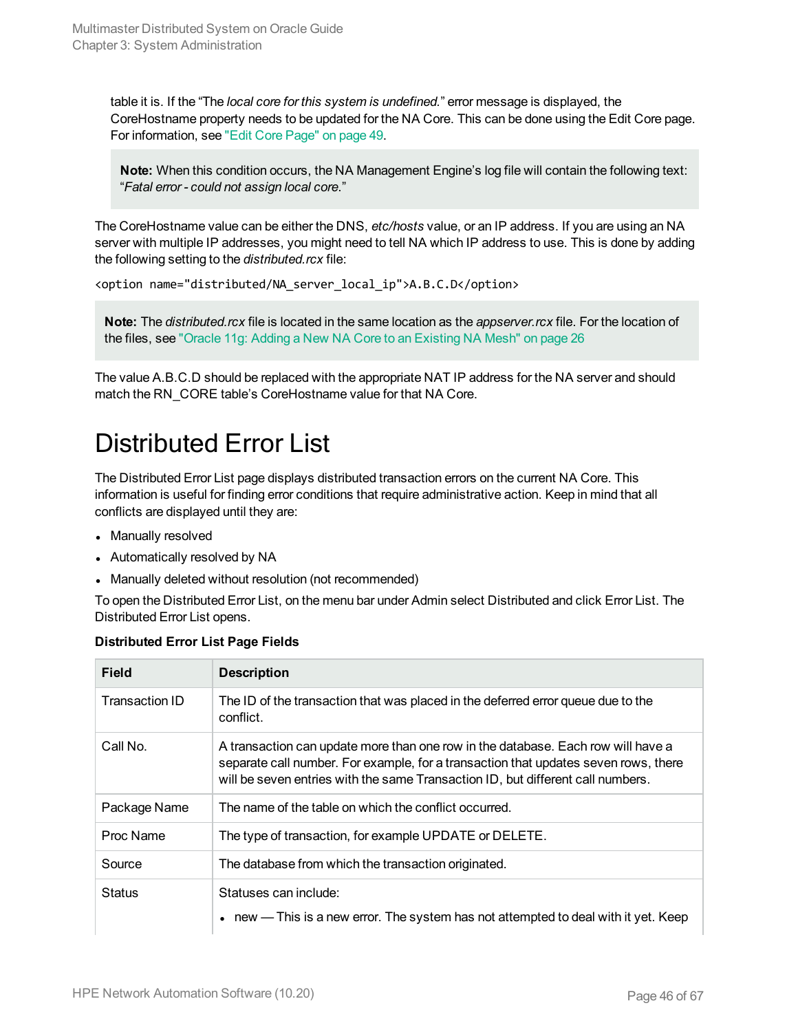table it is. If the "The *local core for this system is undefined.*" error message is displayed, the CoreHostname property needs to be updated for the NA Core. This can be done using the Edit Core page. For information, see "Edit Core Page" on page 49.

> **Note:** When this condition occurs, the NA Management Engine's log file will contain the following text: "*Fatal error - could not assign local core.*"

The CoreHostname value can be either the DNS, *etc/hosts* value, or an IP address. If you are using an NA server with multiple IP addresses, you might need to tell NA which IP address to use. This is done by adding the following setting to the *distributed.rcx* file:

```
<option name="distributed/NA_server_local_ip">A.B.C.D</option>
```

> **Note:** The *distributed.rcx* file is located in the same location as the *appserver.rcx* file. For the location of the files, see "Oracle 11g: Adding a New NA Core to an Existing NA Mesh" on page 26

The value A.B.C.D should be replaced with the appropriate NAT IP address for the NA server and should match the RN_CORE table's CoreHostname value for that NA Core.

# Distributed Error List

The Distributed Error List page displays distributed transaction errors on the current NA Core. This information is useful for finding error conditions that require administrative action. Keep in mind that all conflicts are displayed until they are:

- Manually resolved
- Automatically resolved by NA
- Manually deleted without resolution (not recommended)

To open the Distributed Error List, on the menu bar under Admin select Distributed and click Error List. The Distributed Error List opens.

**Distributed Error List Page Fields**

| Field | Description |
|---|---|
| Transaction ID | The ID of the transaction that was placed in the deferred error queue due to the conflict. |
| Call No. | A transaction can update more than one row in the database. Each row will have a separate call number. For example, for a transaction that updates seven rows, there will be seven entries with the same Transaction ID, but different call numbers. |
| Package Name | The name of the table on which the conflict occurred. |
| Proc Name | The type of transaction, for example UPDATE or DELETE. |
| Source | The database from which the transaction originated. |
| Status | Statuses can include:<br>• new — This is a new error. The system has not attempted to deal with it yet. Keep |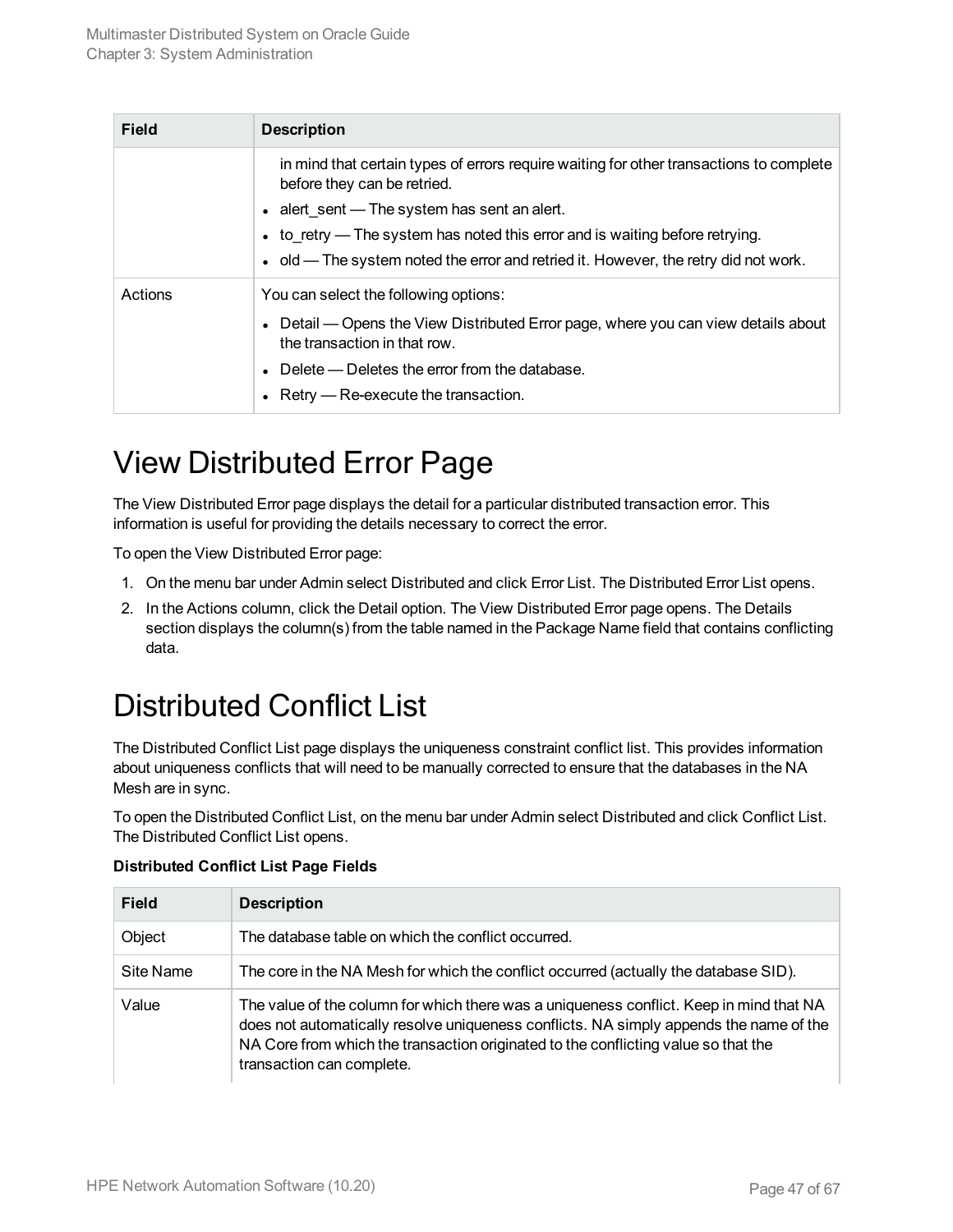| Field | Description |
| --- | --- |
| | in mind that certain types of errors require waiting for other transactions to complete before they can be retried.<br>• alert_sent — The system has sent an alert.<br>• to_retry — The system has noted this error and is waiting before retrying.<br>• old — The system noted the error and retried it. However, the retry did not work. |
| Actions | You can select the following options:<br>• Detail — Opens the View Distributed Error page, where you can view details about the transaction in that row.<br>• Delete — Deletes the error from the database.<br>• Retry — Re-execute the transaction. |

# View Distributed Error Page

The View Distributed Error page displays the detail for a particular distributed transaction error. This information is useful for providing the details necessary to correct the error.

To open the View Distributed Error page:

1. On the menu bar under Admin select Distributed and click Error List. The Distributed Error List opens.
2. In the Actions column, click the Detail option. The View Distributed Error page opens. The Details section displays the column(s) from the table named in the Package Name field that contains conflicting data.

# Distributed Conflict List

The Distributed Conflict List page displays the uniqueness constraint conflict list. This provides information about uniqueness conflicts that will need to be manually corrected to ensure that the databases in the NA Mesh are in sync.

To open the Distributed Conflict List, on the menu bar under Admin select Distributed and click Conflict List. The Distributed Conflict List opens.

**Distributed Conflict List Page Fields**

| Field | Description |
| --- | --- |
| Object | The database table on which the conflict occurred. |
| Site Name | The core in the NA Mesh for which the conflict occurred (actually the database SID). |
| Value | The value of the column for which there was a uniqueness conflict. Keep in mind that NA does not automatically resolve uniqueness conflicts. NA simply appends the name of the NA Core from which the transaction originated to the conflicting value so that the transaction can complete. |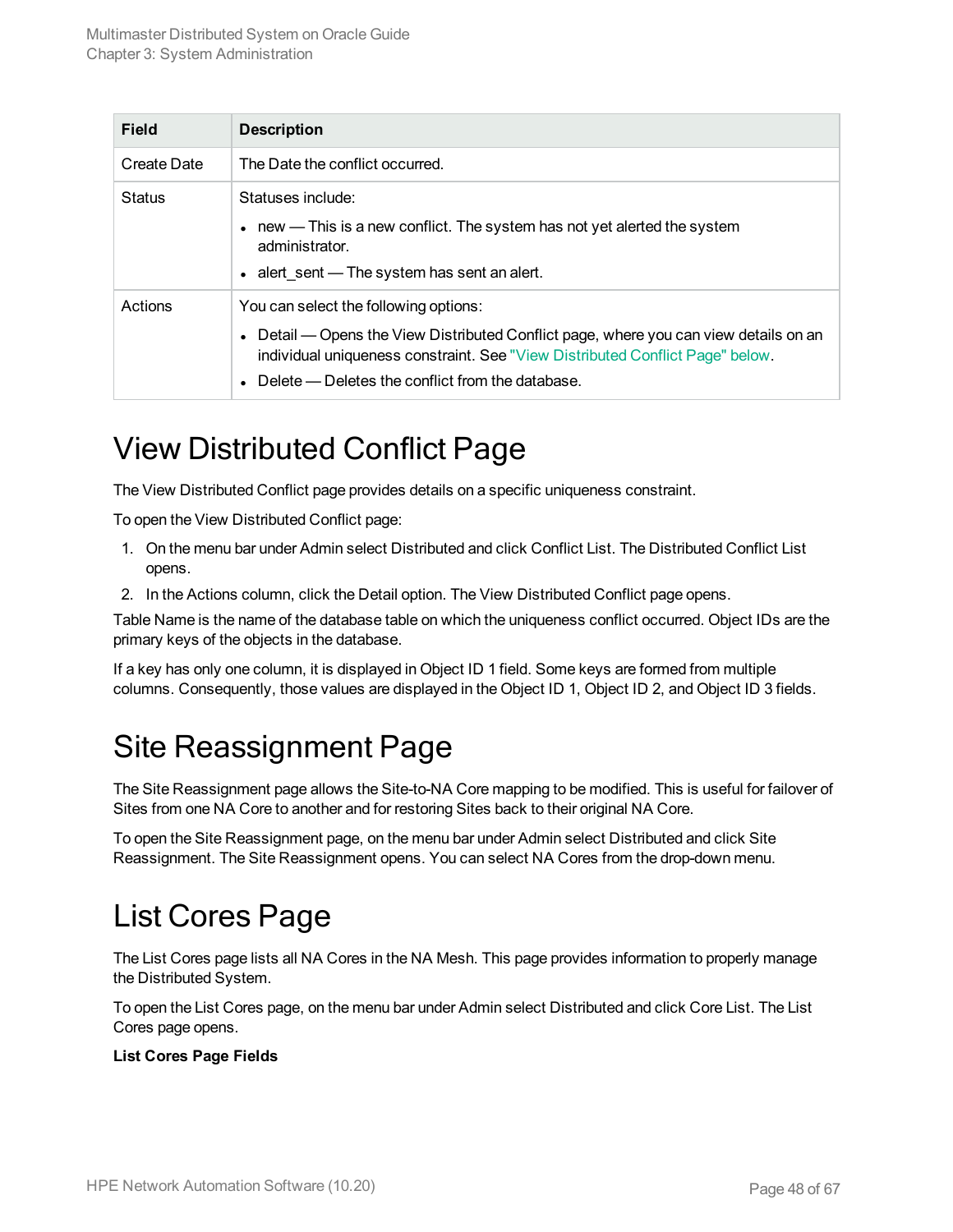| Field | Description |
|---|---|
| Create Date | The Date the conflict occurred. |
| Status | Statuses include:<br>• new — This is a new conflict. The system has not yet alerted the system administrator.<br>• alert_sent — The system has sent an alert. |
| Actions | You can select the following options:<br>• Detail — Opens the View Distributed Conflict page, where you can view details on an individual uniqueness constraint. See "View Distributed Conflict Page" below.<br>• Delete — Deletes the conflict from the database. |

# View Distributed Conflict Page

The View Distributed Conflict page provides details on a specific uniqueness constraint.

To open the View Distributed Conflict page:

1. On the menu bar under Admin select Distributed and click Conflict List. The Distributed Conflict List opens.
2. In the Actions column, click the Detail option. The View Distributed Conflict page opens.

Table Name is the name of the database table on which the uniqueness conflict occurred. Object IDs are the primary keys of the objects in the database.

If a key has only one column, it is displayed in Object ID 1 field. Some keys are formed from multiple columns. Consequently, those values are displayed in the Object ID 1, Object ID 2, and Object ID 3 fields.

# Site Reassignment Page

The Site Reassignment page allows the Site-to-NA Core mapping to be modified. This is useful for failover of Sites from one NA Core to another and for restoring Sites back to their original NA Core.

To open the Site Reassignment page, on the menu bar under Admin select Distributed and click Site Reassignment. The Site Reassignment opens. You can select NA Cores from the drop-down menu.

# List Cores Page

The List Cores page lists all NA Cores in the NA Mesh. This page provides information to properly manage the Distributed System.

To open the List Cores page, on the menu bar under Admin select Distributed and click Core List. The List Cores page opens.

**List Cores Page Fields**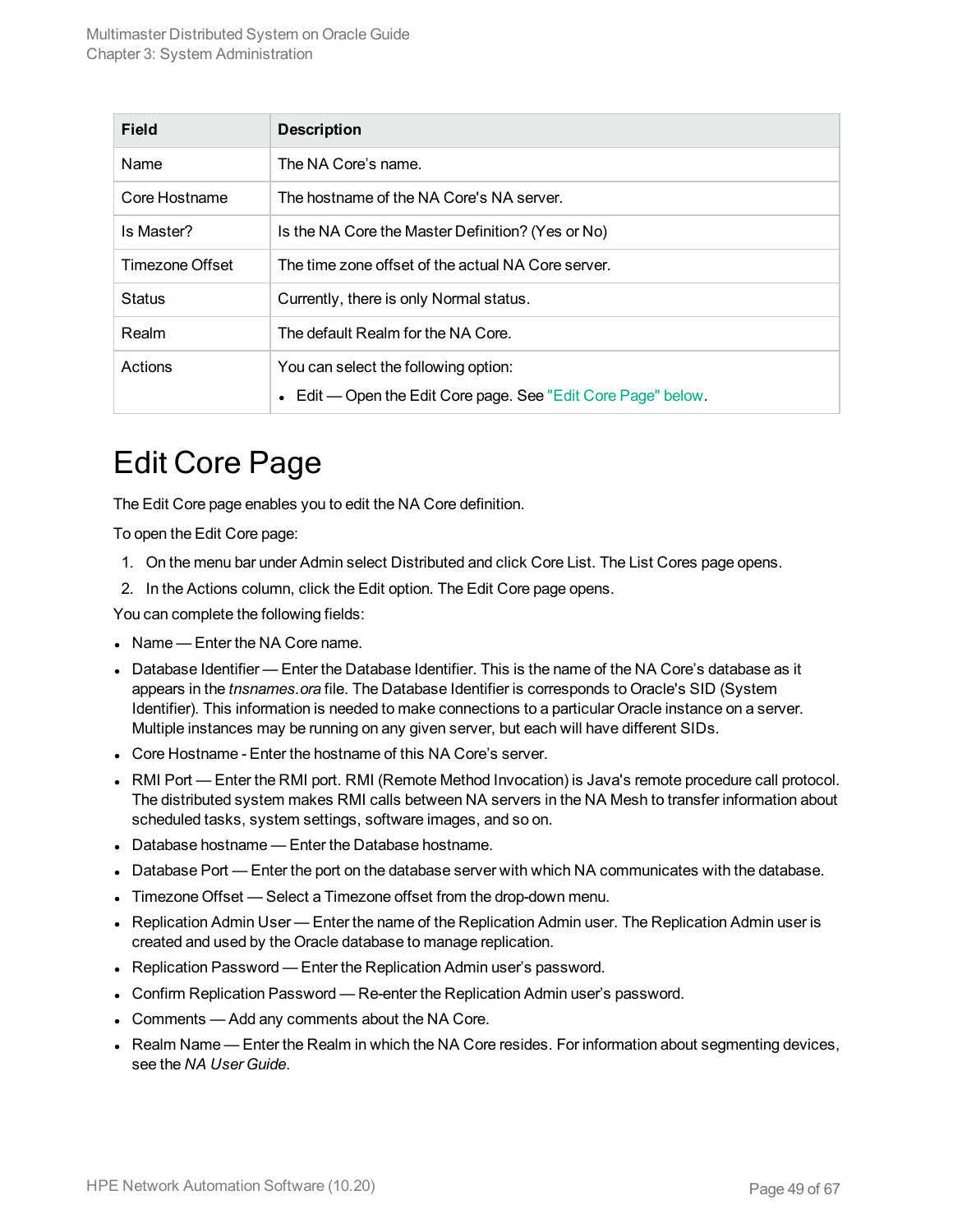| Field | Description |
| --- | --- |
| Name | The NA Core's name. |
| Core Hostname | The hostname of the NA Core's NA server. |
| Is Master? | Is the NA Core the Master Definition? (Yes or No) |
| Timezone Offset | The time zone offset of the actual NA Core server. |
| Status | Currently, there is only Normal status. |
| Realm | The default Realm for the NA Core. |
| Actions | You can select the following option:<br>• Edit — Open the Edit Core page. See "Edit Core Page" below. |

# Edit Core Page

The Edit Core page enables you to edit the NA Core definition.

To open the Edit Core page:

1. On the menu bar under Admin select Distributed and click Core List. The List Cores page opens.
2. In the Actions column, click the Edit option. The Edit Core page opens.

You can complete the following fields:

- Name — Enter the NA Core name.
- Database Identifier — Enter the Database Identifier. This is the name of the NA Core's database as it appears in the *tnsnames.ora* file. The Database Identifier is corresponds to Oracle's SID (System Identifier). This information is needed to make connections to a particular Oracle instance on a server. Multiple instances may be running on any given server, but each will have different SIDs.
- Core Hostname - Enter the hostname of this NA Core's server.
- RMI Port — Enter the RMI port. RMI (Remote Method Invocation) is Java's remote procedure call protocol. The distributed system makes RMI calls between NA servers in the NA Mesh to transfer information about scheduled tasks, system settings, software images, and so on.
- Database hostname — Enter the Database hostname.
- Database Port — Enter the port on the database server with which NA communicates with the database.
- Timezone Offset — Select a Timezone offset from the drop-down menu.
- Replication Admin User — Enter the name of the Replication Admin user. The Replication Admin user is created and used by the Oracle database to manage replication.
- Replication Password — Enter the Replication Admin user's password.
- Confirm Replication Password — Re-enter the Replication Admin user's password.
- Comments — Add any comments about the NA Core.
- Realm Name — Enter the Realm in which the NA Core resides. For information about segmenting devices, see the *NA User Guide.*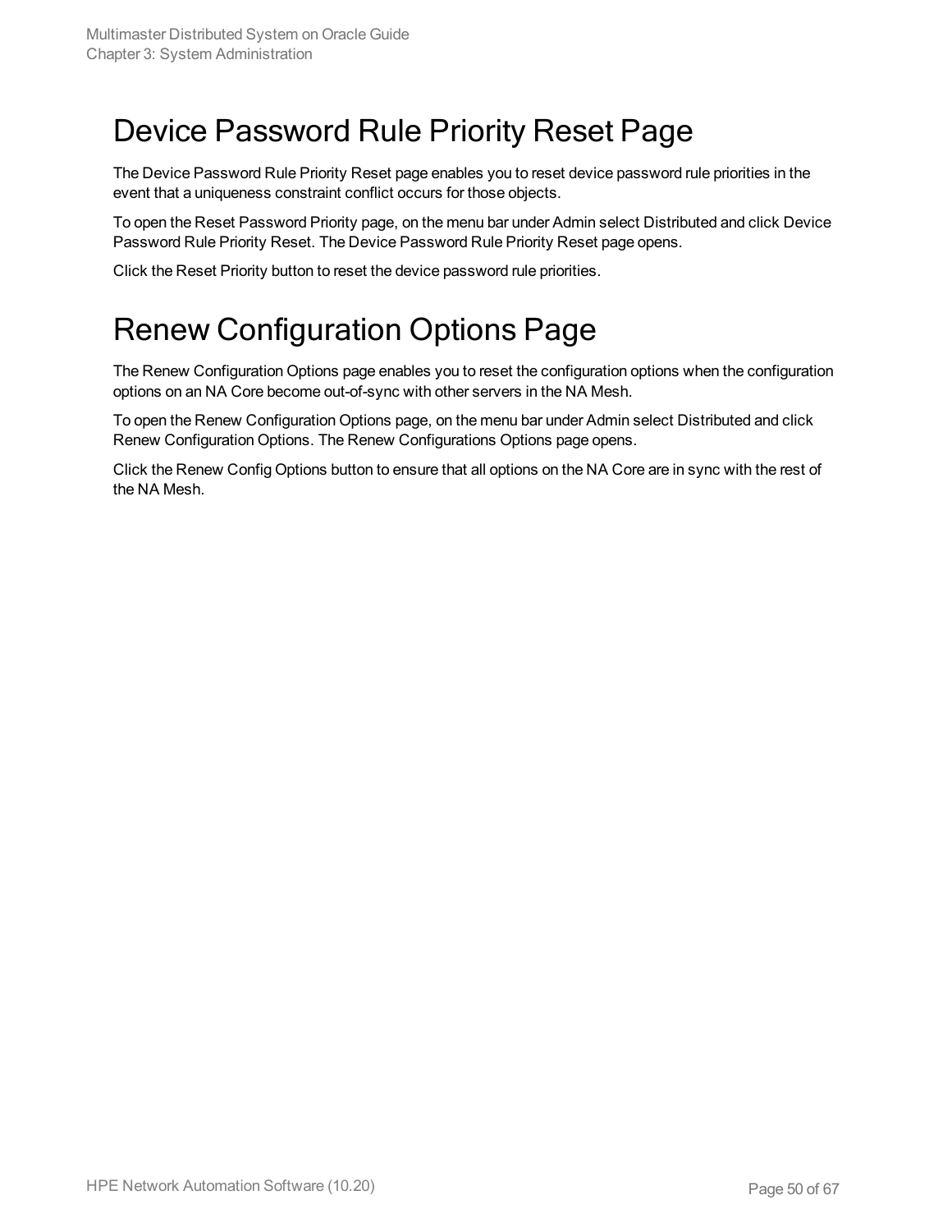# Device Password Rule Priority Reset Page

The Device Password Rule Priority Reset page enables you to reset device password rule priorities in the event that a uniqueness constraint conflict occurs for those objects.

To open the Reset Password Priority page, on the menu bar under Admin select Distributed and click Device Password Rule Priority Reset. The Device Password Rule Priority Reset page opens.

Click the Reset Priority button to reset the device password rule priorities.

# Renew Configuration Options Page

The Renew Configuration Options page enables you to reset the configuration options when the configuration options on an NA Core become out-of-sync with other servers in the NA Mesh.

To open the Renew Configuration Options page, on the menu bar under Admin select Distributed and click Renew Configuration Options. The Renew Configurations Options page opens.

Click the Renew Config Options button to ensure that all options on the NA Core are in sync with the rest of the NA Mesh.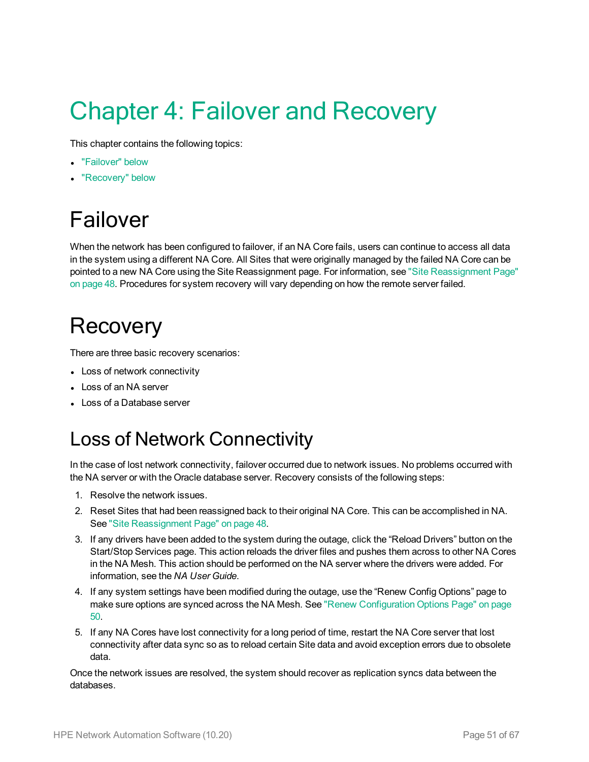# Chapter 4: Failover and Recovery

This chapter contains the following topics:

- "Failover" below
- "Recovery" below

# Failover

When the network has been configured to failover, if an NA Core fails, users can continue to access all data in the system using a different NA Core. All Sites that were originally managed by the failed NA Core can be pointed to a new NA Core using the Site Reassignment page. For information, see "Site Reassignment Page" on page 48. Procedures for system recovery will vary depending on how the remote server failed.

# Recovery

There are three basic recovery scenarios:

- Loss of network connectivity
- Loss of an NA server
- Loss of a Database server

## Loss of Network Connectivity

In the case of lost network connectivity, failover occurred due to network issues. No problems occurred with the NA server or with the Oracle database server. Recovery consists of the following steps:

1. Resolve the network issues.
2. Reset Sites that had been reassigned back to their original NA Core. This can be accomplished in NA. See "Site Reassignment Page" on page 48.
3. If any drivers have been added to the system during the outage, click the “Reload Drivers” button on the Start/Stop Services page. This action reloads the driver files and pushes them across to other NA Cores in the NA Mesh. This action should be performed on the NA server where the drivers were added. For information, see the *NA User Guide*.
4. If any system settings have been modified during the outage, use the “Renew Config Options” page to make sure options are synced across the NA Mesh. See "Renew Configuration Options Page" on page 50.
5. If any NA Cores have lost connectivity for a long period of time, restart the NA Core server that lost connectivity after data sync so as to reload certain Site data and avoid exception errors due to obsolete data.

Once the network issues are resolved, the system should recover as replication syncs data between the databases.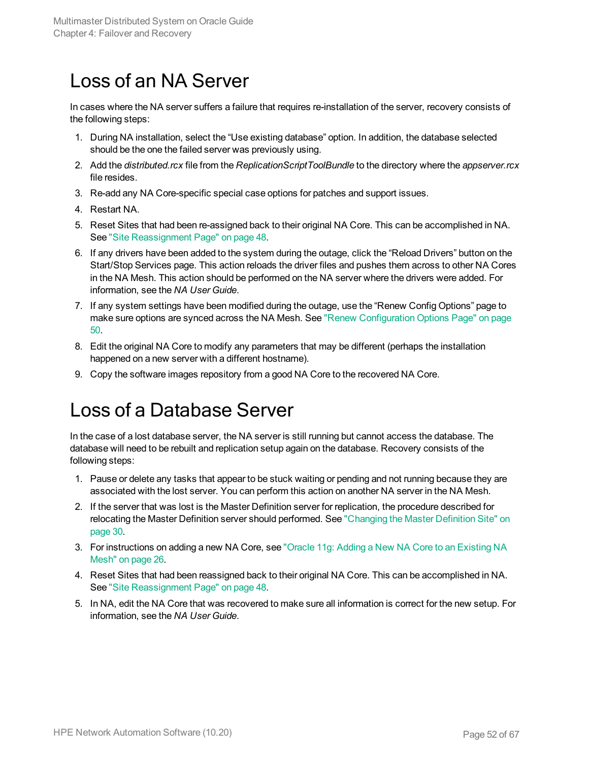# Loss of an NA Server

In cases where the NA server suffers a failure that requires re-installation of the server, recovery consists of the following steps:

1. During NA installation, select the "Use existing database" option. In addition, the database selected should be the one the failed server was previously using.
2. Add the *distributed.rcx* file from the *ReplicationScriptToolBundle* to the directory where the *appserver.rcx* file resides.
3. Re-add any NA Core-specific special case options for patches and support issues.
4. Restart NA.
5. Reset Sites that had been re-assigned back to their original NA Core. This can be accomplished in NA. See "Site Reassignment Page" on page 48.
6. If any drivers have been added to the system during the outage, click the "Reload Drivers" button on the Start/Stop Services page. This action reloads the driver files and pushes them across to other NA Cores in the NA Mesh. This action should be performed on the NA server where the drivers were added. For information, see the *NA User Guide*.
7. If any system settings have been modified during the outage, use the "Renew Config Options" page to make sure options are synced across the NA Mesh. See "Renew Configuration Options Page" on page 50.
8. Edit the original NA Core to modify any parameters that may be different (perhaps the installation happened on a new server with a different hostname).
9. Copy the software images repository from a good NA Core to the recovered NA Core.

# Loss of a Database Server

In the case of a lost database server, the NA server is still running but cannot access the database. The database will need to be rebuilt and replication setup again on the database. Recovery consists of the following steps:

1. Pause or delete any tasks that appear to be stuck waiting or pending and not running because they are associated with the lost server. You can perform this action on another NA server in the NA Mesh.
2. If the server that was lost is the Master Definition server for replication, the procedure described for relocating the Master Definition server should performed. See "Changing the Master Definition Site" on page 30.
3. For instructions on adding a new NA Core, see "Oracle 11g: Adding a New NA Core to an Existing NA Mesh" on page 26.
4. Reset Sites that had been reassigned back to their original NA Core. This can be accomplished in NA. See "Site Reassignment Page" on page 48.
5. In NA, edit the NA Core that was recovered to make sure all information is correct for the new setup. For information, see the *NA User Guide*.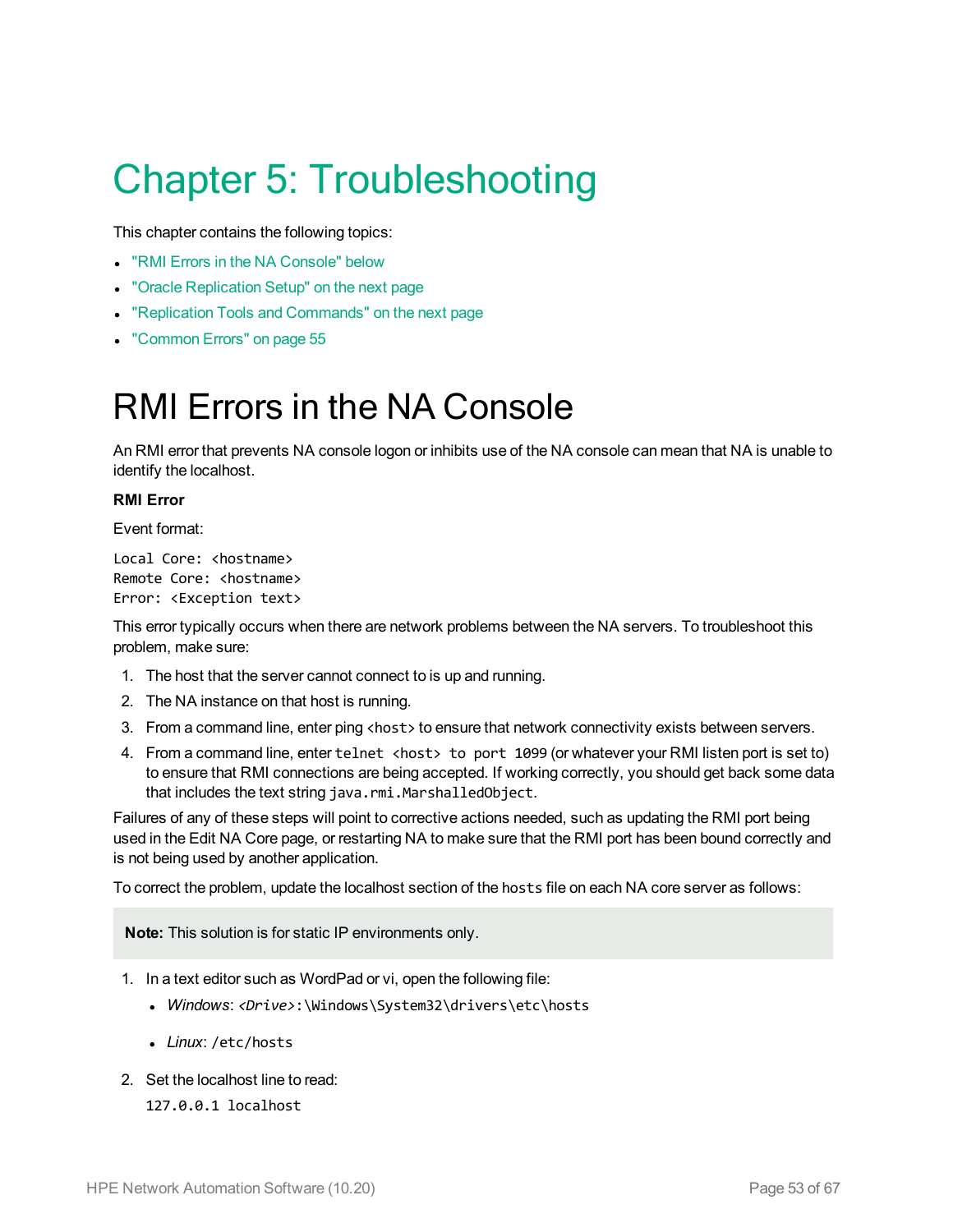# Chapter 5: Troubleshooting

This chapter contains the following topics:

- "RMI Errors in the NA Console" below
- "Oracle Replication Setup" on the next page
- "Replication Tools and Commands" on the next page
- "Common Errors" on page 55

## RMI Errors in the NA Console

An RMI error that prevents NA console logon or inhibits use of the NA console can mean that NA is unable to identify the localhost.

**RMI Error**

Event format:

```
Local Core: <hostname>
Remote Core: <hostname>
Error: <Exception text>
```

This error typically occurs when there are network problems between the NA servers. To troubleshoot this problem, make sure:

1. The host that the server cannot connect to is up and running.
2. The NA instance on that host is running.
3. From a command line, enter ping `<host>` to ensure that network connectivity exists between servers.
4. From a command line, enter `telnet <host> to port 1099` (or whatever your RMI listen port is set to) to ensure that RMI connections are being accepted. If working correctly, you should get back some data that includes the text string `java.rmi.MarshalledObject`.

Failures of any of these steps will point to corrective actions needed, such as updating the RMI port being used in the Edit NA Core page, or restarting NA to make sure that the RMI port has been bound correctly and is not being used by another application.

To correct the problem, update the localhost section of the `hosts` file on each NA core server as follows:

> **Note:** This solution is for static IP environments only.

1. In a text editor such as WordPad or vi, open the following file:
   - *Windows*: `<Drive>:\Windows\System32\drivers\etc\hosts`
   - *Linux*: `/etc/hosts`
2. Set the localhost line to read:

   `127.0.0.1 localhost`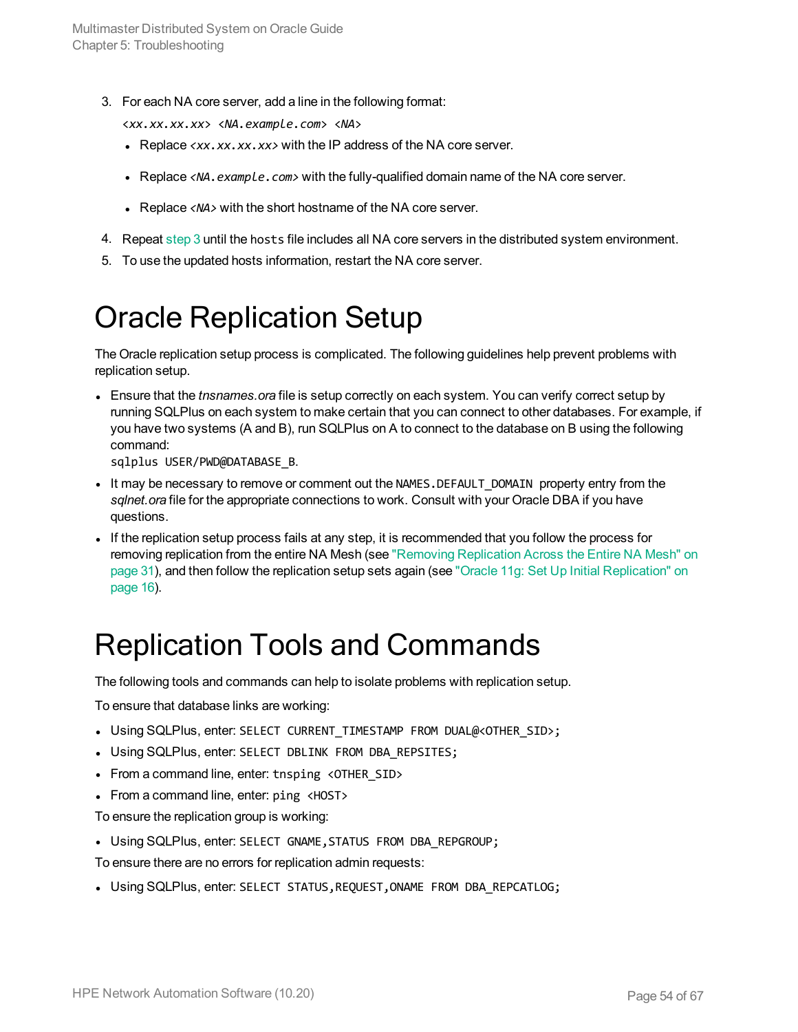3. For each NA core server, add a line in the following format:

   *<xx.xx.xx.xx> <NA.example.com> <NA>*

   - Replace *<xx.xx.xx.xx>* with the IP address of the NA core server.
   - Replace *<NA.example.com>* with the fully-qualified domain name of the NA core server.
   - Replace *<NA>* with the short hostname of the NA core server.

4. Repeat step 3 until the `hosts` file includes all NA core servers in the distributed system environment.
5. To use the updated hosts information, restart the NA core server.

# Oracle Replication Setup

The Oracle replication setup process is complicated. The following guidelines help prevent problems with replication setup.

- Ensure that the *tnsnames.ora* file is setup correctly on each system. You can verify correct setup by running SQLPlus on each system to make certain that you can connect to other databases. For example, if you have two systems (A and B), run SQLPlus on A to connect to the database on B using the following command:
  `sqlplus USER/PWD@DATABASE_B`.
- It may be necessary to remove or comment out the `NAMES.DEFAULT_DOMAIN` property entry from the *sqlnet.ora* file for the appropriate connections to work. Consult with your Oracle DBA if you have questions.
- If the replication setup process fails at any step, it is recommended that you follow the process for removing replication from the entire NA Mesh (see "Removing Replication Across the Entire NA Mesh" on page 31), and then follow the replication setup sets again (see "Oracle 11g: Set Up Initial Replication" on page 16).

# Replication Tools and Commands

The following tools and commands can help to isolate problems with replication setup.

To ensure that database links are working:

- Using SQLPlus, enter: `SELECT CURRENT_TIMESTAMP FROM DUAL@<OTHER_SID>;`
- Using SQLPlus, enter: `SELECT DBLINK FROM DBA_REPSITES;`
- From a command line, enter: `tnsping <OTHER_SID>`
- From a command line, enter: `ping <HOST>`

To ensure the replication group is working:

- Using SQLPlus, enter: `SELECT GNAME,STATUS FROM DBA_REPGROUP;`

To ensure there are no errors for replication admin requests:

- Using SQLPlus, enter: `SELECT STATUS,REQUEST,ONAME FROM DBA_REPCATLOG;`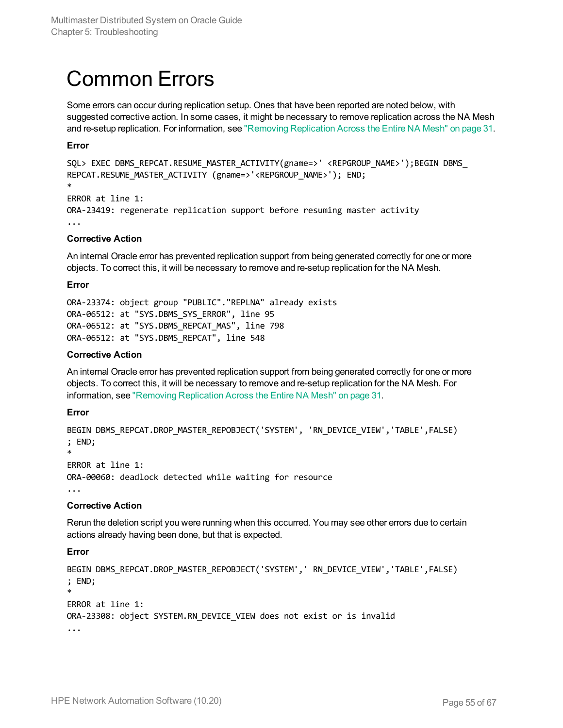# Common Errors

Some errors can occur during replication setup. Ones that have been reported are noted below, with suggested corrective action. In some cases, it might be necessary to remove replication across the NA Mesh and re-setup replication. For information, see "Removing Replication Across the Entire NA Mesh" on page 31.

**Error**

```
SQL> EXEC DBMS_REPCAT.RESUME_MASTER_ACTIVITY(gname=>' <REPGROUP_NAME>');BEGIN DBMS_
REPCAT.RESUME_MASTER_ACTIVITY (gname=>'<REPGROUP_NAME>'); END;
*
ERROR at line 1:
ORA-23419: regenerate replication support before resuming master activity
...
```

**Corrective Action**

An internal Oracle error has prevented replication support from being generated correctly for one or more objects. To correct this, it will be necessary to remove and re-setup replication for the NA Mesh.

**Error**

```
ORA-23374: object group "PUBLIC"."REPLNA" already exists
ORA-06512: at "SYS.DBMS_SYS_ERROR", line 95
ORA-06512: at "SYS.DBMS_REPCAT_MAS", line 798
ORA-06512: at "SYS.DBMS_REPCAT", line 548
```

**Corrective Action**

An internal Oracle error has prevented replication support from being generated correctly for one or more objects. To correct this, it will be necessary to remove and re-setup replication for the NA Mesh. For information, see "Removing Replication Across the Entire NA Mesh" on page 31.

**Error**

```
BEGIN DBMS_REPCAT.DROP_MASTER_REPOBJECT('SYSTEM', 'RN_DEVICE_VIEW','TABLE',FALSE)
; END;
*
ERROR at line 1:
ORA-00060: deadlock detected while waiting for resource
...
```

**Corrective Action**

Rerun the deletion script you were running when this occurred. You may see other errors due to certain actions already having been done, but that is expected.

**Error**

```
BEGIN DBMS_REPCAT.DROP_MASTER_REPOBJECT('SYSTEM',' RN_DEVICE_VIEW','TABLE',FALSE)
; END;
*
ERROR at line 1:
ORA-23308: object SYSTEM.RN_DEVICE_VIEW does not exist or is invalid
...
```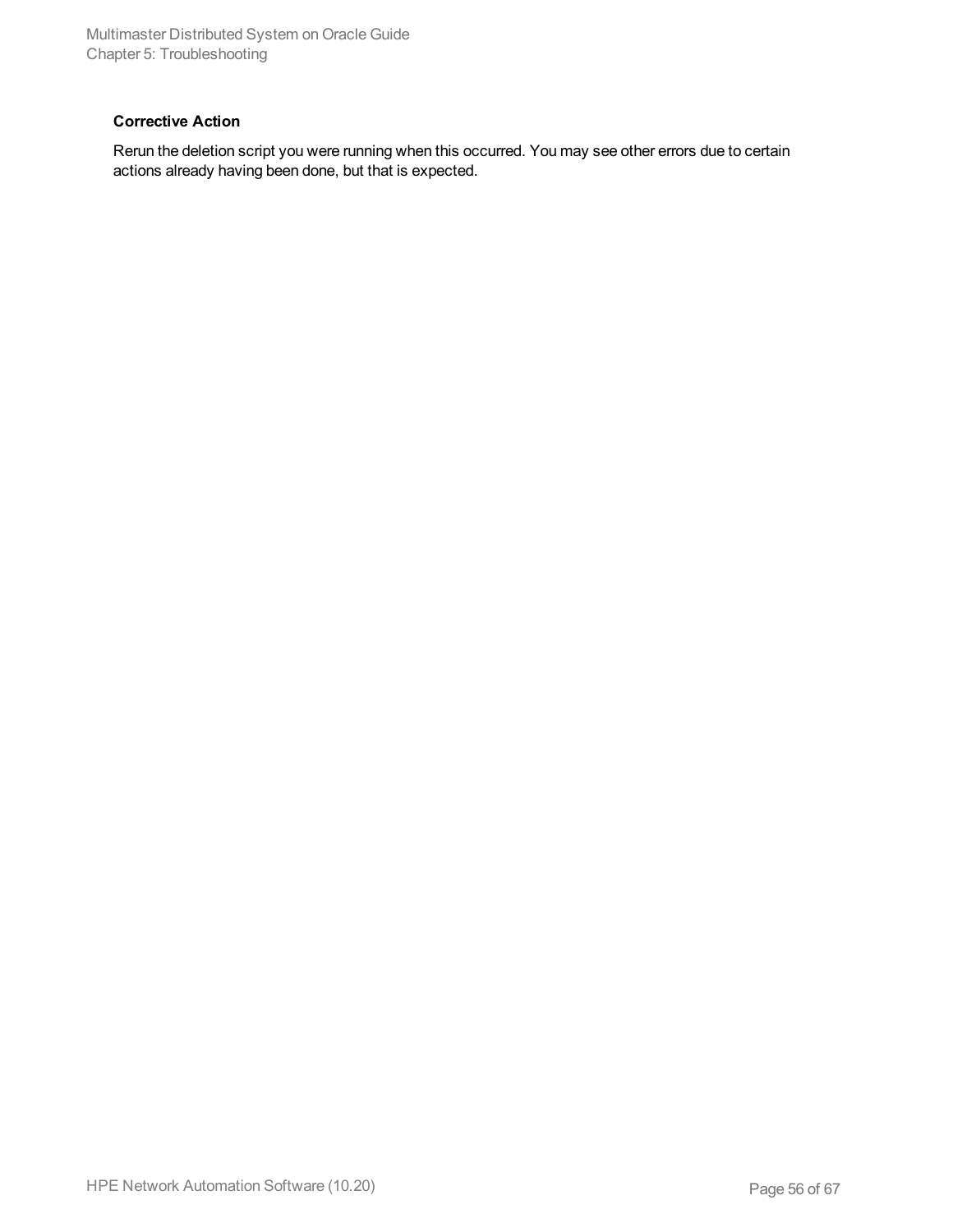**Corrective Action**

Rerun the deletion script you were running when this occurred. You may see other errors due to certain actions already having been done, but that is expected.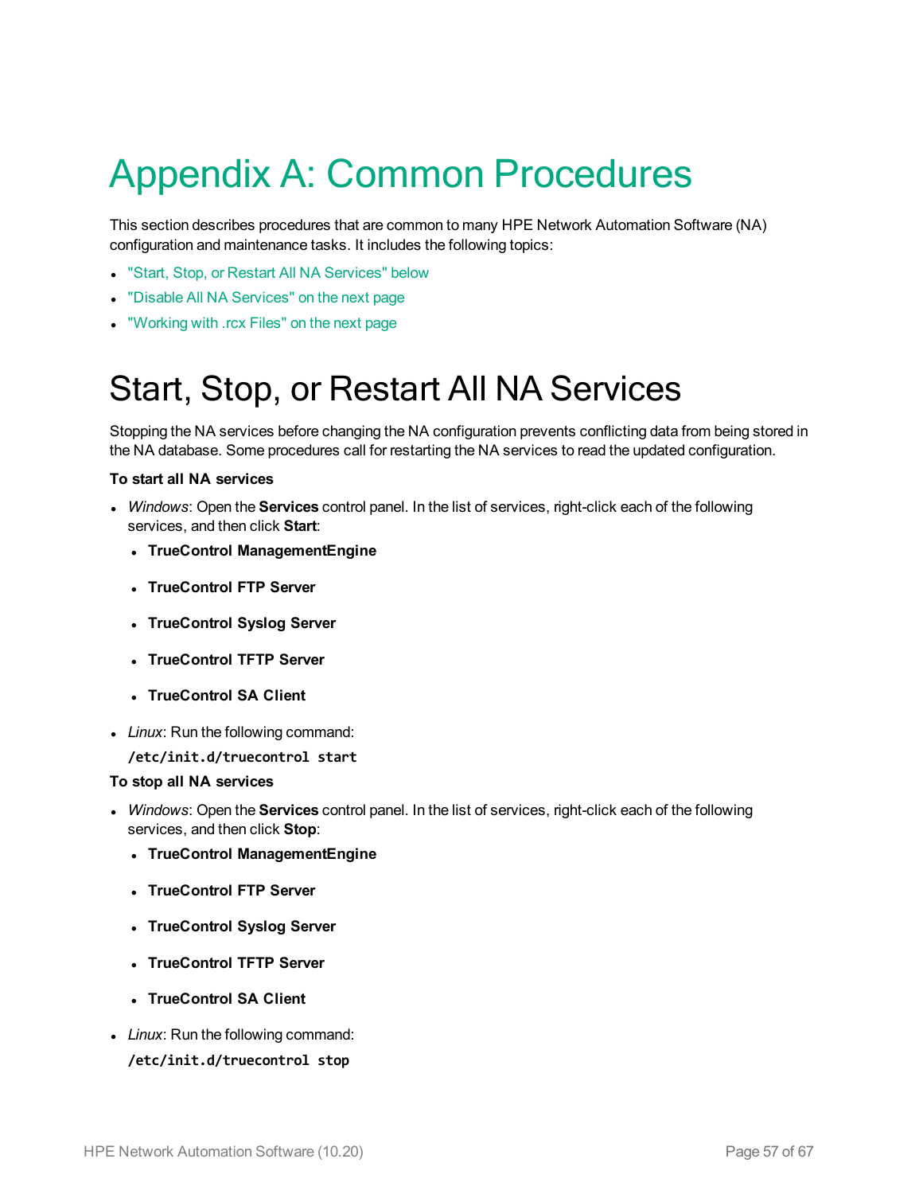# Appendix A: Common Procedures

This section describes procedures that are common to many HPE Network Automation Software (NA) configuration and maintenance tasks. It includes the following topics:

- "Start, Stop, or Restart All NA Services" below
- "Disable All NA Services" on the next page
- "Working with .rcx Files" on the next page

## Start, Stop, or Restart All NA Services

Stopping the NA services before changing the NA configuration prevents conflicting data from being stored in the NA database. Some procedures call for restarting the NA services to read the updated configuration.

**To start all NA services**

- *Windows*: Open the **Services** control panel. In the list of services, right-click each of the following services, and then click **Start**:
  - **TrueControl ManagementEngine**
  - **TrueControl FTP Server**
  - **TrueControl Syslog Server**
  - **TrueControl TFTP Server**
  - **TrueControl SA Client**
- *Linux*: Run the following command:

  ```
  /etc/init.d/truecontrol start
  ```

**To stop all NA services**

- *Windows*: Open the **Services** control panel. In the list of services, right-click each of the following services, and then click **Stop**:
  - **TrueControl ManagementEngine**
  - **TrueControl FTP Server**
  - **TrueControl Syslog Server**
  - **TrueControl TFTP Server**
  - **TrueControl SA Client**
- *Linux*: Run the following command:

  ```
  /etc/init.d/truecontrol stop
  ```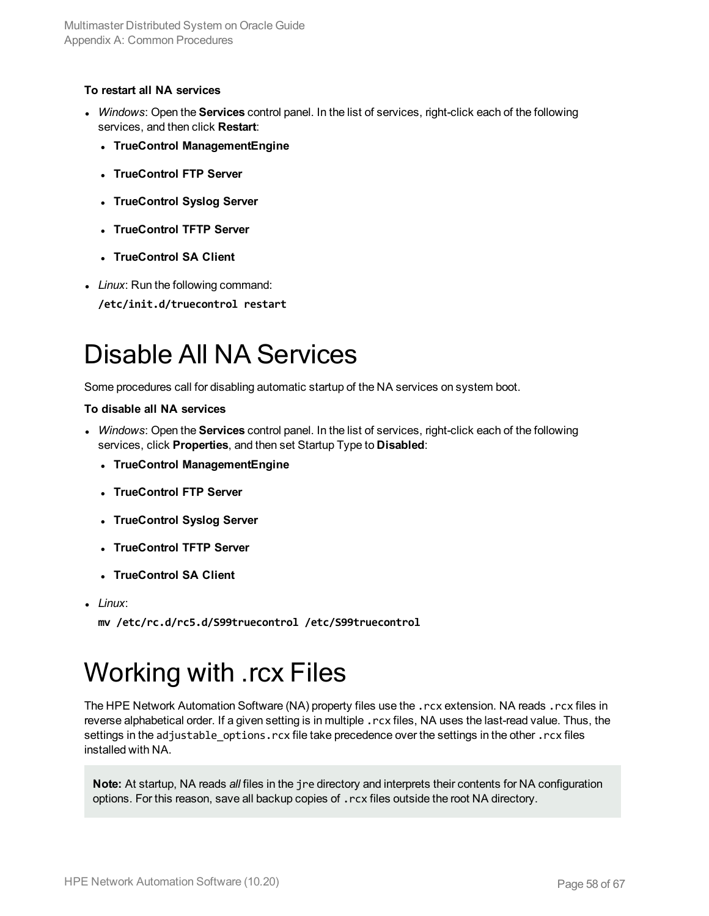**To restart all NA services**

- *Windows*: Open the **Services** control panel. In the list of services, right-click each of the following services, and then click **Restart**:
  - **TrueControl ManagementEngine**
  - **TrueControl FTP Server**
  - **TrueControl Syslog Server**
  - **TrueControl TFTP Server**
  - **TrueControl SA Client**
- *Linux*: Run the following command:

  **/etc/init.d/truecontrol restart**

# Disable All NA Services

Some procedures call for disabling automatic startup of the NA services on system boot.

**To disable all NA services**

- *Windows*: Open the **Services** control panel. In the list of services, right-click each of the following services, click **Properties**, and then set Startup Type to **Disabled**:
  - **TrueControl ManagementEngine**
  - **TrueControl FTP Server**
  - **TrueControl Syslog Server**
  - **TrueControl TFTP Server**
  - **TrueControl SA Client**
- *Linux*:

  **mv /etc/rc.d/rc5.d/S99truecontrol /etc/S99truecontrol**

# Working with .rcx Files

The HPE Network Automation Software (NA) property files use the `.rcx` extension. NA reads `.rcx` files in reverse alphabetical order. If a given setting is in multiple `.rcx` files, NA uses the last-read value. Thus, the settings in the `adjustable_options.rcx` file take precedence over the settings in the other `.rcx` files installed with NA.

> **Note:** At startup, NA reads *all* files in the `jre` directory and interprets their contents for NA configuration options. For this reason, save all backup copies of `.rcx` files outside the root NA directory.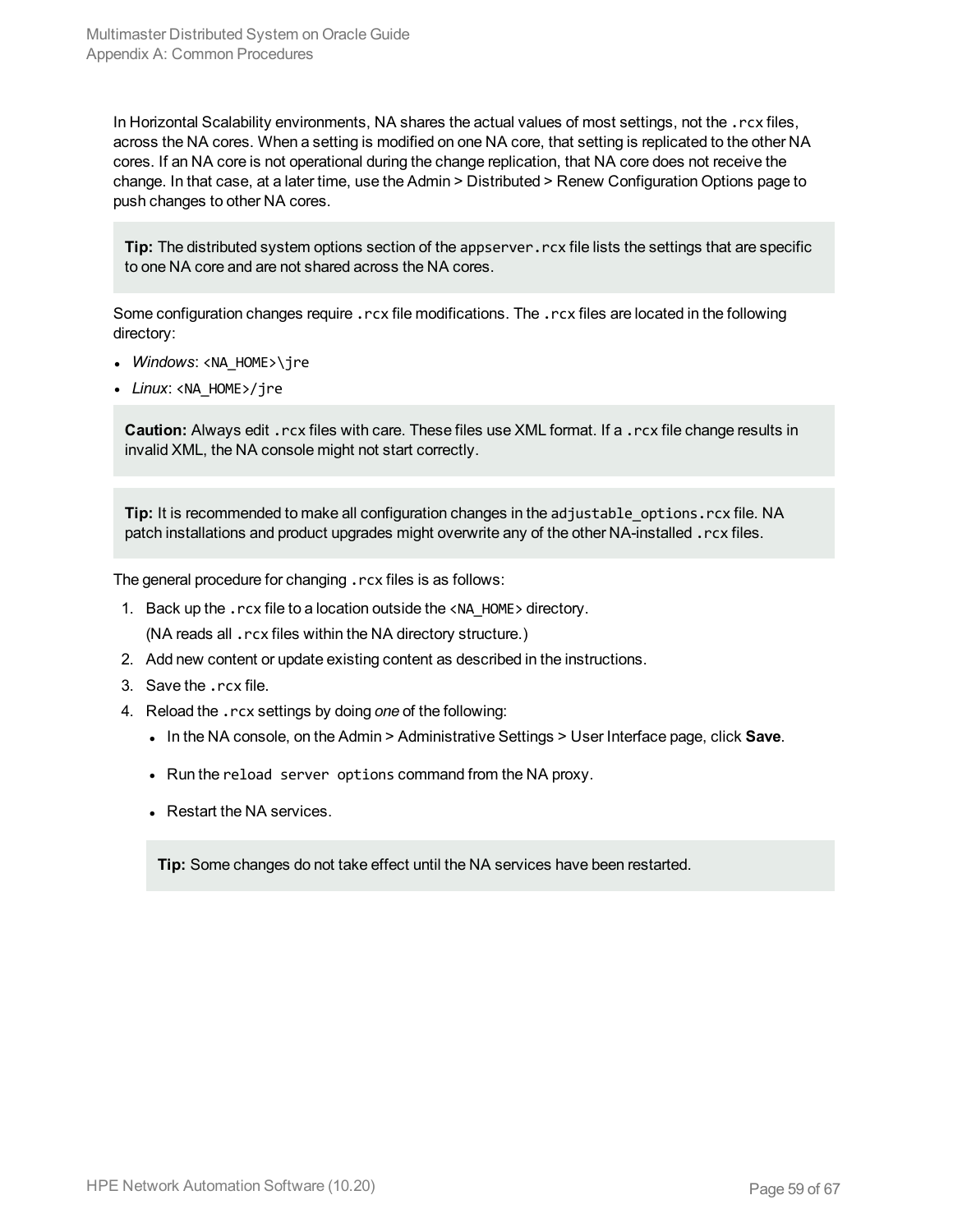In Horizontal Scalability environments, NA shares the actual values of most settings, not the `.rcx` files, across the NA cores. When a setting is modified on one NA core, that setting is replicated to the other NA cores. If an NA core is not operational during the change replication, that NA core does not receive the change. In that case, at a later time, use the Admin > Distributed > Renew Configuration Options page to push changes to other NA cores.

> **Tip:** The distributed system options section of the `appserver.rcx` file lists the settings that are specific to one NA core and are not shared across the NA cores.

Some configuration changes require `.rcx` file modifications. The `.rcx` files are located in the following directory:

- *Windows*: `<NA_HOME>\jre`
- *Linux*: `<NA_HOME>/jre`

> **Caution:** Always edit `.rcx` files with care. These files use XML format. If a `.rcx` file change results in invalid XML, the NA console might not start correctly.

> **Tip:** It is recommended to make all configuration changes in the `adjustable_options.rcx` file. NA patch installations and product upgrades might overwrite any of the other NA-installed `.rcx` files.

The general procedure for changing `.rcx` files is as follows:

1. Back up the `.rcx` file to a location outside the `<NA_HOME>` directory.
   (NA reads all `.rcx` files within the NA directory structure.)
2. Add new content or update existing content as described in the instructions.
3. Save the `.rcx` file.
4. Reload the `.rcx` settings by doing *one* of the following:
   - In the NA console, on the Admin > Administrative Settings > User Interface page, click **Save**.
   - Run the `reload server options` command from the NA proxy.
   - Restart the NA services.

   > **Tip:** Some changes do not take effect until the NA services have been restarted.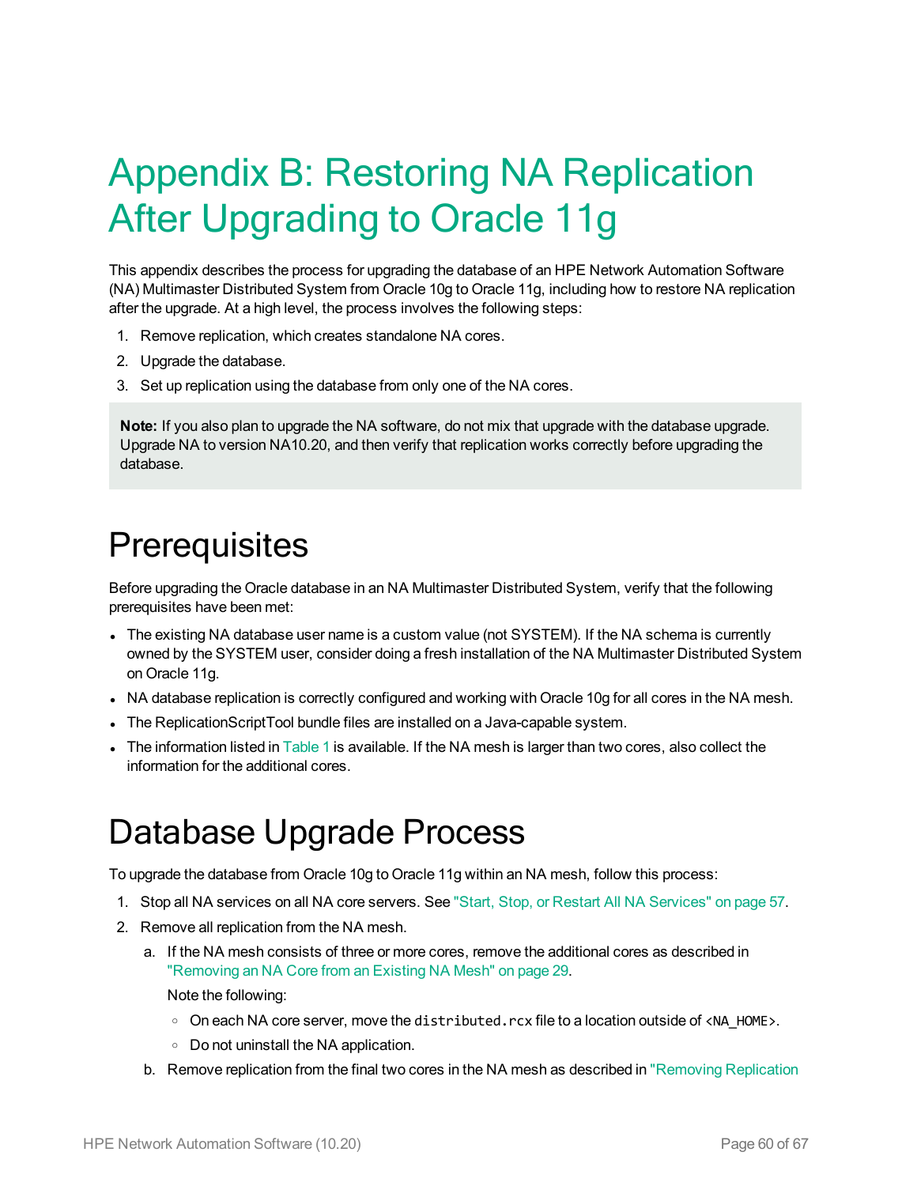# Appendix B: Restoring NA Replication After Upgrading to Oracle 11g

This appendix describes the process for upgrading the database of an HPE Network Automation Software (NA) Multimaster Distributed System from Oracle 10g to Oracle 11g, including how to restore NA replication after the upgrade. At a high level, the process involves the following steps:

1. Remove replication, which creates standalone NA cores.
2. Upgrade the database.
3. Set up replication using the database from only one of the NA cores.

> **Note:** If you also plan to upgrade the NA software, do not mix that upgrade with the database upgrade. Upgrade NA to version NA10.20, and then verify that replication works correctly before upgrading the database.

## Prerequisites

Before upgrading the Oracle database in an NA Multimaster Distributed System, verify that the following prerequisites have been met:

- The existing NA database user name is a custom value (not SYSTEM). If the NA schema is currently owned by the SYSTEM user, consider doing a fresh installation of the NA Multimaster Distributed System on Oracle 11g.
- NA database replication is correctly configured and working with Oracle 10g for all cores in the NA mesh.
- The ReplicationScriptTool bundle files are installed on a Java-capable system.
- The information listed in Table 1 is available. If the NA mesh is larger than two cores, also collect the information for the additional cores.

## Database Upgrade Process

To upgrade the database from Oracle 10g to Oracle 11g within an NA mesh, follow this process:

1. Stop all NA services on all NA core servers. See "Start, Stop, or Restart All NA Services" on page 57.
2. Remove all replication from the NA mesh.
   a. If the NA mesh consists of three or more cores, remove the additional cores as described in "Removing an NA Core from an Existing NA Mesh" on page 29.

      Note the following:

      - On each NA core server, move the `distributed.rcx` file to a location outside of `<NA_HOME>`.
      - Do not uninstall the NA application.

   b. Remove replication from the final two cores in the NA mesh as described in "Removing Replication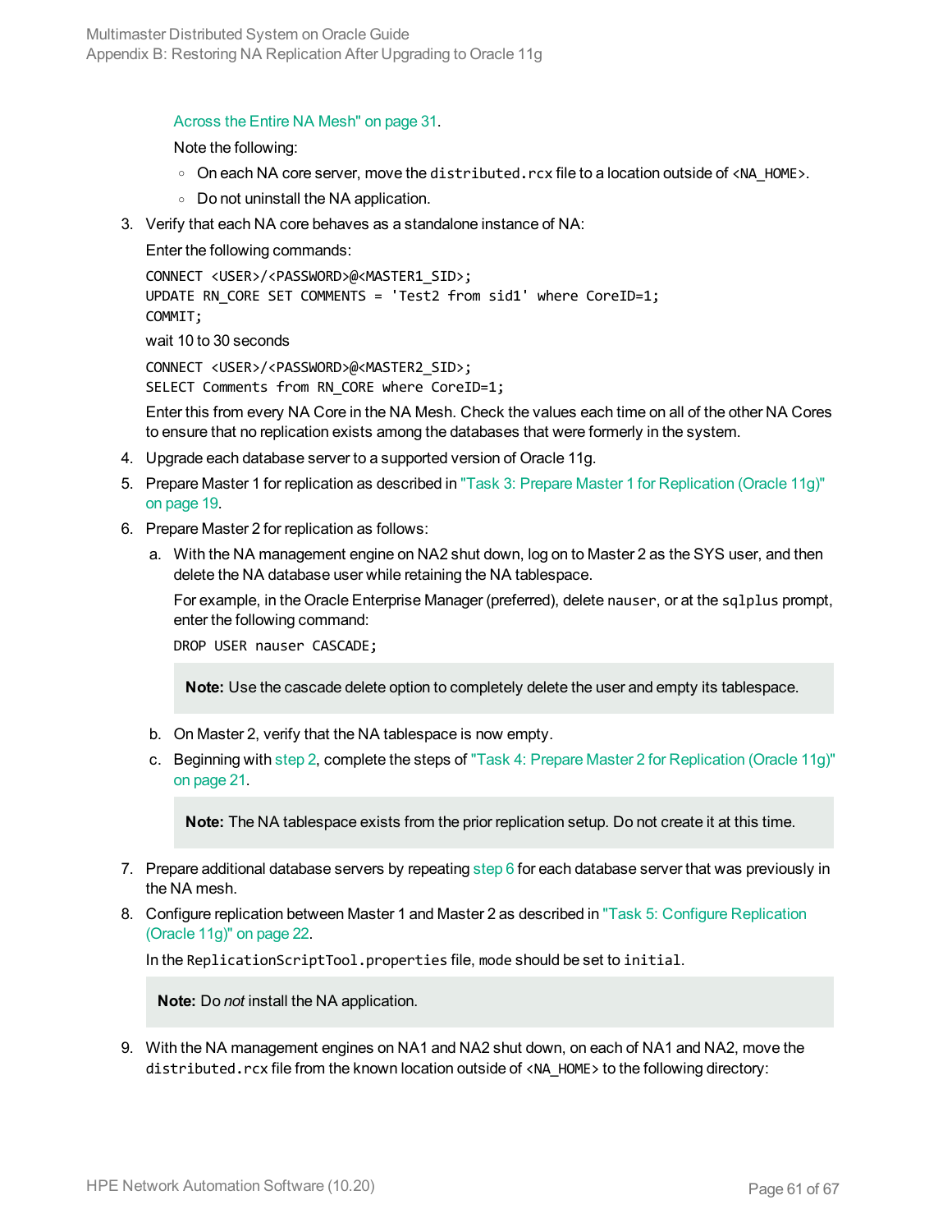Across the Entire NA Mesh" on page 31.

Note the following:

- On each NA core server, move the `distributed.rcx` file to a location outside of `<NA_HOME>`.
- Do not uninstall the NA application.

3. Verify that each NA core behaves as a standalone instance of NA:

   Enter the following commands:

   ```
   CONNECT <USER>/<PASSWORD>@<MASTER1_SID>;
   UPDATE RN_CORE SET COMMENTS = 'Test2 from sid1' where CoreID=1;
   COMMIT;
   ```

   wait 10 to 30 seconds

   ```
   CONNECT <USER>/<PASSWORD>@<MASTER2_SID>;
   SELECT Comments from RN_CORE where CoreID=1;
   ```

   Enter this from every NA Core in the NA Mesh. Check the values each time on all of the other NA Cores to ensure that no replication exists among the databases that were formerly in the system.

4. Upgrade each database server to a supported version of Oracle 11g.
5. Prepare Master 1 for replication as described in "Task 3: Prepare Master 1 for Replication (Oracle 11g)" on page 19.
6. Prepare Master 2 for replication as follows:

   a. With the NA management engine on NA2 shut down, log on to Master 2 as the SYS user, and then delete the NA database user while retaining the NA tablespace.

      For example, in the Oracle Enterprise Manager (preferred), delete `nauser`, or at the `sqlplus` prompt, enter the following command:

      ```
      DROP USER nauser CASCADE;
      ```

      **Note:** Use the cascade delete option to completely delete the user and empty its tablespace.

   b. On Master 2, verify that the NA tablespace is now empty.

   c. Beginning with step 2, complete the steps of "Task 4: Prepare Master 2 for Replication (Oracle 11g)" on page 21.

      **Note:** The NA tablespace exists from the prior replication setup. Do not create it at this time.

7. Prepare additional database servers by repeating step 6 for each database server that was previously in the NA mesh.
8. Configure replication between Master 1 and Master 2 as described in "Task 5: Configure Replication (Oracle 11g)" on page 22.

   In the `ReplicationScriptTool.properties` file, `mode` should be set to `initial`.

   **Note:** Do *not* install the NA application.

9. With the NA management engines on NA1 and NA2 shut down, on each of NA1 and NA2, move the `distributed.rcx` file from the known location outside of `<NA_HOME>` to the following directory: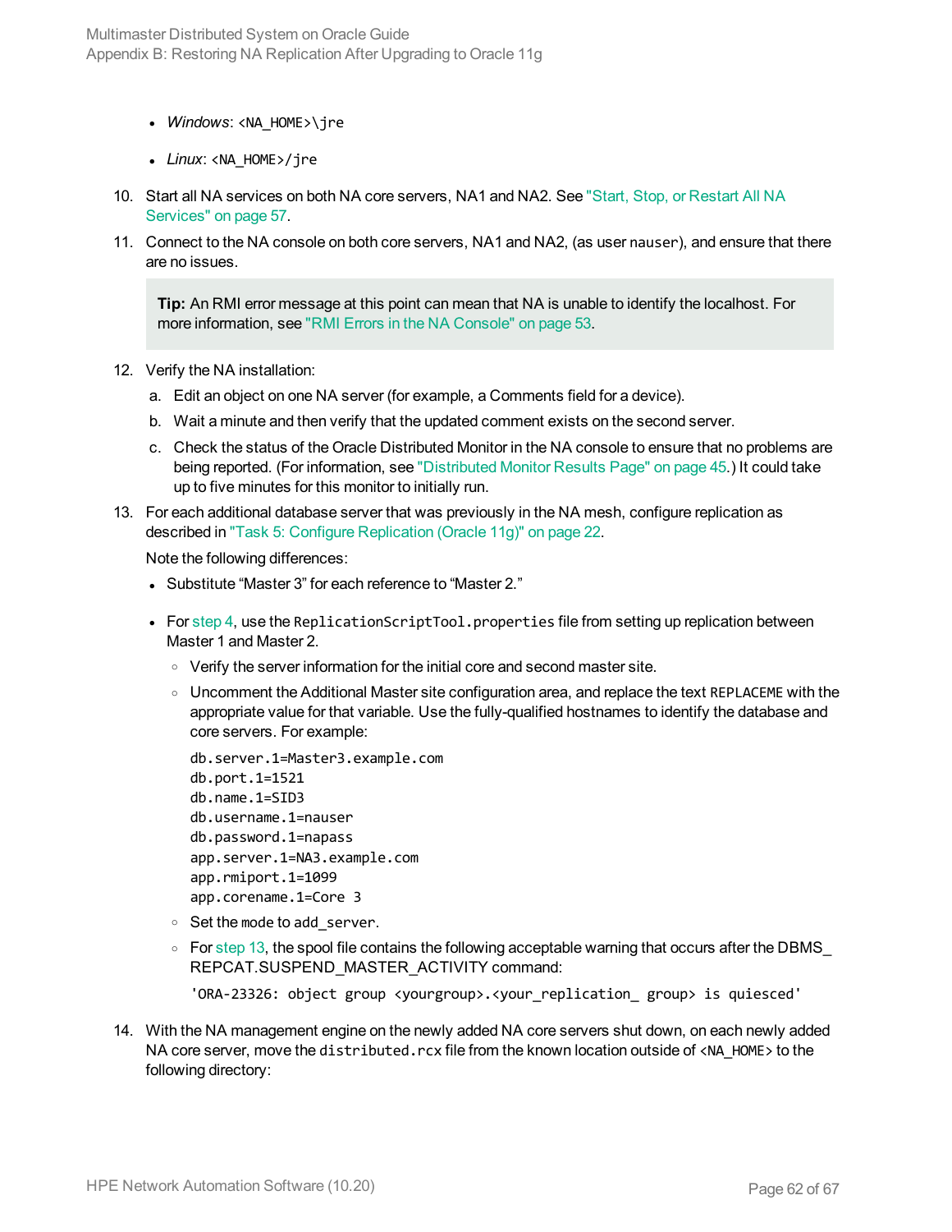- *Windows*: `<NA_HOME>\jre`
- *Linux*: `<NA_HOME>/jre`

10. Start all NA services on both NA core servers, NA1 and NA2. See "Start, Stop, or Restart All NA Services" on page 57.
11. Connect to the NA console on both core servers, NA1 and NA2, (as user `nauser`), and ensure that there are no issues.

    **Tip:** An RMI error message at this point can mean that NA is unable to identify the localhost. For more information, see "RMI Errors in the NA Console" on page 53.

12. Verify the NA installation:
    a. Edit an object on one NA server (for example, a Comments field for a device).
    b. Wait a minute and then verify that the updated comment exists on the second server.
    c. Check the status of the Oracle Distributed Monitor in the NA console to ensure that no problems are being reported. (For information, see "Distributed Monitor Results Page" on page 45.) It could take up to five minutes for this monitor to initially run.
13. For each additional database server that was previously in the NA mesh, configure replication as described in "Task 5: Configure Replication (Oracle 11g)" on page 22.

    Note the following differences:

    - Substitute “Master 3” for each reference to “Master 2.”
    - For step 4, use the `ReplicationScriptTool.properties` file from setting up replication between Master 1 and Master 2.
      - Verify the server information for the initial core and second master site.
      - Uncomment the Additional Master site configuration area, and replace the text `REPLACEME` with the appropriate value for that variable. Use the fully-qualified hostnames to identify the database and core servers. For example:

        ```
        db.server.1=Master3.example.com
        db.port.1=1521
        db.name.1=SID3
        db.username.1=nauser
        db.password.1=napass
        app.server.1=NA3.example.com
        app.rmiport.1=1099
        app.corename.1=Core 3
        ```

      - Set the mode to `add_server`.
      - For step 13, the spool file contains the following acceptable warning that occurs after the DBMS_REPCAT.SUSPEND_MASTER_ACTIVITY command:

        ```
        'ORA-23326: object group <yourgroup>.<your_replication_ group> is quiesced'
        ```

14. With the NA management engine on the newly added NA core servers shut down, on each newly added NA core server, move the `distributed.rcx` file from the known location outside of `<NA_HOME>` to the following directory: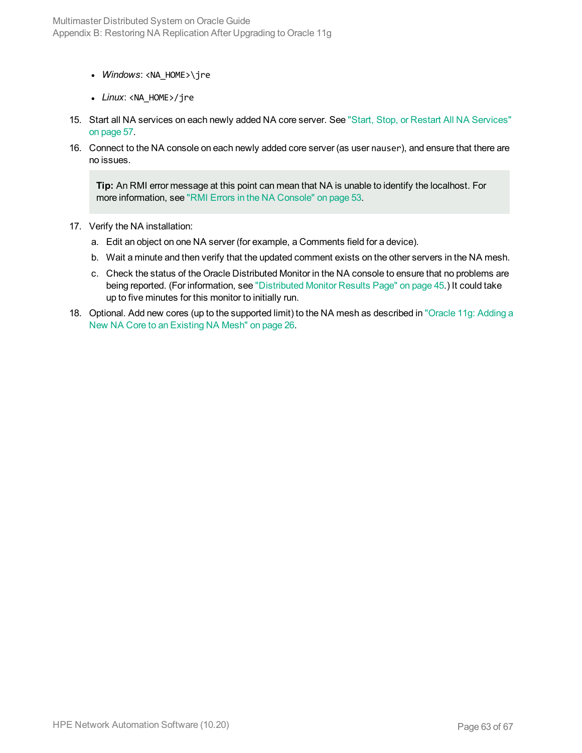- *Windows*: `<NA_HOME>\jre`
- *Linux*: `<NA_HOME>/jre`

15. Start all NA services on each newly added NA core server. See "Start, Stop, or Restart All NA Services" on page 57.
16. Connect to the NA console on each newly added core server (as user `nauser`), and ensure that there are no issues.

    **Tip:** An RMI error message at this point can mean that NA is unable to identify the localhost. For more information, see "RMI Errors in the NA Console" on page 53.

17. Verify the NA installation:
    a. Edit an object on one NA server (for example, a Comments field for a device).
    b. Wait a minute and then verify that the updated comment exists on the other servers in the NA mesh.
    c. Check the status of the Oracle Distributed Monitor in the NA console to ensure that no problems are being reported. (For information, see "Distributed Monitor Results Page" on page 45.) It could take up to five minutes for this monitor to initially run.
18. Optional. Add new cores (up to the supported limit) to the NA mesh as described in "Oracle 11g: Adding a New NA Core to an Existing NA Mesh" on page 26.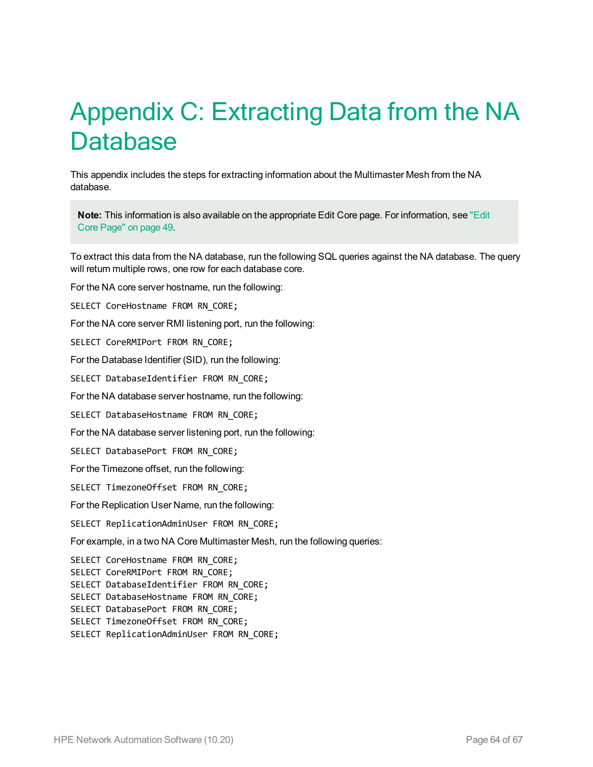# Appendix C: Extracting Data from the NA Database

This appendix includes the steps for extracting information about the Multimaster Mesh from the NA database.

> **Note:** This information is also available on the appropriate Edit Core page. For information, see "Edit Core Page" on page 49.

To extract this data from the NA database, run the following SQL queries against the NA database. The query will return multiple rows, one row for each database core.

For the NA core server hostname, run the following:

```
SELECT CoreHostname FROM RN_CORE;
```

For the NA core server RMI listening port, run the following:

```
SELECT CoreRMIPort FROM RN_CORE;
```

For the Database Identifier (SID), run the following:

```
SELECT DatabaseIdentifier FROM RN_CORE;
```

For the NA database server hostname, run the following:

```
SELECT DatabaseHostname FROM RN_CORE;
```

For the NA database server listening port, run the following:

```
SELECT DatabasePort FROM RN_CORE;
```

For the Timezone offset, run the following:

```
SELECT TimezoneOffset FROM RN_CORE;
```

For the Replication User Name, run the following:

```
SELECT ReplicationAdminUser FROM RN_CORE;
```

For example, in a two NA Core Multimaster Mesh, run the following queries:

```
SELECT CoreHostname FROM RN_CORE;
SELECT CoreRMIPort FROM RN_CORE;
SELECT DatabaseIdentifier FROM RN_CORE;
SELECT DatabaseHostname FROM RN_CORE;
SELECT DatabasePort FROM RN_CORE;
SELECT TimezoneOffset FROM RN_CORE;
SELECT ReplicationAdminUser FROM RN_CORE;
```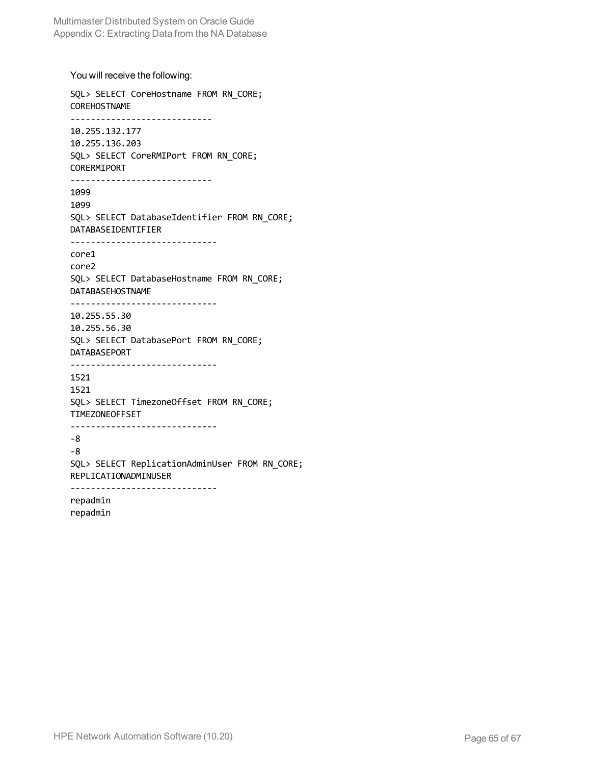You will receive the following:

```
SQL> SELECT CoreHostname FROM RN_CORE;
COREHOSTNAME
----------------------------
10.255.132.177
10.255.136.203
SQL> SELECT CoreRMIPort FROM RN_CORE;
CORERMIPORT
----------------------------
1099
1099
SQL> SELECT DatabaseIdentifier FROM RN_CORE;
DATABASEIDENTIFIER
-----------------------------
core1
core2
SQL> SELECT DatabaseHostname FROM RN_CORE;
DATABASEHOSTNAME
-----------------------------
10.255.55.30
10.255.56.30
SQL> SELECT DatabasePort FROM RN_CORE;
DATABASEPORT
-----------------------------
1521
1521
SQL> SELECT TimezoneOffset FROM RN_CORE;
TIMEZONEOFFSET
-----------------------------
-8
-8
SQL> SELECT ReplicationAdminUser FROM RN_CORE;
REPLICATIONADMINUSER
-----------------------------
repadmin
repadmin
```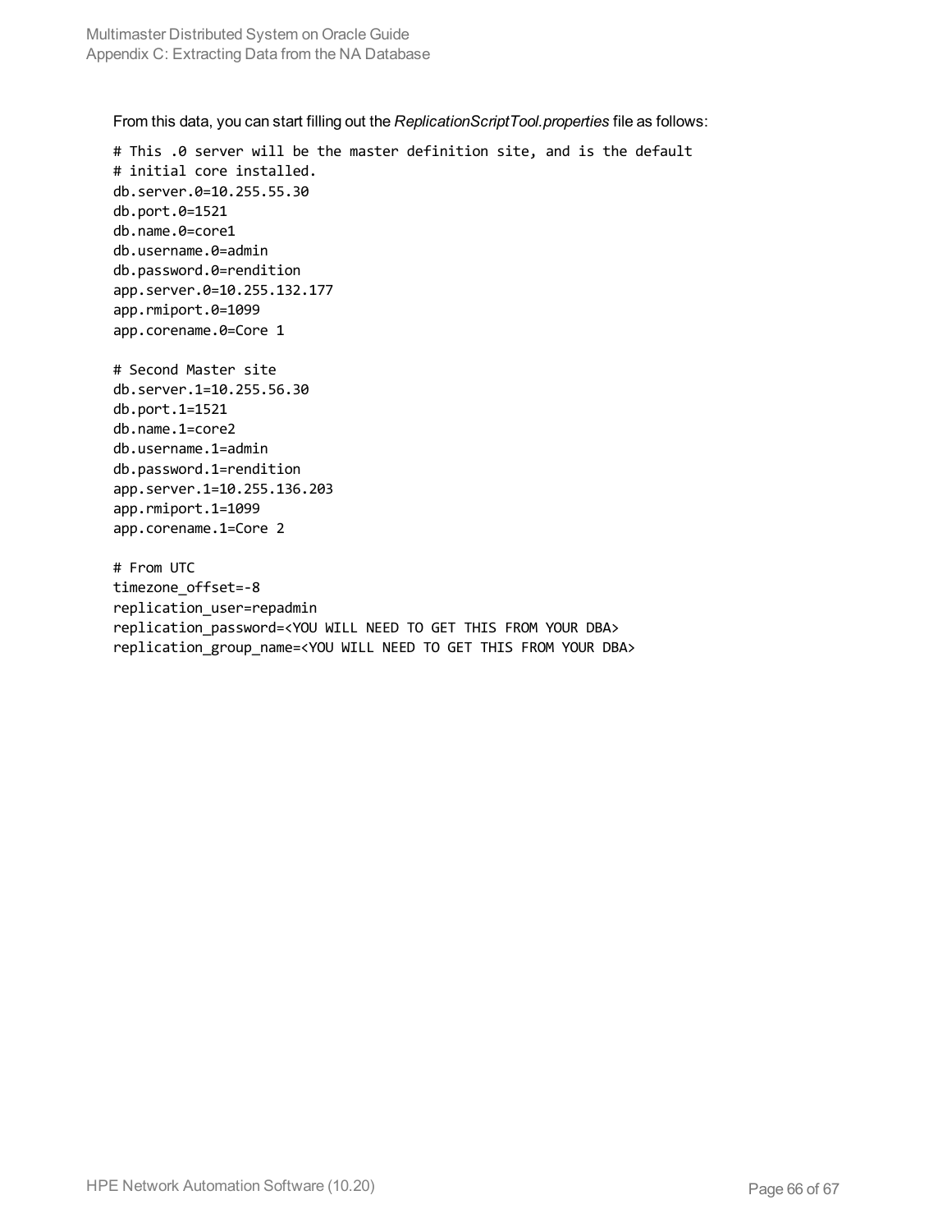From this data, you can start filling out the *ReplicationScriptTool.properties* file as follows:

```
# This .0 server will be the master definition site, and is the default
# initial core installed.
db.server.0=10.255.55.30
db.port.0=1521
db.name.0=core1
db.username.0=admin
db.password.0=rendition
app.server.0=10.255.132.177
app.rmiport.0=1099
app.corename.0=Core 1

# Second Master site
db.server.1=10.255.56.30
db.port.1=1521
db.name.1=core2
db.username.1=admin
db.password.1=rendition
app.server.1=10.255.136.203
app.rmiport.1=1099
app.corename.1=Core 2

# From UTC
timezone_offset=-8
replication_user=repadmin
replication_password=<YOU WILL NEED TO GET THIS FROM YOUR DBA>
replication_group_name=<YOU WILL NEED TO GET THIS FROM YOUR DBA>
```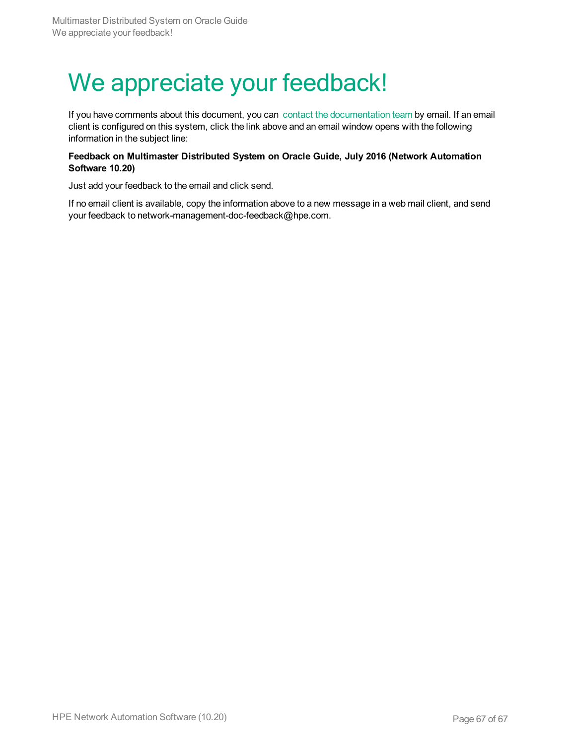# We appreciate your feedback!

If you have comments about this document, you can contact the documentation team by email. If an email client is configured on this system, click the link above and an email window opens with the following information in the subject line:

**Feedback on Multimaster Distributed System on Oracle Guide, July 2016 (Network Automation Software 10.20)**

Just add your feedback to the email and click send.

If no email client is available, copy the information above to a new message in a web mail client, and send your feedback to network-management-doc-feedback@hpe.com.